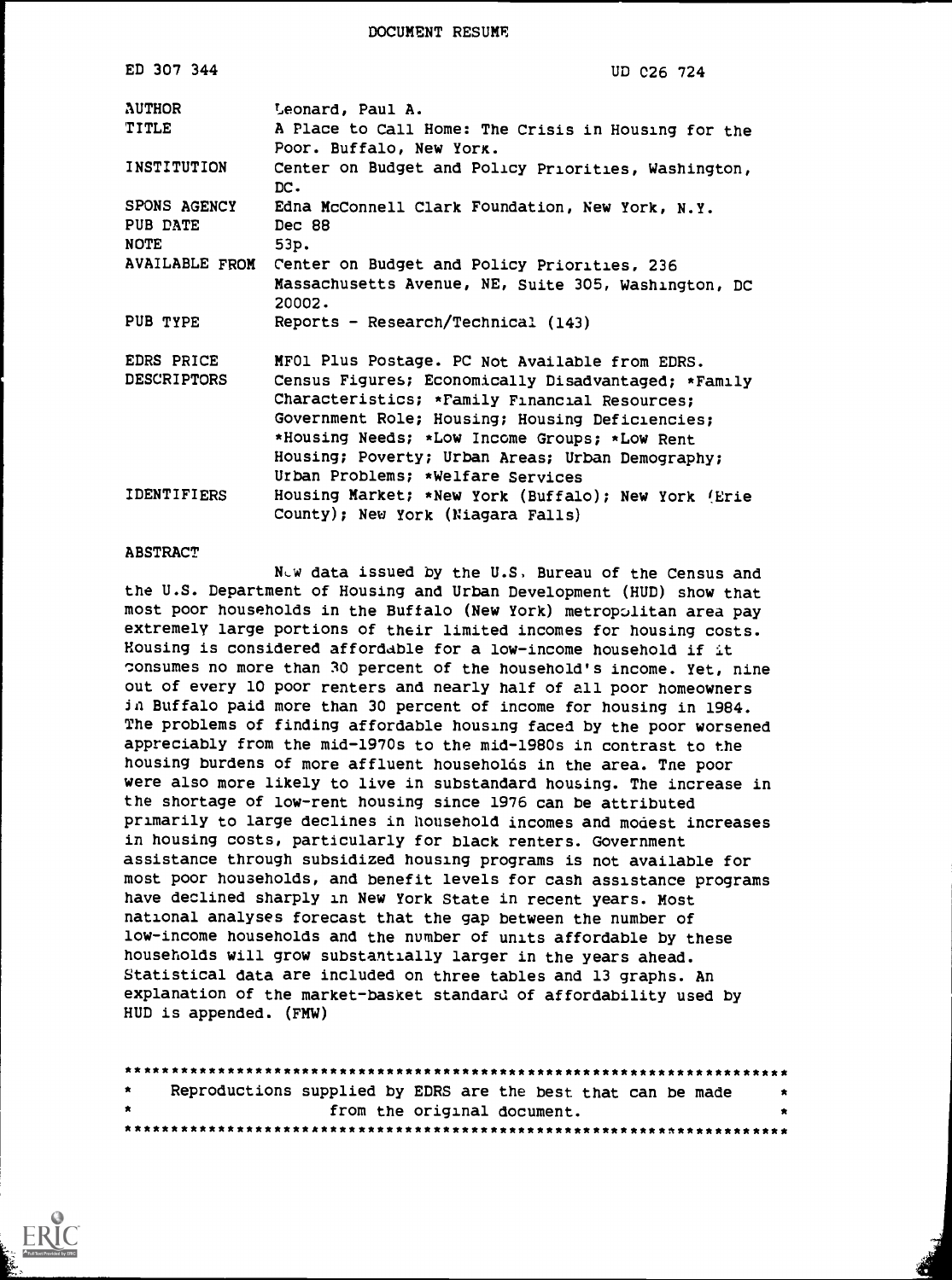DOCUMENT RESUME

| | |
|---|---|
| ED 307 344 | UD 026 724 |
| AUTHOR | Leonard, Paul A. |
| TITLE | A Place to Call Home: The Crisis in Housing for the Poor. Buffalo, New York. |
| INSTITUTION | Center on Budget and Policy Priorities, Washington, DC. |
| SPONS AGENCY | Edna McConnell Clark Foundation, New York, N.Y. |
| PUB DATE | Dec 88 |
| NOTE | 53p. |
| AVAILABLE FROM | Center on Budget and Policy Priorities, 236 Massachusetts Avenue, NE, Suite 305, Washington, DC 20002. |
| PUB TYPE | Reports - Research/Technical (143) |
| EDRS PRICE | MF01 Plus Postage. PC Not Available from EDRS. |
| DESCRIPTORS | Census Figures; Economically Disadvantaged; *Family Characteristics; *Family Financial Resources; Government Role; Housing; Housing Deficiencies; *Housing Needs; *Low Income Groups; *Low Rent Housing; Poverty; Urban Areas; Urban Demography; Urban Problems; *Welfare Services |
| IDENTIFIERS | Housing Market; *New York (Buffalo); New York (Erie County); New York (Niagara Falls) |

ABSTRACT

New data issued by the U.S. Bureau of the Census and the U.S. Department of Housing and Urban Development (HUD) show that most poor households in the Buffalo (New York) metropolitan area pay extremely large portions of their limited incomes for housing costs. Housing is considered affordable for a low-income household if it consumes no more than 30 percent of the household's income. Yet, nine out of every 10 poor renters and nearly half of all poor homeowners in Buffalo paid more than 30 percent of income for housing in 1984. The problems of finding affordable housing faced by the poor worsened appreciably from the mid-1970s to the mid-1980s in contrast to the housing burdens of more affluent households in the area. The poor were also more likely to live in substandard housing. The increase in the shortage of low-rent housing since 1976 can be attributed primarily to large declines in household incomes and modest increases in housing costs, particularly for black renters. Government assistance through subsidized housing programs is not available for most poor households, and benefit levels for cash assistance programs have declined sharply in New York State in recent years. Most national analyses forecast that the gap between the number of low-income households and the number of units affordable by these households will grow substantially larger in the years ahead. Statistical data are included on three tables and 13 graphs. An explanation of the market-basket standard of affordability used by HUD is appended. (FMW)

***********************************************************************
* Reproductions supplied by EDRS are the best that can be made *
* from the original document. *
***********************************************************************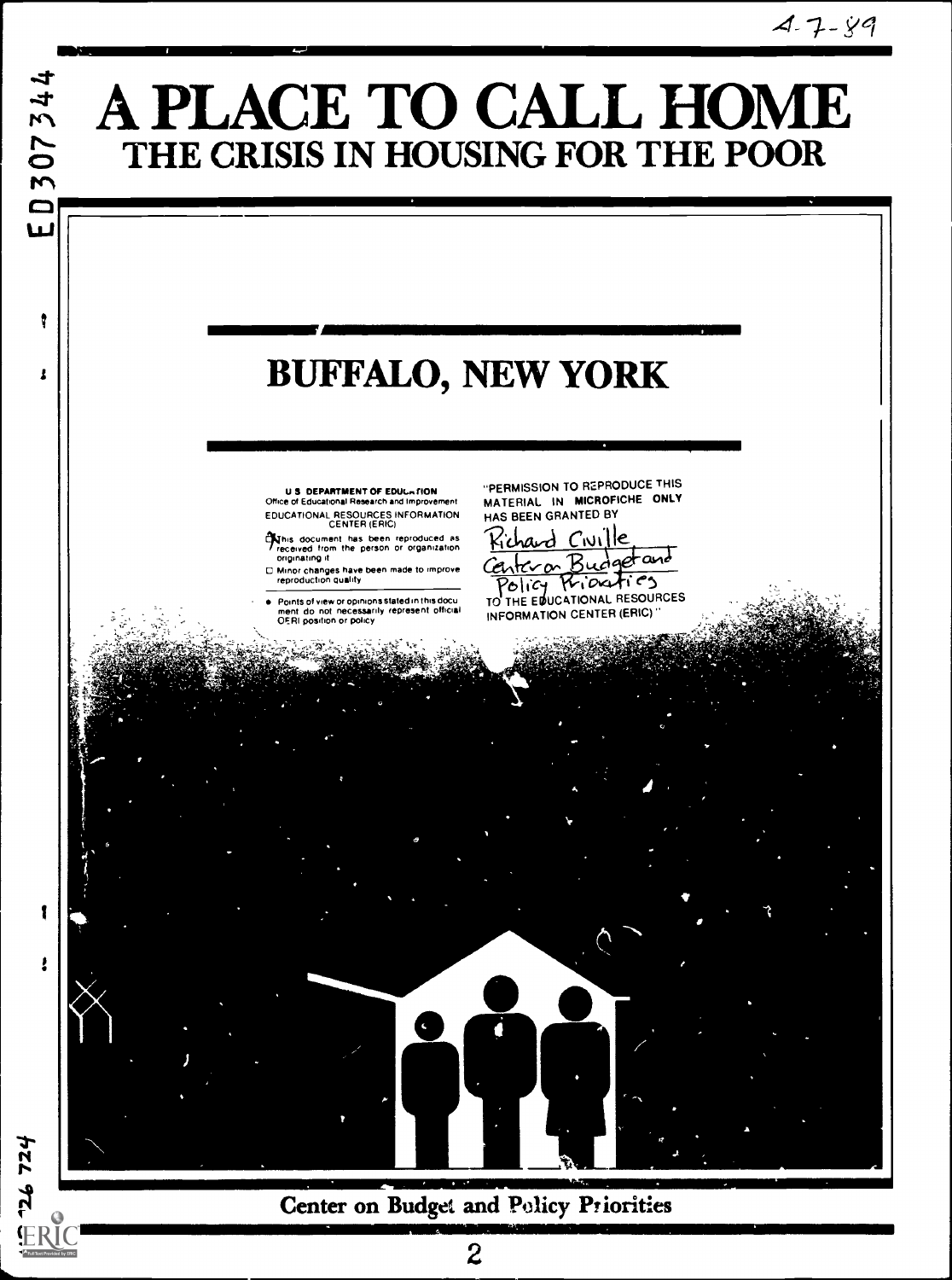# A PLACE TO CALL HOME

## THE CRISIS IN HOUSING FOR THE POOR

## BUFFALO, NEW YORK

U S DEPARTMENT OF EDUCATION
Office of Educational Research and Improvement
EDUCATIONAL RESOURCES INFORMATION CENTER (ERIC)

This document has been reproduced as received from the person or organization originating it

Minor changes have been made to improve reproduction quality

Points of view or opinions stated in this document do not necessarily represent official OERI position or policy

"PERMISSION TO REPRODUCE THIS MATERIAL IN MICROFICHE ONLY HAS BEEN GRANTED BY
Richard Civille
Center on Budget and Policy Priorities
TO THE EDUCATIONAL RESOURCES INFORMATION CENTER (ERIC)"

**Center on Budget and Policy Priorities**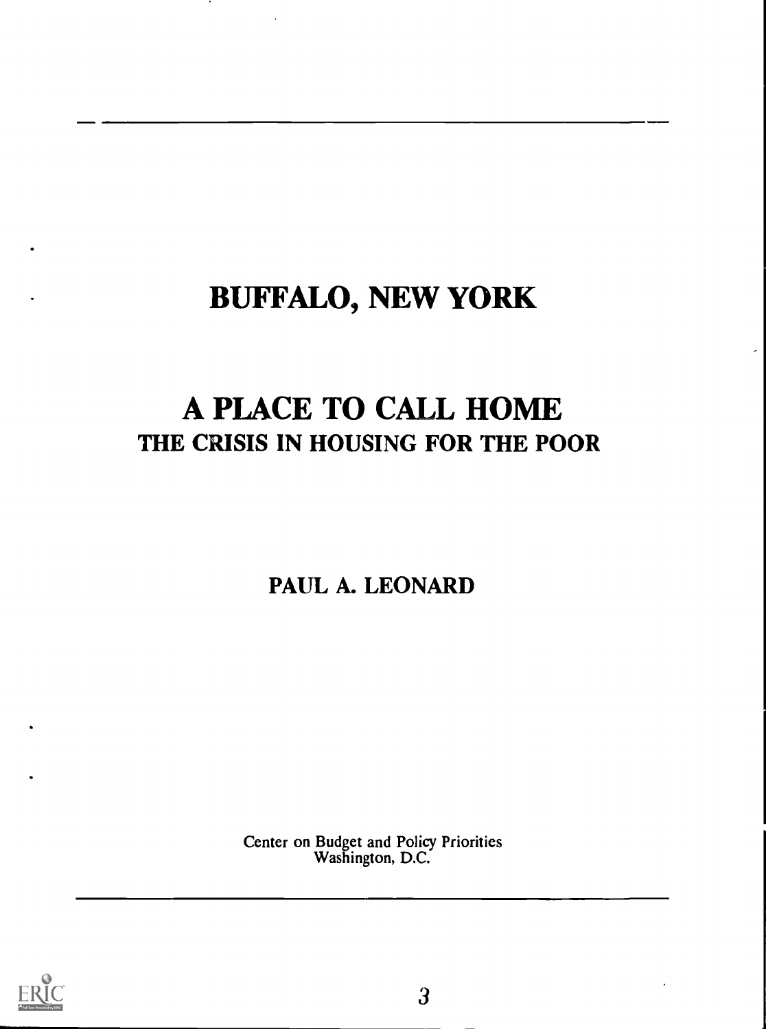# BUFFALO, NEW YORK

# A PLACE TO CALL HOME

## THE CRISIS IN HOUSING FOR THE POOR

**PAUL A. LEONARD**

Center on Budget and Policy Priorities
Washington, D.C.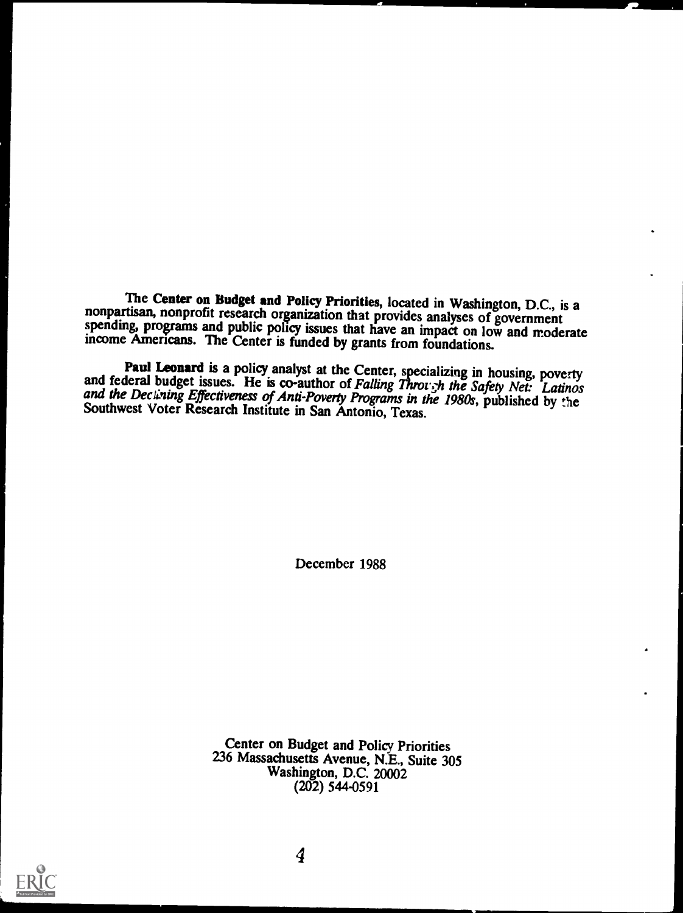The **Center on Budget and Policy Priorities**, located in Washington, D.C., is a nonpartisan, nonprofit research organization that provides analyses of government spending, programs and public policy issues that have an impact on low and moderate income Americans. The Center is funded by grants from foundations.

**Paul Leonard** is a policy analyst at the Center, specializing in housing, poverty and federal budget issues. He is co-author of *Falling Through the Safety Net: Latinos and the Declining Effectiveness of Anti-Poverty Programs in the 1980s*, published by the Southwest Voter Research Institute in San Antonio, Texas.

December 1988

Center on Budget and Policy Priorities
236 Massachusetts Avenue, N.E., Suite 305
Washington, D.C. 20002
(202) 544-0591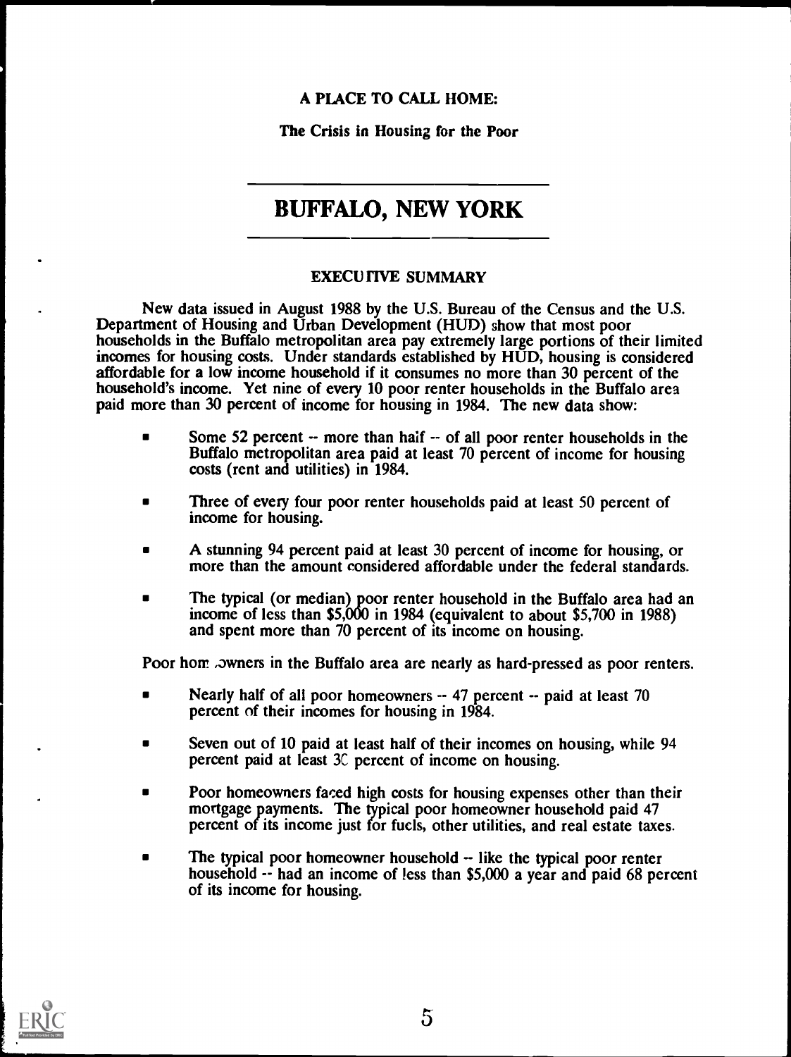A PLACE TO CALL HOME:

The Crisis in Housing for the Poor

# BUFFALO, NEW YORK

## EXECUTIVE SUMMARY

New data issued in August 1988 by the U.S. Bureau of the Census and the U.S. Department of Housing and Urban Development (HUD) show that most poor households in the Buffalo metropolitan area pay extremely large portions of their limited incomes for housing costs. Under standards established by HUD, housing is considered affordable for a low income household if it consumes no more than 30 percent of the household's income. Yet nine of every 10 poor renter households in the Buffalo area paid more than 30 percent of income for housing in 1984. The new data show:

- Some 52 percent -- more than half -- of all poor renter households in the Buffalo metropolitan area paid at least 70 percent of income for housing costs (rent and utilities) in 1984.
- Three of every four poor renter households paid at least 50 percent of income for housing.
- A stunning 94 percent paid at least 30 percent of income for housing, or more than the amount considered affordable under the federal standards.
- The typical (or median) poor renter household in the Buffalo area had an income of less than $5,000 in 1984 (equivalent to about $5,700 in 1988) and spent more than 70 percent of its income on housing.

Poor homeowners in the Buffalo area are nearly as hard-pressed as poor renters.

- Nearly half of all poor homeowners -- 47 percent -- paid at least 70 percent of their incomes for housing in 1984.
- Seven out of 10 paid at least half of their incomes on housing, while 94 percent paid at least 30 percent of income on housing.
- Poor homeowners faced high costs for housing expenses other than their mortgage payments. The typical poor homeowner household paid 47 percent of its income just for fuels, other utilities, and real estate taxes.
- The typical poor homeowner household -- like the typical poor renter household -- had an income of less than $5,000 a year and paid 68 percent of its income for housing.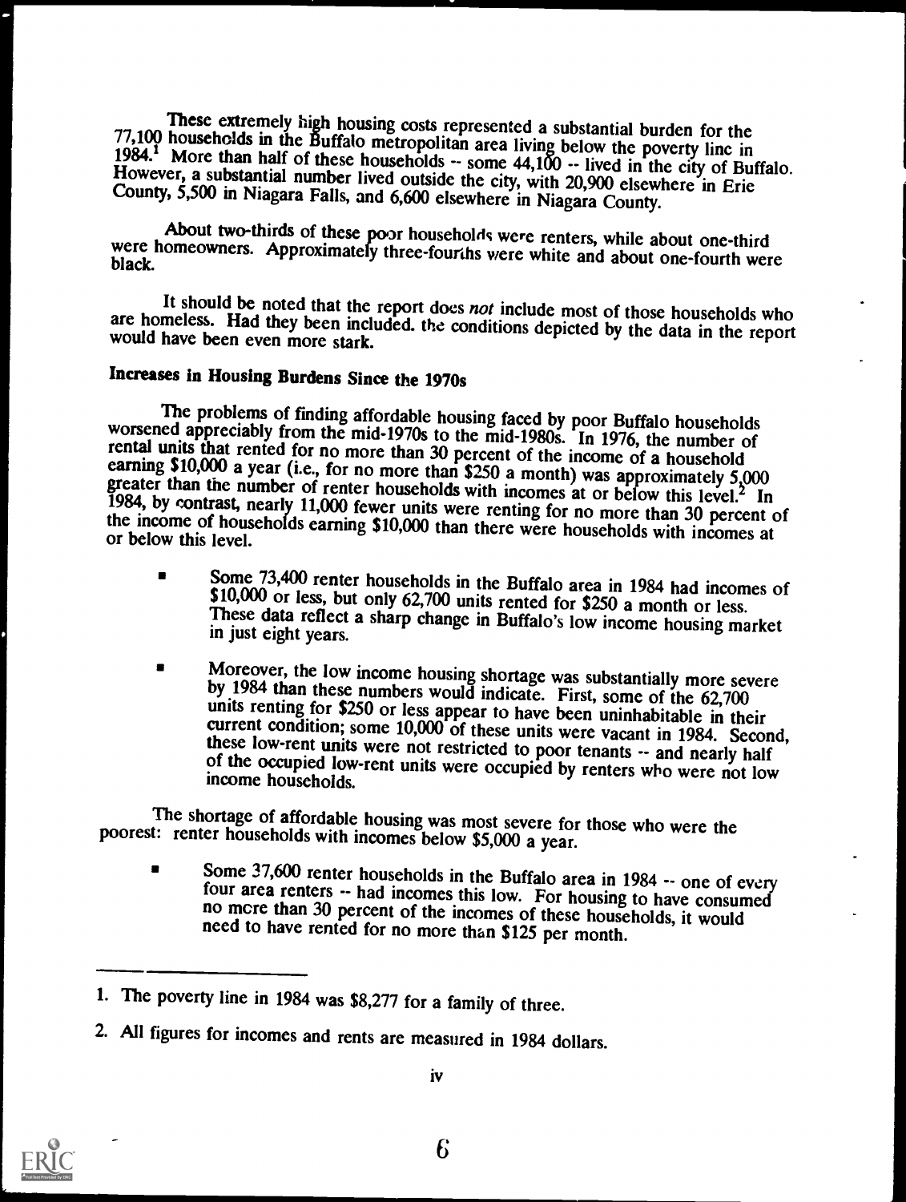These extremely high housing costs represented a substantial burden for the 77,100 households in the Buffalo metropolitan area living below the poverty line in 1984.[1] More than half of these households -- some 44,100 -- lived in the city of Buffalo. However, a substantial number lived outside the city, with 20,900 elsewhere in Erie County, 5,500 in Niagara Falls, and 6,600 elsewhere in Niagara County.

About two-thirds of these poor households were renters, while about one-third were homeowners. Approximately three-fourths were white and about one-fourth were black.

It should be noted that the report does *not* include most of those households who are homeless. Had they been included, the conditions depicted by the data in the report would have been even more stark.

## Increases in Housing Burdens Since the 1970s

The problems of finding affordable housing faced by poor Buffalo households worsened appreciably from the mid-1970s to the mid-1980s. In 1976, the number of rental units that rented for no more than 30 percent of the income of a household earning $10,000 a year (i.e., for no more than $250 a month) was approximately 5,000 greater than the number of renter households with incomes at or below this level.[2] In 1984, by contrast, nearly 11,000 fewer units were renting for no more than 30 percent of the income of households earning $10,000 than there were households with incomes at or below this level.

- Some 73,400 renter households in the Buffalo area in 1984 had incomes of $10,000 or less, but only 62,700 units rented for $250 a month or less. These data reflect a sharp change in Buffalo's low income housing market in just eight years.

- Moreover, the low income housing shortage was substantially more severe by 1984 than these numbers would indicate. First, some of the 62,700 units renting for $250 or less appear to have been uninhabitable in their current condition; some 10,000 of these units were vacant in 1984. Second, these low-rent units were not restricted to poor tenants -- and nearly half of the occupied low-rent units were occupied by renters who were not low income households.

The shortage of affordable housing was most severe for those who were the poorest: renter households with incomes below $5,000 a year.

- Some 37,600 renter households in the Buffalo area in 1984 -- one of every four area renters -- had incomes this low. For housing to have consumed no more than 30 percent of the incomes of these households, it would need to have rented for no more than $125 per month.

---

1. The poverty line in 1984 was $8,277 for a family of three.

2. All figures for incomes and rents are measured in 1984 dollars.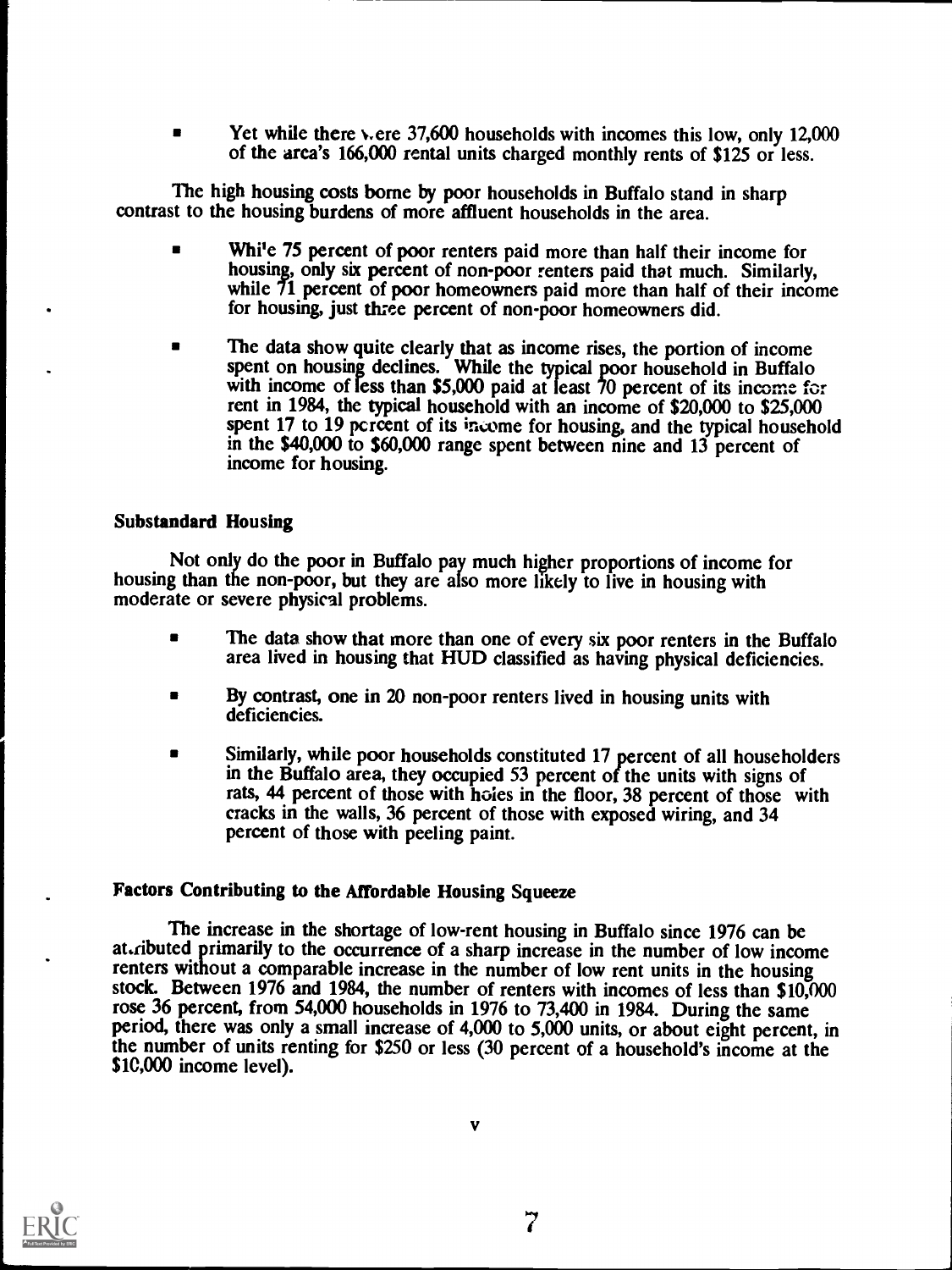- Yet while there were 37,600 households with incomes this low, only 12,000 of the area's 166,000 rental units charged monthly rents of $125 or less.

The high housing costs borne by poor households in Buffalo stand in sharp contrast to the housing burdens of more affluent households in the area.

- While 75 percent of poor renters paid more than half their income for housing, only six percent of non-poor renters paid that much. Similarly, while 71 percent of poor homeowners paid more than half of their income for housing, just three percent of non-poor homeowners did.

- The data show quite clearly that as income rises, the portion of income spent on housing declines. While the typical poor household in Buffalo with income of less than $5,000 paid at least 70 percent of its income for rent in 1984, the typical household with an income of $20,000 to $25,000 spent 17 to 19 percent of its income for housing, and the typical household in the $40,000 to $60,000 range spent between nine and 13 percent of income for housing.

### Substandard Housing

Not only do the poor in Buffalo pay much higher proportions of income for housing than the non-poor, but they are also more likely to live in housing with moderate or severe physical problems.

- The data show that more than one of every six poor renters in the Buffalo area lived in housing that HUD classified as having physical deficiencies.

- By contrast, one in 20 non-poor renters lived in housing units with deficiencies.

- Similarly, while poor households constituted 17 percent of all householders in the Buffalo area, they occupied 53 percent of the units with signs of rats, 44 percent of those with holes in the floor, 38 percent of those with cracks in the walls, 36 percent of those with exposed wiring, and 34 percent of those with peeling paint.

### Factors Contributing to the Affordable Housing Squeeze

The increase in the shortage of low-rent housing in Buffalo since 1976 can be attributed primarily to the occurrence of a sharp increase in the number of low income renters without a comparable increase in the number of low rent units in the housing stock. Between 1976 and 1984, the number of renters with incomes of less than $10,000 rose 36 percent, from 54,000 households in 1976 to 73,400 in 1984. During the same period, there was only a small increase of 4,000 to 5,000 units, or about eight percent, in the number of units renting for $250 or less (30 percent of a household's income at the $10,000 income level).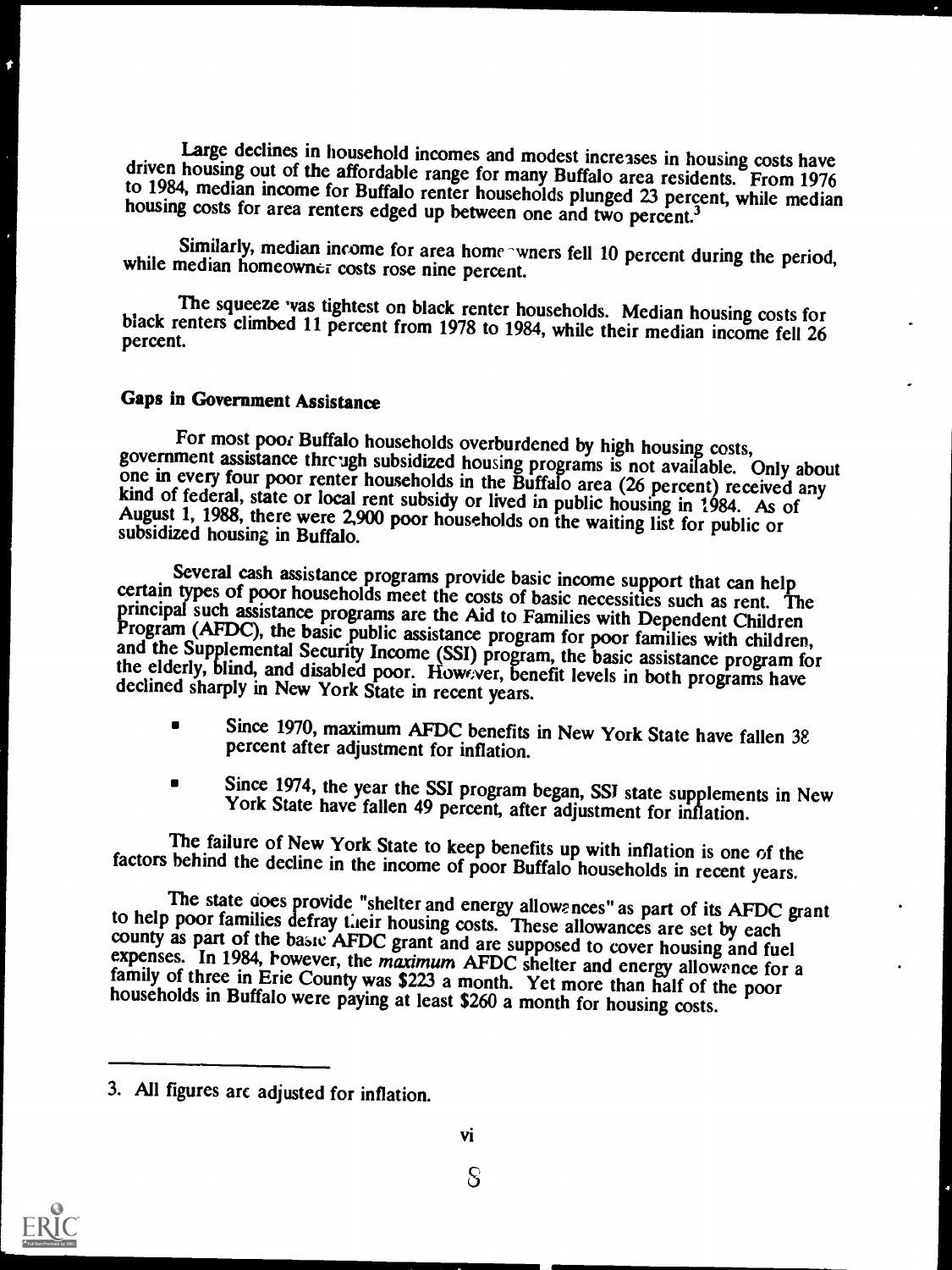Large declines in household incomes and modest increases in housing costs have driven housing out of the affordable range for many Buffalo area residents. From 1976 to 1984, median income for Buffalo renter households plunged 23 percent, while median housing costs for area renters edged up between one and two percent.[3]

Similarly, median income for area homeowners fell 10 percent during the period, while median homeowner costs rose nine percent.

The squeeze was tightest on black renter households. Median housing costs for black renters climbed 11 percent from 1978 to 1984, while their median income fell 26 percent.

## Gaps in Government Assistance

For most poor Buffalo households overburdened by high housing costs, government assistance through subsidized housing programs is not available. Only about one in every four poor renter households in the Buffalo area (26 percent) received any kind of federal, state or local rent subsidy or lived in public housing in 1984. As of August 1, 1988, there were 2,900 poor households on the waiting list for public or subsidized housing in Buffalo.

Several cash assistance programs provide basic income support that can help certain types of poor households meet the costs of basic necessities such as rent. The principal such assistance programs are the Aid to Families with Dependent Children Program (AFDC), the basic public assistance program for poor families with children, and the Supplemental Security Income (SSI) program, the basic assistance program for the elderly, blind, and disabled poor. However, benefit levels in both programs have declined sharply in New York State in recent years.

- Since 1970, maximum AFDC benefits in New York State have fallen 38 percent after adjustment for inflation.
- Since 1974, the year the SSI program began, SSI state supplements in New York State have fallen 49 percent, after adjustment for inflation.

The failure of New York State to keep benefits up with inflation is one of the factors behind the decline in the income of poor Buffalo households in recent years.

The state does provide "shelter and energy allowances" as part of its AFDC grant to help poor families defray their housing costs. These allowances are set by each county as part of the basic AFDC grant and are supposed to cover housing and fuel expenses. In 1984, however, the *maximum* AFDC shelter and energy allowance for a family of three in Erie County was $223 a month. Yet more than half of the poor households in Buffalo were paying at least $260 a month for housing costs.

---

3. All figures are adjusted for inflation.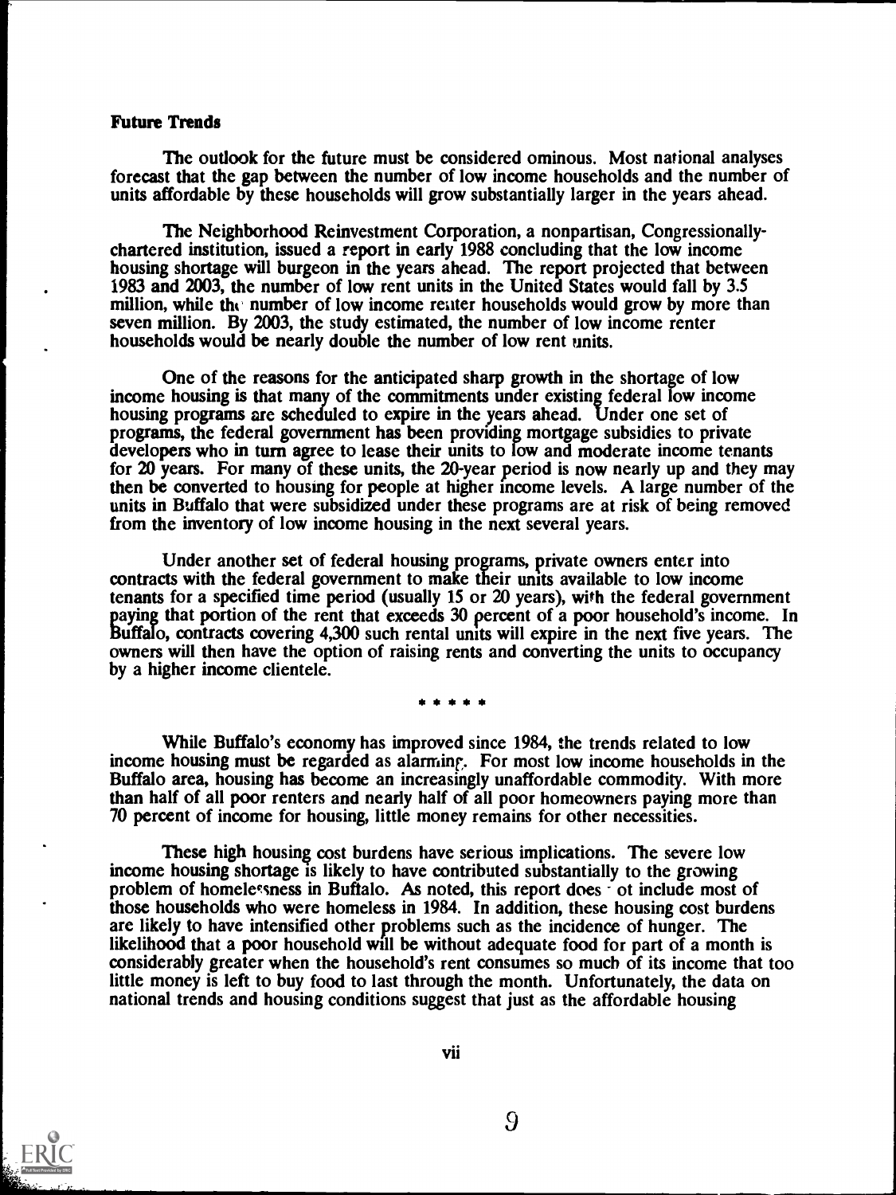**Future Trends**

The outlook for the future must be considered ominous. Most national analyses forecast that the gap between the number of low income households and the number of units affordable by these households will grow substantially larger in the years ahead.

The Neighborhood Reinvestment Corporation, a nonpartisan, Congressionally-chartered institution, issued a report in early 1988 concluding that the low income housing shortage will burgeon in the years ahead. The report projected that between 1983 and 2003, the number of low rent units in the United States would fall by 3.5 million, while the number of low income renter households would grow by more than seven million. By 2003, the study estimated, the number of low income renter households would be nearly double the number of low rent units.

One of the reasons for the anticipated sharp growth in the shortage of low income housing is that many of the commitments under existing federal low income housing programs are scheduled to expire in the years ahead. Under one set of programs, the federal government has been providing mortgage subsidies to private developers who in turn agree to lease their units to low and moderate income tenants for 20 years. For many of these units, the 20-year period is now nearly up and they may then be converted to housing for people at higher income levels. A large number of the units in Buffalo that were subsidized under these programs are at risk of being removed from the inventory of low income housing in the next several years.

Under another set of federal housing programs, private owners enter into contracts with the federal government to make their units available to low income tenants for a specified time period (usually 15 or 20 years), with the federal government paying that portion of the rent that exceeds 30 percent of a poor household's income. In Buffalo, contracts covering 4,300 such rental units will expire in the next five years. The owners will then have the option of raising rents and converting the units to occupancy by a higher income clientele.

\* \* \* \* \*

While Buffalo's economy has improved since 1984, the trends related to low income housing must be regarded as alarming. For most low income households in the Buffalo area, housing has become an increasingly unaffordable commodity. With more than half of all poor renters and nearly half of all poor homeowners paying more than 70 percent of income for housing, little money remains for other necessities.

These high housing cost burdens have serious implications. The severe low income housing shortage is likely to have contributed substantially to the growing problem of homelessness in Buffalo. As noted, this report does not include most of those households who were homeless in 1984. In addition, these housing cost burdens are likely to have intensified other problems such as the incidence of hunger. The likelihood that a poor household will be without adequate food for part of a month is considerably greater when the household's rent consumes so much of its income that too little money is left to buy food to last through the month. Unfortunately, the data on national trends and housing conditions suggest that just as the affordable housing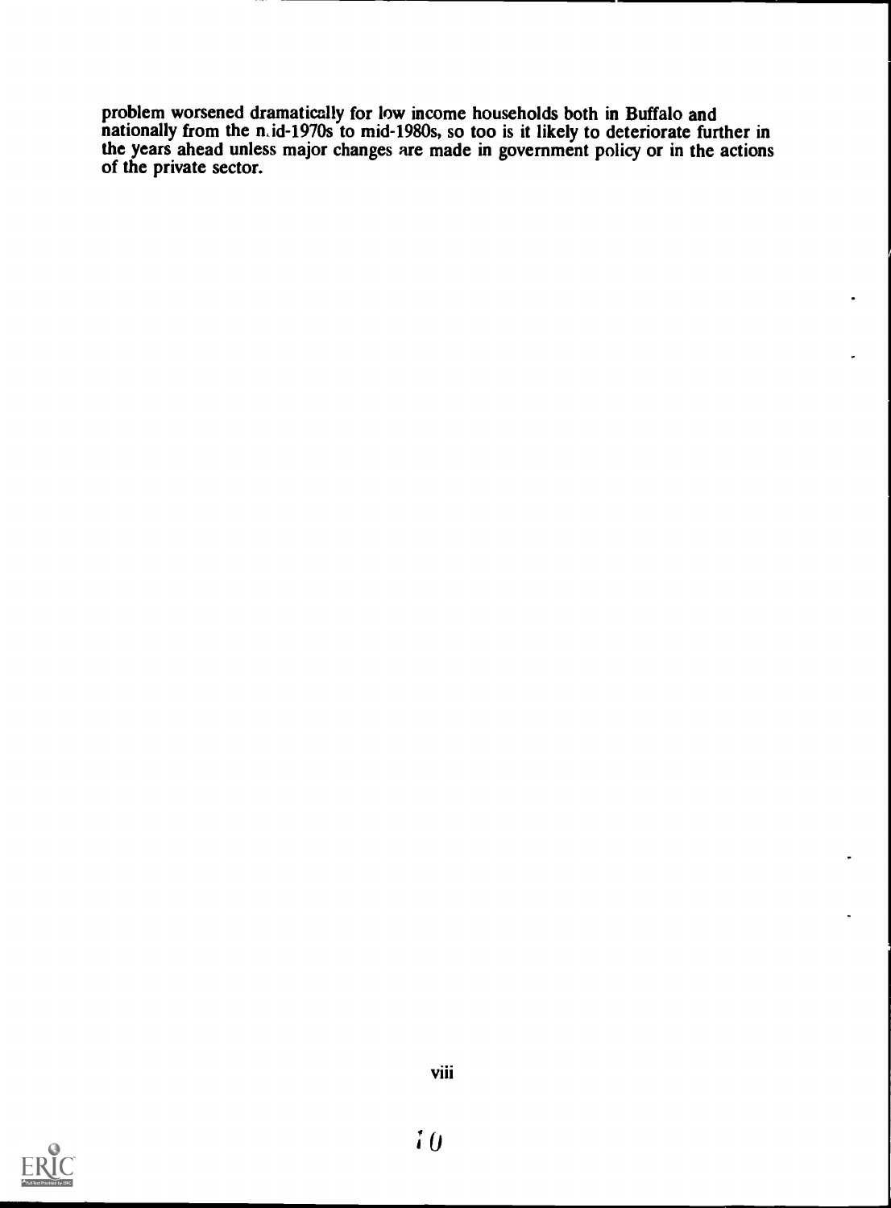problem worsened dramatically for low income households both in Buffalo and nationally from the mid-1970s to mid-1980s, so too is it likely to deteriorate further in the years ahead unless major changes are made in government policy or in the actions of the private sector.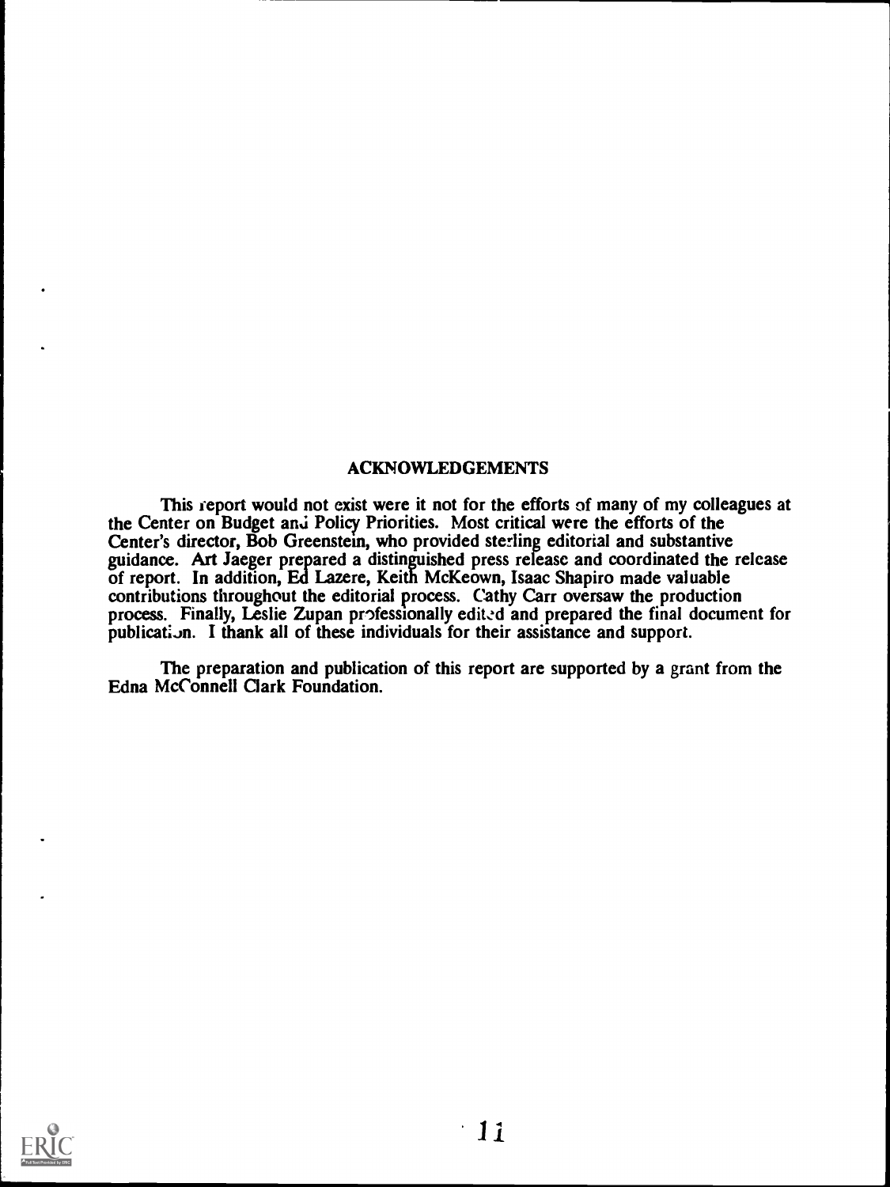## ACKNOWLEDGEMENTS

This report would not exist were it not for the efforts of many of my colleagues at the Center on Budget and Policy Priorities. Most critical were the efforts of the Center's director, Bob Greenstein, who provided sterling editorial and substantive guidance. Art Jaeger prepared a distinguished press release and coordinated the release of report. In addition, Ed Lazere, Keith McKeown, Isaac Shapiro made valuable contributions throughout the editorial process. Cathy Carr oversaw the production process. Finally, Leslie Zupan professionally edited and prepared the final document for publication. I thank all of these individuals for their assistance and support.

The preparation and publication of this report are supported by a grant from the Edna McConnell Clark Foundation.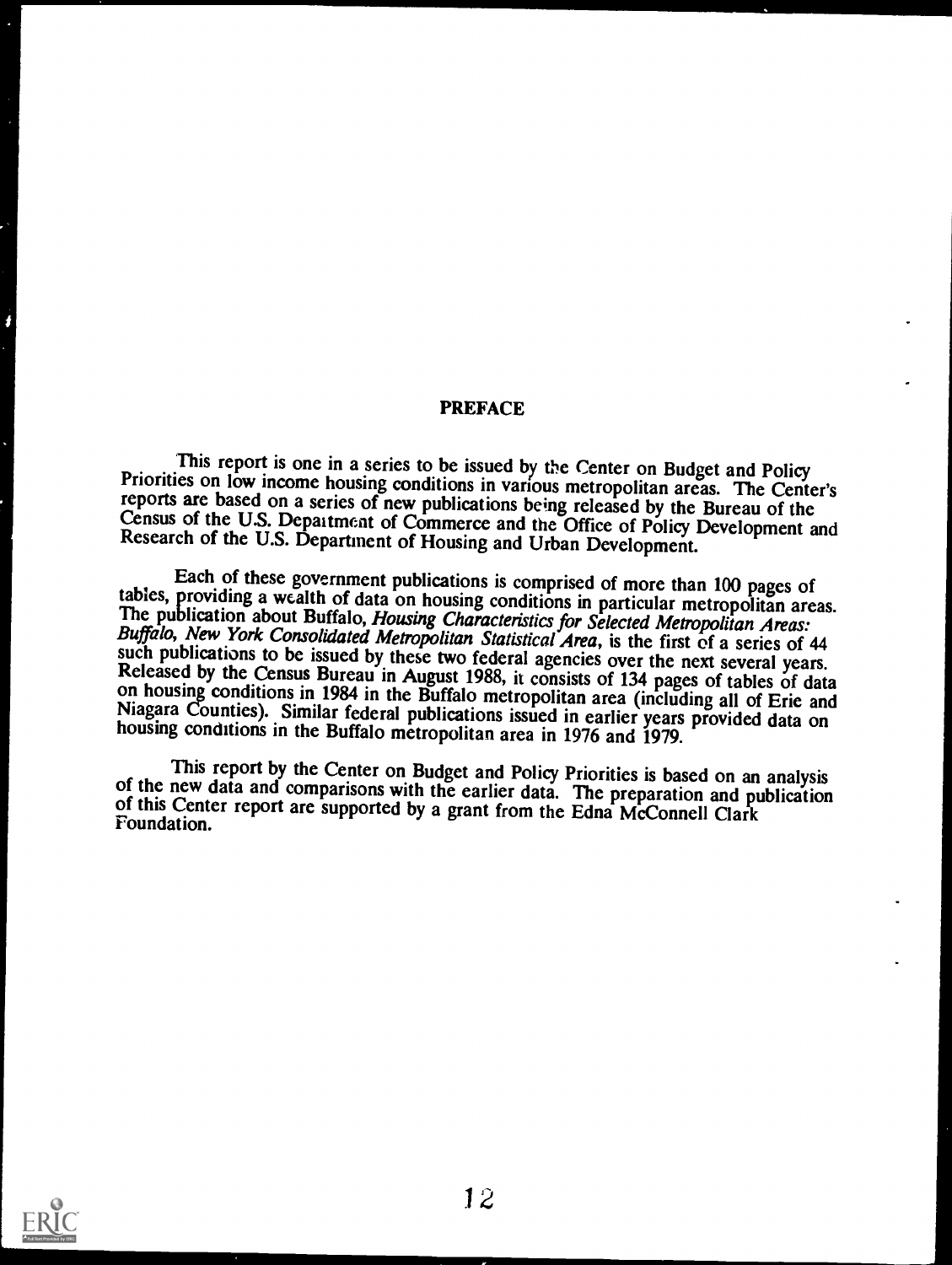## PREFACE

This report is one in a series to be issued by the Center on Budget and Policy Priorities on low income housing conditions in various metropolitan areas. The Center's reports are based on a series of new publications being released by the Bureau of the Census of the U.S. Department of Commerce and the Office of Policy Development and Research of the U.S. Department of Housing and Urban Development.

Each of these government publications is comprised of more than 100 pages of tables, providing a wealth of data on housing conditions in particular metropolitan areas. The publication about Buffalo, *Housing Characteristics for Selected Metropolitan Areas: Buffalo, New York Consolidated Metropolitan Statistical Area*, is the first of a series of 44 such publications to be issued by these two federal agencies over the next several years. Released by the Census Bureau in August 1988, it consists of 134 pages of tables of data on housing conditions in 1984 in the Buffalo metropolitan area (including all of Erie and Niagara Counties). Similar federal publications issued in earlier years provided data on housing conditions in the Buffalo metropolitan area in 1976 and 1979.

This report by the Center on Budget and Policy Priorities is based on an analysis of the new data and comparisons with the earlier data. The preparation and publication of this Center report are supported by a grant from the Edna McConnell Clark Foundation.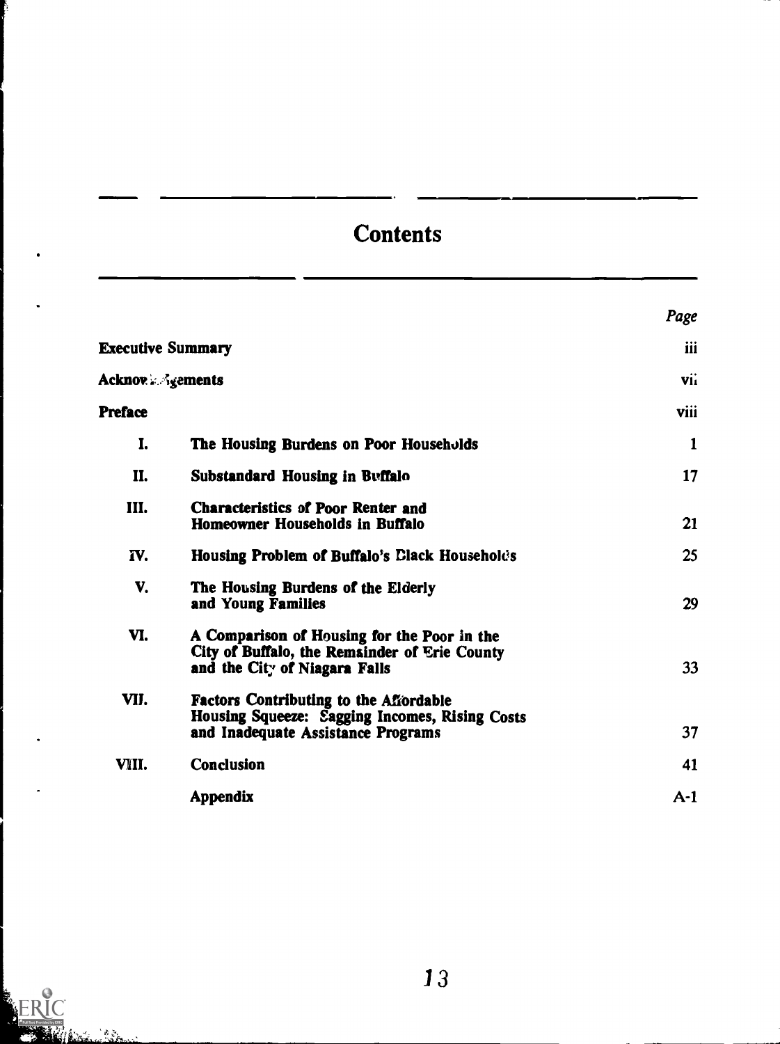# Contents

| | | Page |
|---|---|---|
| **Executive Summary** | | iii |
| **Acknowledgements** | | vii |
| **Preface** | | viii |
| **I.** | **The Housing Burdens on Poor Households** | 1 |
| **II.** | **Substandard Housing in Buffalo** | 17 |
| **III.** | **Characteristics of Poor Renter and Homeowner Households in Buffalo** | 21 |
| **IV.** | **Housing Problem of Buffalo's Black Households** | 25 |
| **V.** | **The Housing Burdens of the Elderly and Young Families** | 29 |
| **VI.** | **A Comparison of Housing for the Poor in the City of Buffalo, the Remainder of Erie County and the City of Niagara Falls** | 33 |
| **VII.** | **Factors Contributing to the Affordable Housing Squeeze: Sagging Incomes, Rising Costs and Inadequate Assistance Programs** | 37 |
| **VIII.** | **Conclusion** | 41 |
| | **Appendix** | A-1 |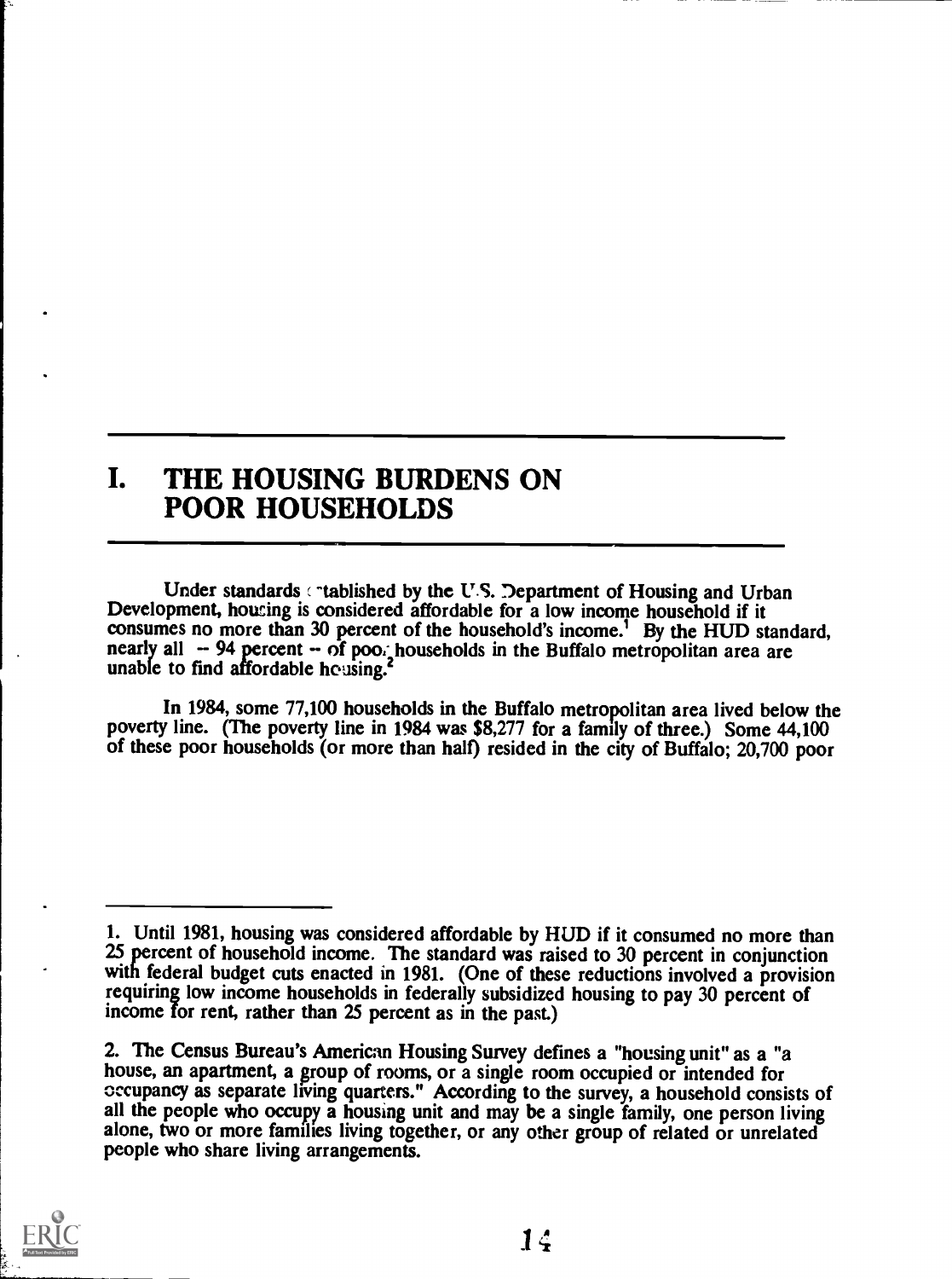# I. THE HOUSING BURDENS ON POOR HOUSEHOLDS

Under standards established by the U.S. Department of Housing and Urban Development, housing is considered affordable for a low income household if it consumes no more than 30 percent of the household's income.[1] By the HUD standard, nearly all -- 94 percent -- of poor households in the Buffalo metropolitan area are unable to find affordable housing.[2]

In 1984, some 77,100 households in the Buffalo metropolitan area lived below the poverty line. (The poverty line in 1984 was $8,277 for a family of three.) Some 44,100 of these poor households (or more than half) resided in the city of Buffalo; 20,700 poor

---

1. Until 1981, housing was considered affordable by HUD if it consumed no more than 25 percent of household income. The standard was raised to 30 percent in conjunction with federal budget cuts enacted in 1981. (One of these reductions involved a provision requiring low income households in federally subsidized housing to pay 30 percent of income for rent, rather than 25 percent as in the past.)

2. The Census Bureau's American Housing Survey defines a "housing unit" as a "a house, an apartment, a group of rooms, or a single room occupied or intended for occupancy as separate living quarters." According to the survey, a household consists of all the people who occupy a housing unit and may be a single family, one person living alone, two or more families living together, or any other group of related or unrelated people who share living arrangements.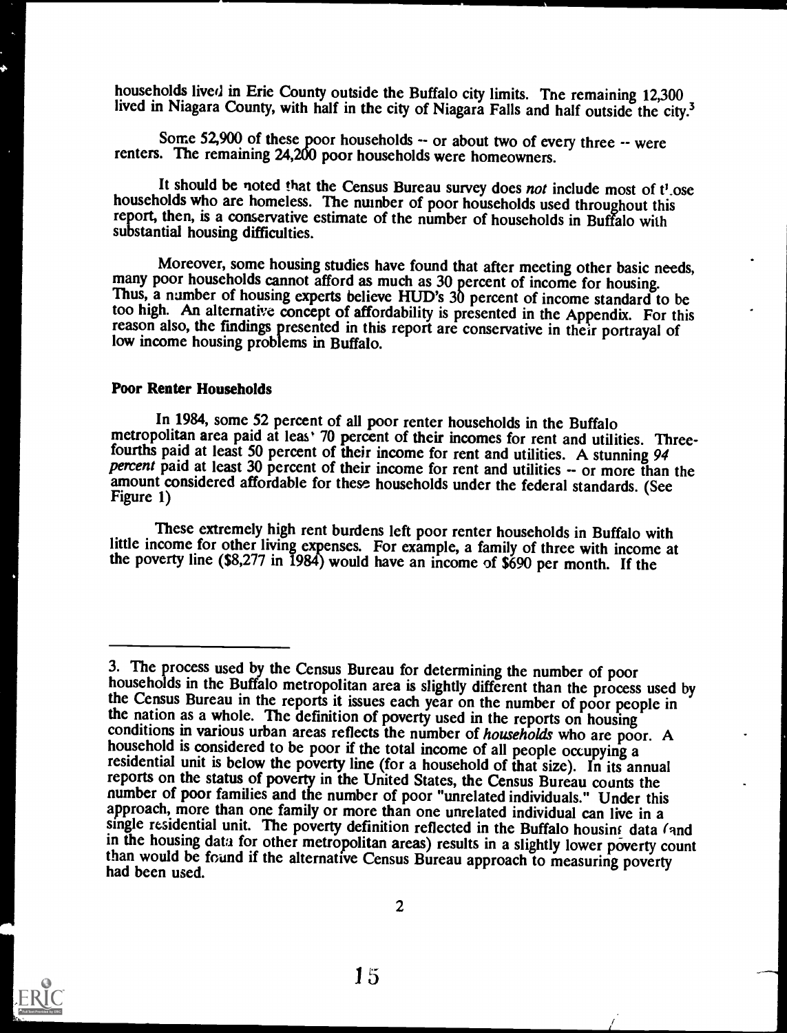households lived in Erie County outside the Buffalo city limits. The remaining 12,300 lived in Niagara County, with half in the city of Niagara Falls and half outside the city.[3]

Some 52,900 of these poor households -- or about two of every three -- were renters. The remaining 24,200 poor households were homeowners.

It should be noted that the Census Bureau survey does *not* include most of those households who are homeless. The number of poor households used throughout this report, then, is a conservative estimate of the number of households in Buffalo with substantial housing difficulties.

Moreover, some housing studies have found that after meeting other basic needs, many poor households cannot afford as much as 30 percent of income for housing. Thus, a number of housing experts believe HUD's 30 percent of income standard to be too high. An alternative concept of affordability is presented in the Appendix. For this reason also, the findings presented in this report are conservative in their portrayal of low income housing problems in Buffalo.

**Poor Renter Households**

In 1984, some 52 percent of all poor renter households in the Buffalo metropolitan area paid at least 70 percent of their incomes for rent and utilities. Three-fourths paid at least 50 percent of their income for rent and utilities. A stunning *94 percent* paid at least 30 percent of their income for rent and utilities -- or more than the amount considered affordable for these households under the federal standards. (See Figure 1)

These extremely high rent burdens left poor renter households in Buffalo with little income for other living expenses. For example, a family of three with income at the poverty line ($8,277 in 1984) would have an income of $690 per month. If the

---

3. The process used by the Census Bureau for determining the number of poor households in the Buffalo metropolitan area is slightly different than the process used by the Census Bureau in the reports it issues each year on the number of poor people in the nation as a whole. The definition of poverty used in the reports on housing conditions in various urban areas reflects the number of *households* who are poor. A household is considered to be poor if the total income of all people occupying a residential unit is below the poverty line (for a household of that size). In its annual reports on the status of poverty in the United States, the Census Bureau counts the number of poor families and the number of poor "unrelated individuals." Under this approach, more than one family or more than one unrelated individual can live in a single residential unit. The poverty definition reflected in the Buffalo housing data (and in the housing data for other metropolitan areas) results in a slightly lower poverty count than would be found if the alternative Census Bureau approach to measuring poverty had been used.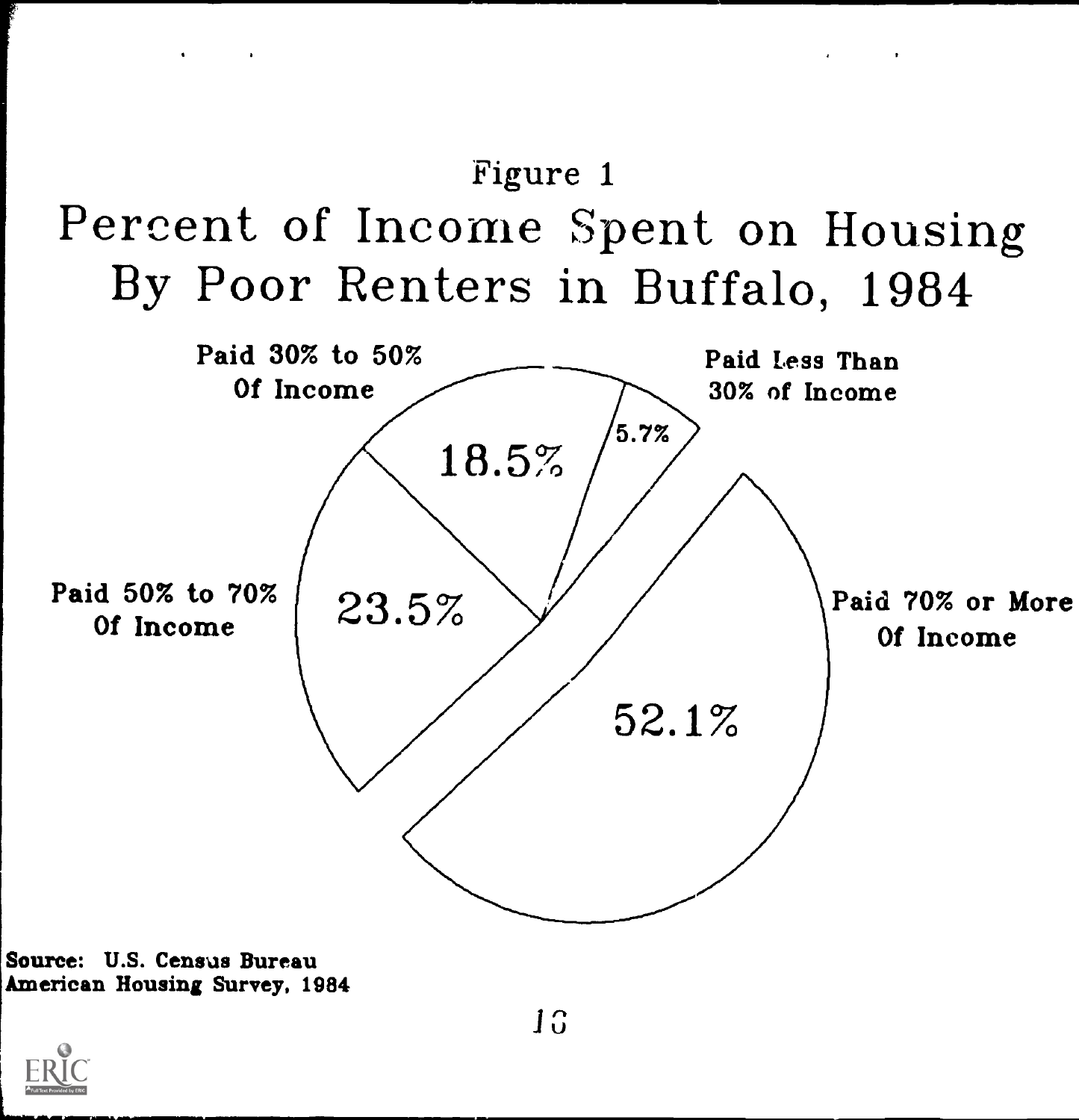Figure 1

# Percent of Income Spent on Housing By Poor Renters in Buffalo, 1984

| Category | Percent |
|---|---|
| Paid Less Than 30% of Income | 5.7% |
| Paid 30% to 50% Of Income | 18.5% |
| Paid 50% to 70% Of Income | 23.5% |
| Paid 70% or More Of Income | 52.1% |

**Source: U.S. Census Bureau American Housing Survey, 1984**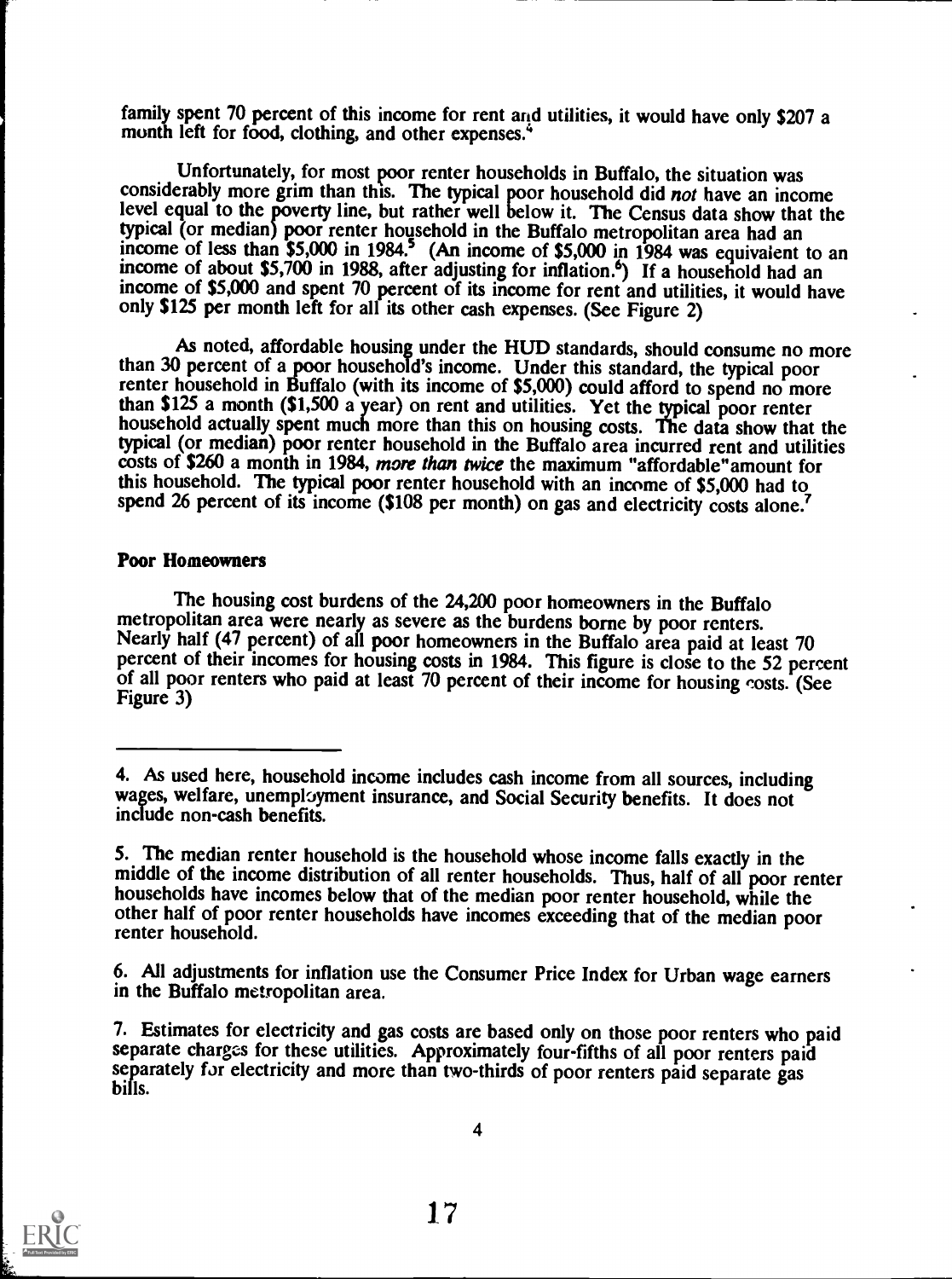family spent 70 percent of this income for rent and utilities, it would have only $207 a month left for food, clothing, and other expenses.[4]

Unfortunately, for most poor renter households in Buffalo, the situation was considerably more grim than this. The typical poor household did *not* have an income level equal to the poverty line, but rather well below it. The Census data show that the typical (or median) poor renter household in the Buffalo metropolitan area had an income of less than $5,000 in 1984.[5] (An income of $5,000 in 1984 was equivalent to an income of about $5,700 in 1988, after adjusting for inflation.[6]) If a household had an income of $5,000 and spent 70 percent of its income for rent and utilities, it would have only $125 per month left for all its other cash expenses. (See Figure 2)

As noted, affordable housing under the HUD standards, should consume no more than 30 percent of a poor household's income. Under this standard, the typical poor renter household in Buffalo (with its income of $5,000) could afford to spend no more than $125 a month ($1,500 a year) on rent and utilities. Yet the typical poor renter household actually spent much more than this on housing costs. The data show that the typical (or median) poor renter household in the Buffalo area incurred rent and utilities costs of $260 a month in 1984, *more than twice* the maximum "affordable" amount for this household. The typical poor renter household with an income of $5,000 had to spend 26 percent of its income ($108 per month) on gas and electricity costs alone.[7]

### Poor Homeowners

The housing cost burdens of the 24,200 poor homeowners in the Buffalo metropolitan area were nearly as severe as the burdens borne by poor renters. Nearly half (47 percent) of all poor homeowners in the Buffalo area paid at least 70 percent of their incomes for housing costs in 1984. This figure is close to the 52 percent of all poor renters who paid at least 70 percent of their income for housing costs. (See Figure 3)

---

4. As used here, household income includes cash income from all sources, including wages, welfare, unemployment insurance, and Social Security benefits. It does not include non-cash benefits.

5. The median renter household is the household whose income falls exactly in the middle of the income distribution of all renter households. Thus, half of all poor renter households have incomes below that of the median poor renter household, while the other half of poor renter households have incomes exceeding that of the median poor renter household.

6. All adjustments for inflation use the Consumer Price Index for Urban wage earners in the Buffalo metropolitan area.

7. Estimates for electricity and gas costs are based only on those poor renters who paid separate charges for these utilities. Approximately four-fifths of all poor renters paid separately for electricity and more than two-thirds of poor renters paid separate gas bills.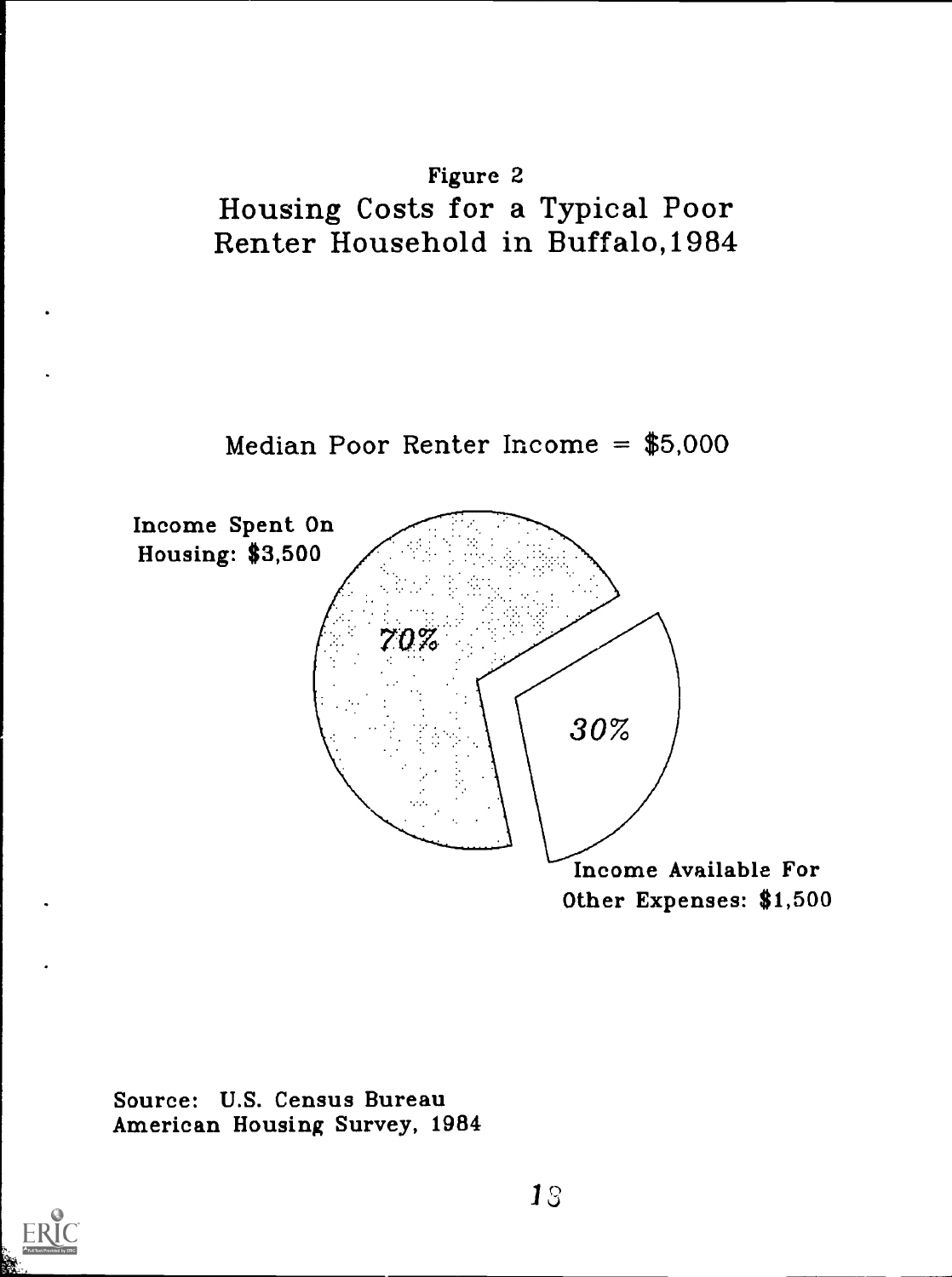Figure 2

# Housing Costs for a Typical Poor Renter Household in Buffalo, 1984

Median Poor Renter Income = $5,000

Income Spent On Housing: $3,500

70%

30%

Income Available For Other Expenses: $1,500

Source: U.S. Census Bureau American Housing Survey, 1984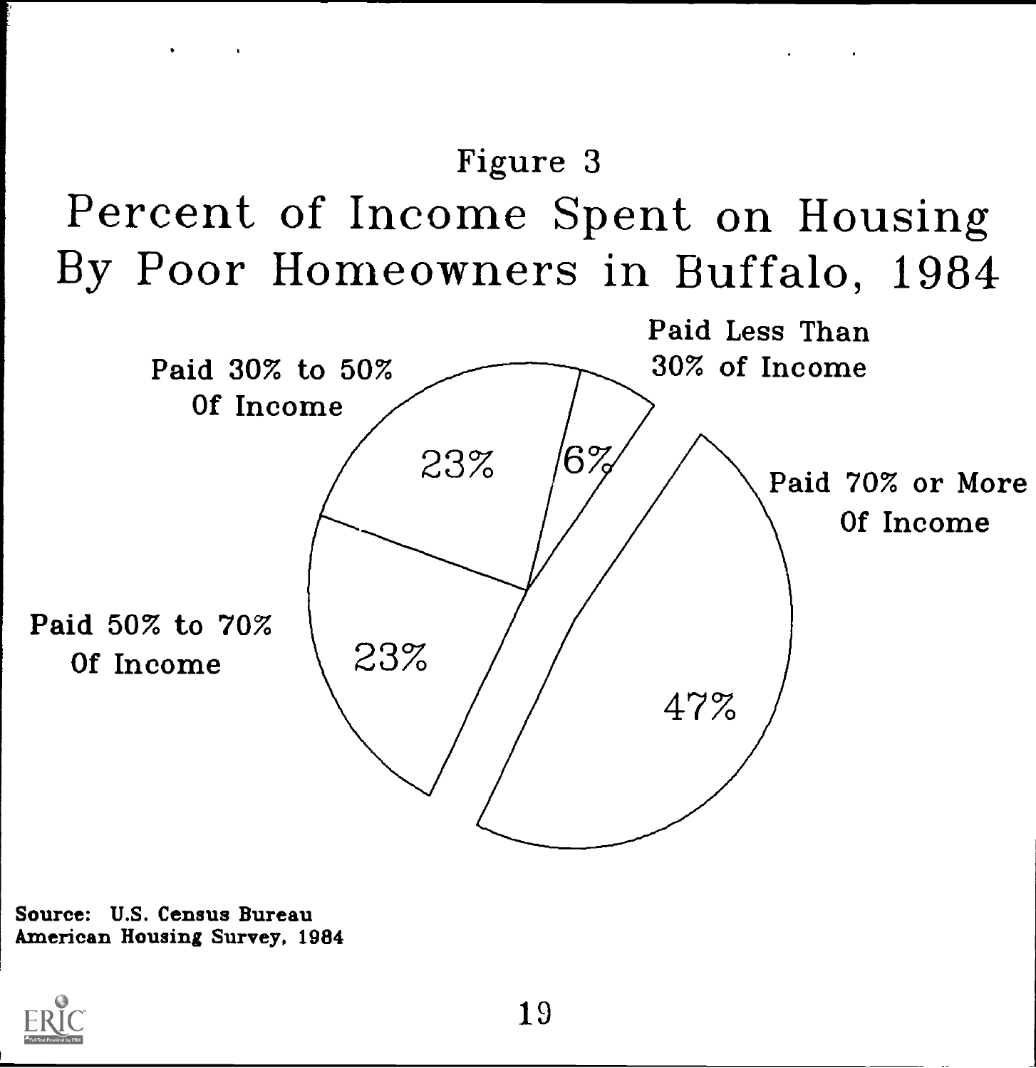Figure 3

# Percent of Income Spent on Housing By Poor Homeowners in Buffalo, 1984

Paid Less Than 30% of Income

6%

Paid 30% to 50% Of Income

23%

Paid 50% to 70% Of Income

23%

Paid 70% or More Of Income

47%

**Source: U.S. Census Bureau American Housing Survey, 1984**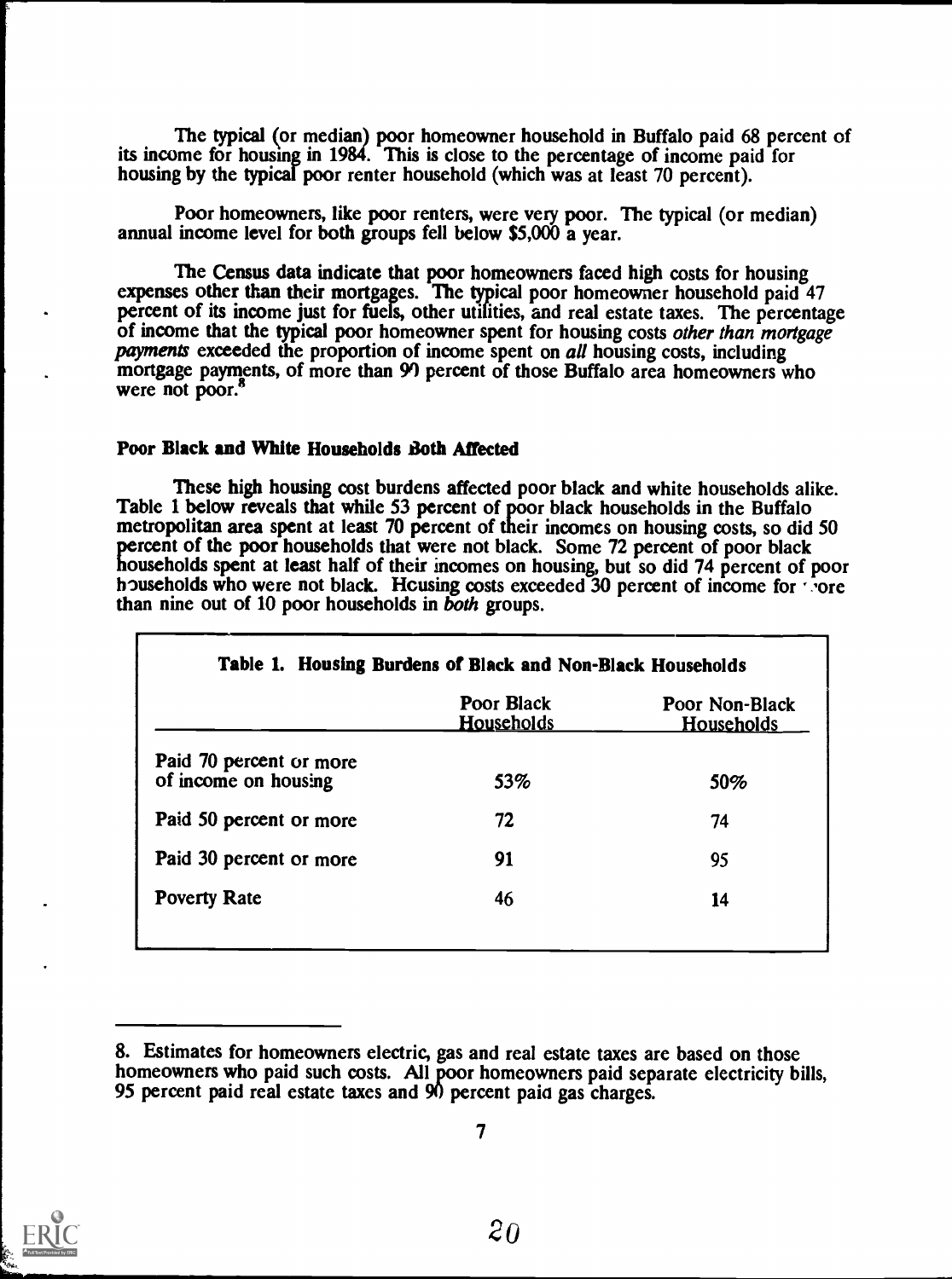The typical (or median) poor homeowner household in Buffalo paid 68 percent of its income for housing in 1984. This is close to the percentage of income paid for housing by the typical poor renter household (which was at least 70 percent).

Poor homeowners, like poor renters, were very poor. The typical (or median) annual income level for both groups fell below $5,000 a year.

The Census data indicate that poor homeowners faced high costs for housing expenses other than their mortgages. The typical poor homeowner household paid 47 percent of its income just for fuels, other utilities, and real estate taxes. The percentage of income that the typical poor homeowner spent for housing costs *other than mortgage payments* exceeded the proportion of income spent on *all* housing costs, including mortgage payments, of more than 90 percent of those Buffalo area homeowners who were not poor.[8]

### Poor Black and White Households Both Affected

These high housing cost burdens affected poor black and white households alike. Table 1 below reveals that while 53 percent of poor black households in the Buffalo metropolitan area spent at least 70 percent of their incomes on housing costs, so did 50 percent of the poor households that were not black. Some 72 percent of poor black households spent at least half of their incomes on housing, but so did 74 percent of poor households who were not black. Housing costs exceeded 30 percent of income for more than nine out of 10 poor households in *both* groups.

**Table 1. Housing Burdens of Black and Non-Black Households**

| | Poor Black Households | Poor Non-Black Households |
|---|---|---|
| Paid 70 percent or more of income on housing | 53% | 50% |
| Paid 50 percent or more | 72 | 74 |
| Paid 30 percent or more | 91 | 95 |
| Poverty Rate | 46 | 14 |

8. Estimates for homeowners electric, gas and real estate taxes are based on those homeowners who paid such costs. All poor homeowners paid separate electricity bills, 95 percent paid real estate taxes and 90 percent paid gas charges.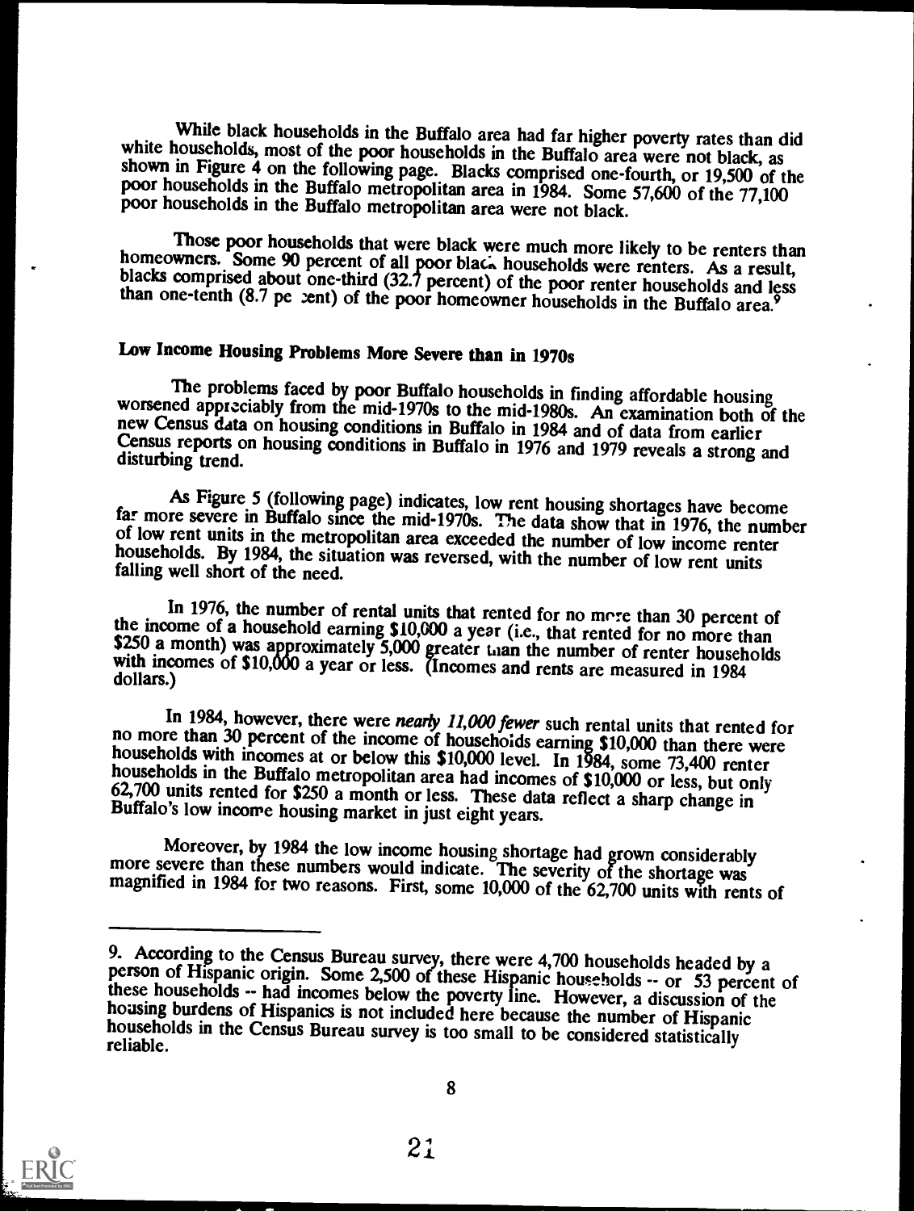While black households in the Buffalo area had far higher poverty rates than did white households, most of the poor households in the Buffalo area were not black, as shown in Figure 4 on the following page. Blacks comprised one-fourth, or 19,500 of the poor households in the Buffalo metropolitan area in 1984. Some 57,600 of the 77,100 poor households in the Buffalo metropolitan area were not black.

Those poor households that were black were much more likely to be renters than homeowners. Some 90 percent of all poor black households were renters. As a result, blacks comprised about one-third (32.7 percent) of the poor renter households and less than one-tenth (8.7 percent) of the poor homeowner households in the Buffalo area.[9]

## Low Income Housing Problems More Severe than in 1970s

The problems faced by poor Buffalo households in finding affordable housing worsened appreciably from the mid-1970s to the mid-1980s. An examination both of the new Census data on housing conditions in Buffalo in 1984 and of data from earlier Census reports on housing conditions in Buffalo in 1976 and 1979 reveals a strong and disturbing trend.

As Figure 5 (following page) indicates, low rent housing shortages have become far more severe in Buffalo since the mid-1970s. The data show that in 1976, the number of low rent units in the metropolitan area exceeded the number of low income renter households. By 1984, the situation was reversed, with the number of low rent units falling well short of the need.

In 1976, the number of rental units that rented for no more than 30 percent of the income of a household earning $10,000 a year (i.e., that rented for no more than $250 a month) was approximately 5,000 greater than the number of renter households with incomes of $10,000 a year or less. (Incomes and rents are measured in 1984 dollars.)

In 1984, however, there were *nearly 11,000 fewer* such rental units that rented for no more than 30 percent of the income of households earning $10,000 than there were households with incomes at or below this $10,000 level. In 1984, some 73,400 renter households in the Buffalo metropolitan area had incomes of $10,000 or less, but only 62,700 units rented for $250 a month or less. These data reflect a sharp change in Buffalo's low income housing market in just eight years.

Moreover, by 1984 the low income housing shortage had grown considerably more severe than these numbers would indicate. The severity of the shortage was magnified in 1984 for two reasons. First, some 10,000 of the 62,700 units with rents of

---

9. According to the Census Bureau survey, there were 4,700 households headed by a person of Hispanic origin. Some 2,500 of these Hispanic households -- or 53 percent of these households -- had incomes below the poverty line. However, a discussion of the housing burdens of Hispanics is not included here because the number of Hispanic households in the Census Bureau survey is too small to be considered statistically reliable.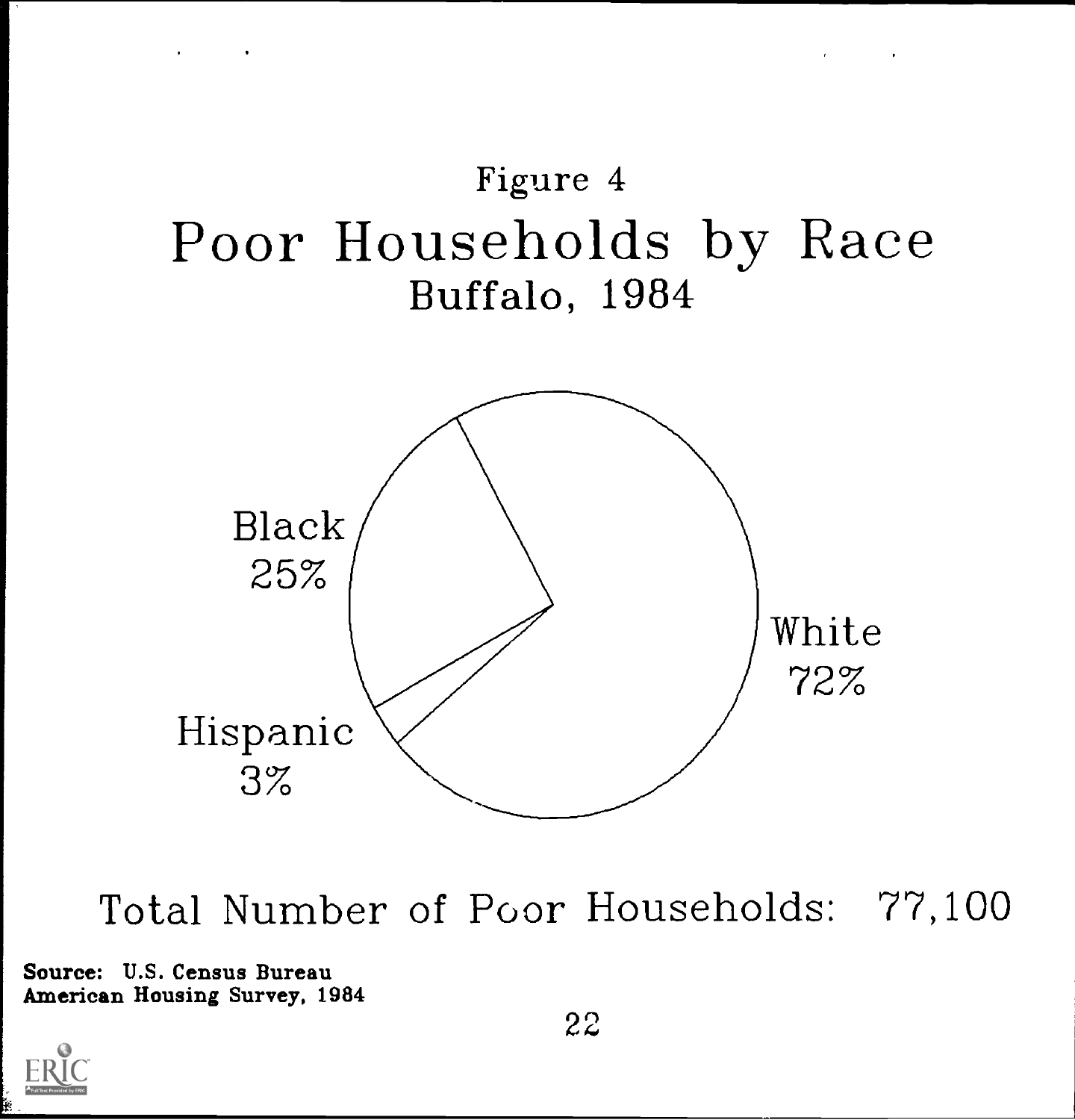Figure 4

# Poor Households by Race

## Buffalo, 1984

Black
25%

Hispanic
3%

White
72%

Total Number of Poor Households: 77,100

**Source: U.S. Census Bureau**
**American Housing Survey, 1984**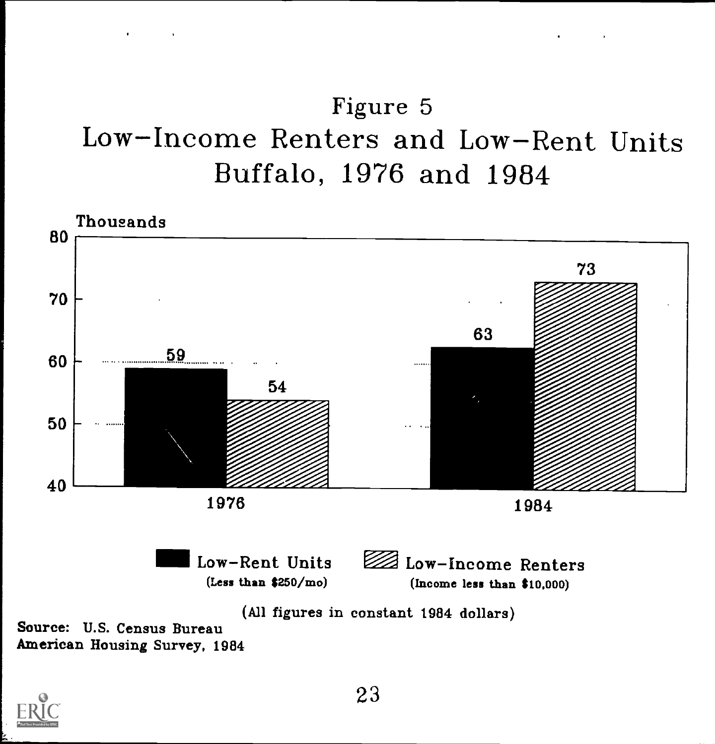# Figure 5
## Low-Income Renters and Low-Rent Units Buffalo, 1976 and 1984

Thousands

| Year | Low-Rent Units (Less than $250/mo) | Low-Income Renters (Income less than $10,000) |
|---|---|---|
| 1976 | 59 | 54 |
| 1984 | 63 | 73 |

(All figures in constant 1984 dollars)

Source: U.S. Census Bureau
American Housing Survey, 1984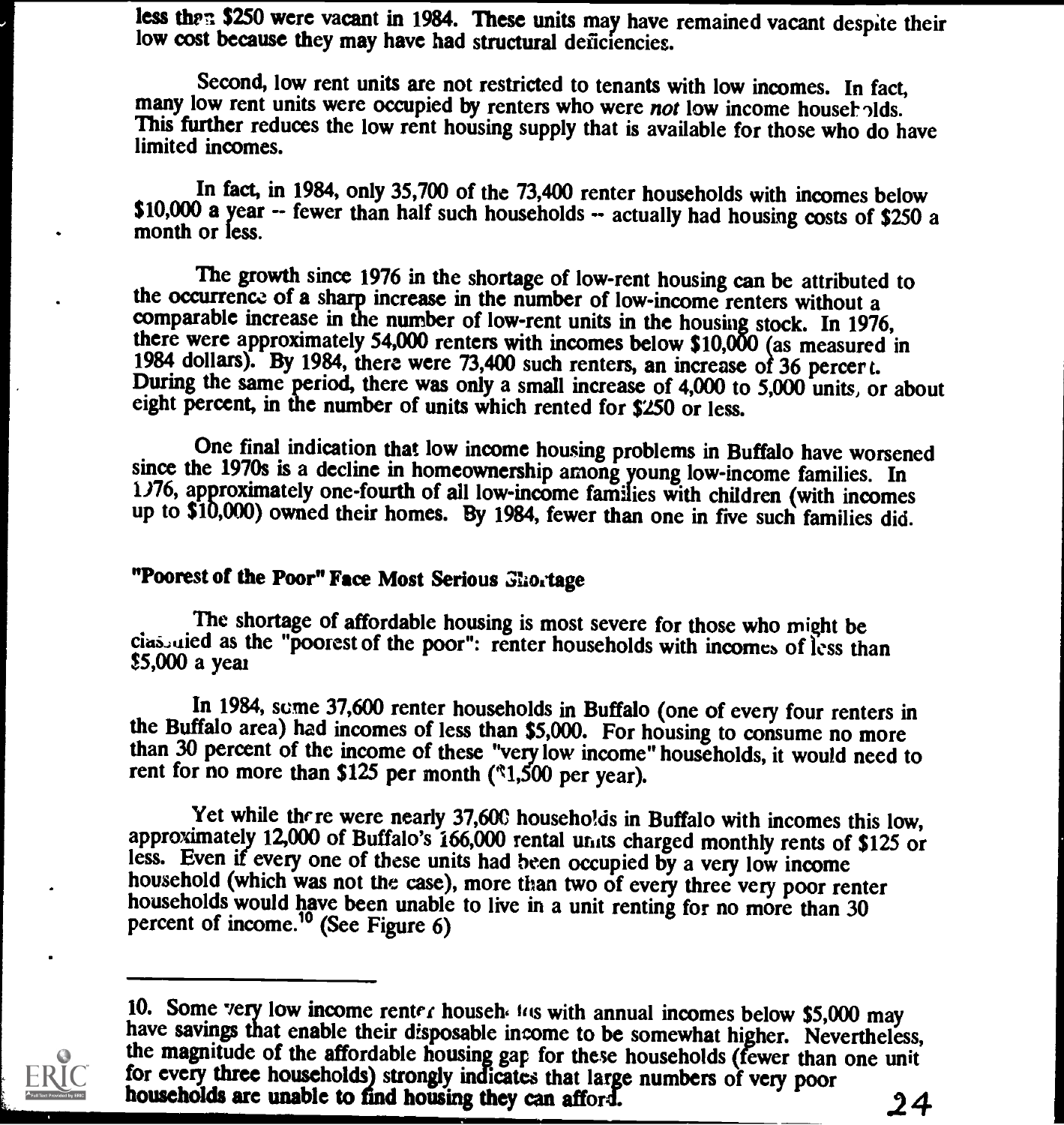less than $250 were vacant in 1984. These units may have remained vacant despite their low cost because they may have had structural deficiencies.

Second, low rent units are not restricted to tenants with low incomes. In fact, many low rent units were occupied by renters who were *not* low income households. This further reduces the low rent housing supply that is available for those who do have limited incomes.

In fact, in 1984, only 35,700 of the 73,400 renter households with incomes below $10,000 a year -- fewer than half such households -- actually had housing costs of $250 a month or less.

The growth since 1976 in the shortage of low-rent housing can be attributed to the occurrence of a sharp increase in the number of low-income renters without a comparable increase in the number of low-rent units in the housing stock. In 1976, there were approximately 54,000 renters with incomes below $10,000 (as measured in 1984 dollars). By 1984, there were 73,400 such renters, an increase of 36 percent. During the same period, there was only a small increase of 4,000 to 5,000 units, or about eight percent, in the number of units which rented for $250 or less.

One final indication that low income housing problems in Buffalo have worsened since the 1970s is a decline in homeownership among young low-income families. In 1976, approximately one-fourth of all low-income families with children (with incomes up to $10,000) owned their homes. By 1984, fewer than one in five such families did.

## "Poorest of the Poor" Face Most Serious Shortage

The shortage of affordable housing is most severe for those who might be classified as the "poorest of the poor": renter households with incomes of less than $5,000 a year

In 1984, some 37,600 renter households in Buffalo (one of every four renters in the Buffalo area) had incomes of less than $5,000. For housing to consume no more than 30 percent of the income of these "very low income" households, it would need to rent for no more than $125 per month ($1,500 per year).

Yet while there were nearly 37,600 households in Buffalo with incomes this low, approximately 12,000 of Buffalo's 166,000 rental units charged monthly rents of $125 or less. Even if every one of these units had been occupied by a very low income household (which was not the case), more than two of every three very poor renter households would have been unable to live in a unit renting for no more than 30 percent of income.[10] (See Figure 6)

---

10. Some very low income renter households with annual incomes below $5,000 may have savings that enable their disposable income to be somewhat higher. Nevertheless, the magnitude of the affordable housing gap for these households (fewer than one unit for every three households) strongly indicates that large numbers of very poor households are unable to find housing they can afford.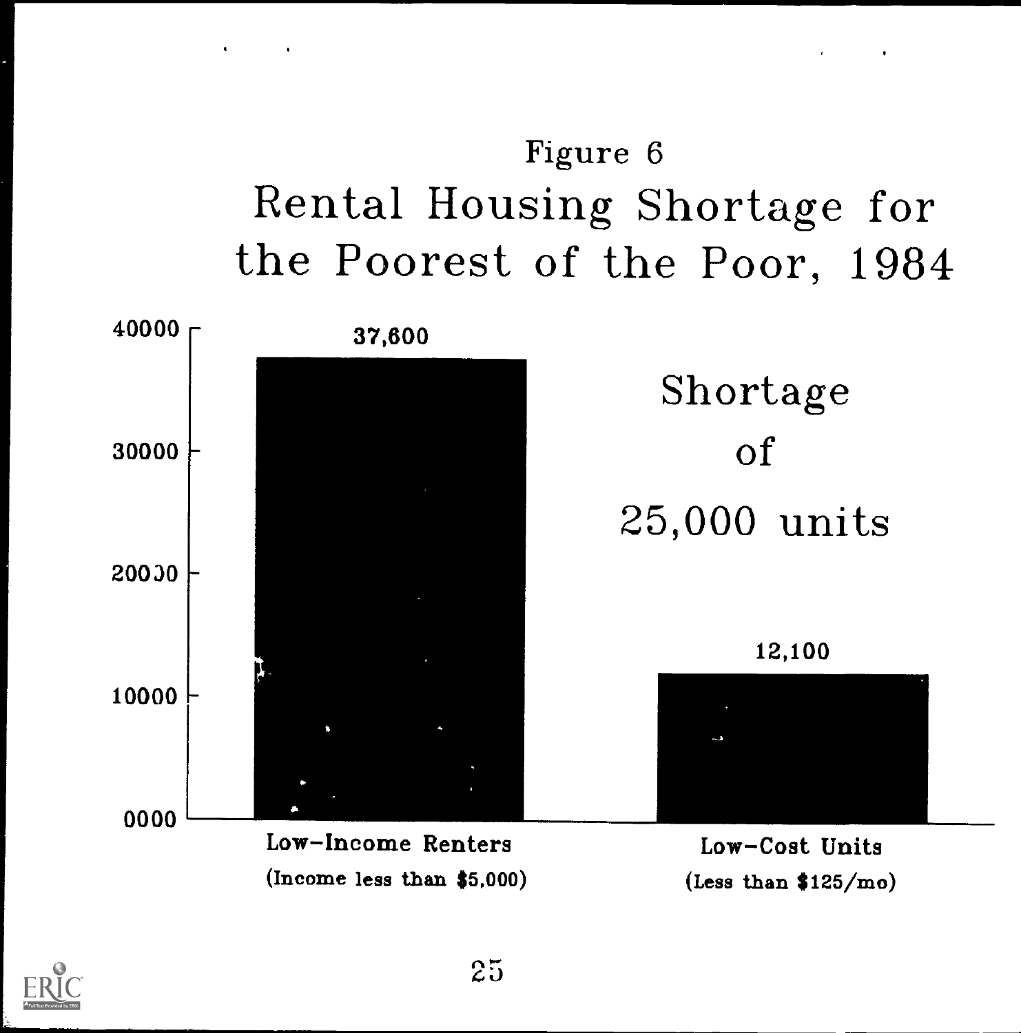Figure 6

# Rental Housing Shortage for the Poorest of the Poor, 1984

| Category | Value |
|---|---|
| Low-Income Renters (Income less than $5,000) | 37,600 |
| Low-Cost Units (Less than $125/mo) | 12,100 |

Shortage of 25,000 units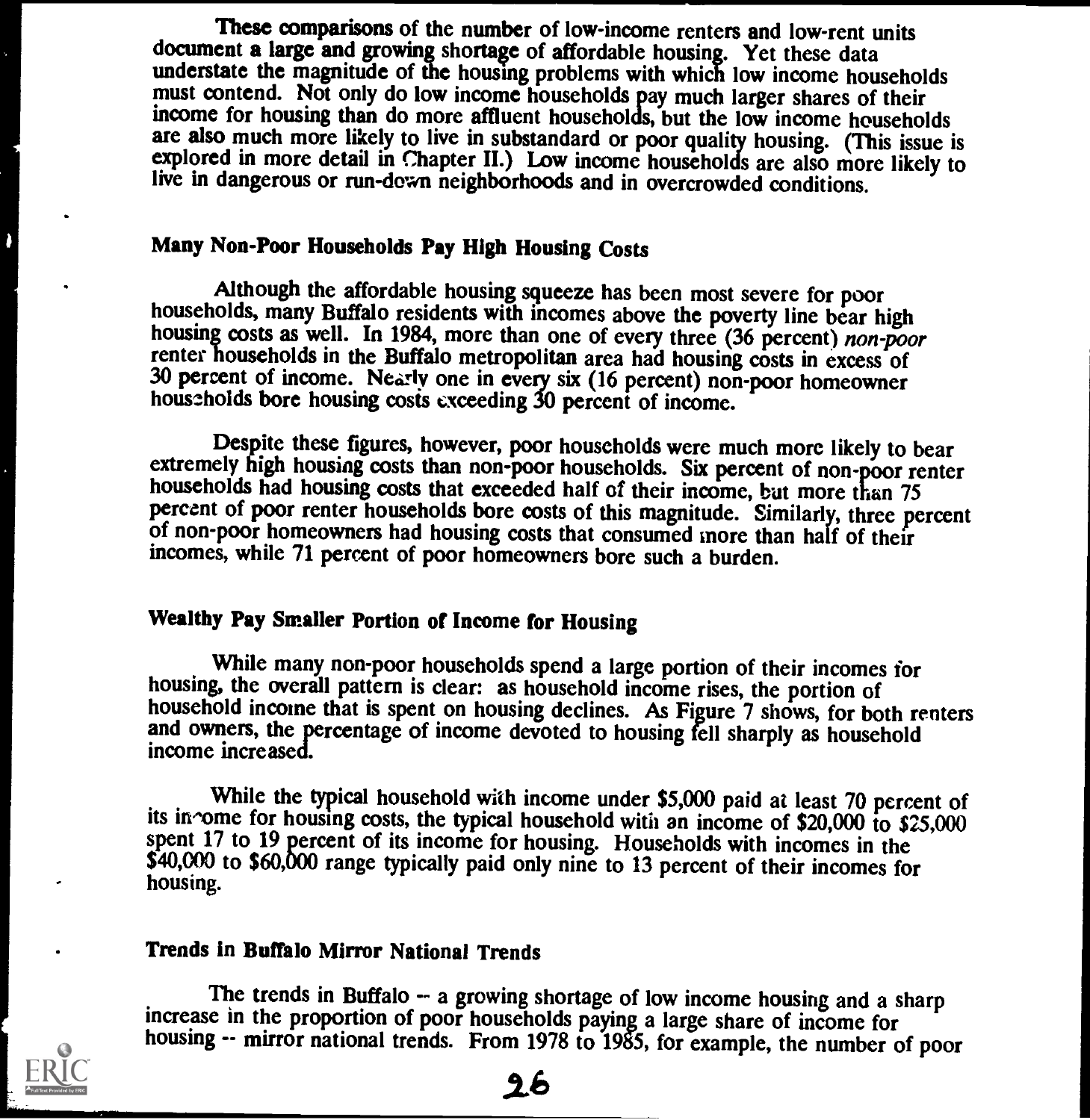These comparisons of the number of low-income renters and low-rent units document a large and growing shortage of affordable housing. Yet these data understate the magnitude of the housing problems with which low income households must contend. Not only do low income households pay much larger shares of their income for housing than do more affluent households, but the low income households are also much more likely to live in substandard or poor quality housing. (This issue is explored in more detail in Chapter II.) Low income households are also more likely to live in dangerous or run-down neighborhoods and in overcrowded conditions.

## Many Non-Poor Households Pay High Housing Costs

Although the affordable housing squeeze has been most severe for poor households, many Buffalo residents with incomes above the poverty line bear high housing costs as well. In 1984, more than one of every three (36 percent) *non-poor* renter households in the Buffalo metropolitan area had housing costs in excess of 30 percent of income. Nearly one in every six (16 percent) non-poor homeowner households bore housing costs exceeding 30 percent of income.

Despite these figures, however, poor households were much more likely to bear extremely high housing costs than non-poor households. Six percent of non-poor renter households had housing costs that exceeded half of their income, but more than 75 percent of poor renter households bore costs of this magnitude. Similarly, three percent of non-poor homeowners had housing costs that consumed more than half of their incomes, while 71 percent of poor homeowners bore such a burden.

## Wealthy Pay Smaller Portion of Income for Housing

While many non-poor households spend a large portion of their incomes for housing, the overall pattern is clear: as household income rises, the portion of household income that is spent on housing declines. As Figure 7 shows, for both renters and owners, the percentage of income devoted to housing fell sharply as household income increased.

While the typical household with income under $5,000 paid at least 70 percent of its income for housing costs, the typical household with an income of $20,000 to $25,000 spent 17 to 19 percent of its income for housing. Households with incomes in the $40,000 to $60,000 range typically paid only nine to 13 percent of their incomes for housing.

## Trends in Buffalo Mirror National Trends

The trends in Buffalo -- a growing shortage of low income housing and a sharp increase in the proportion of poor households paying a large share of income for housing -- mirror national trends. From 1978 to 1985, for example, the number of poor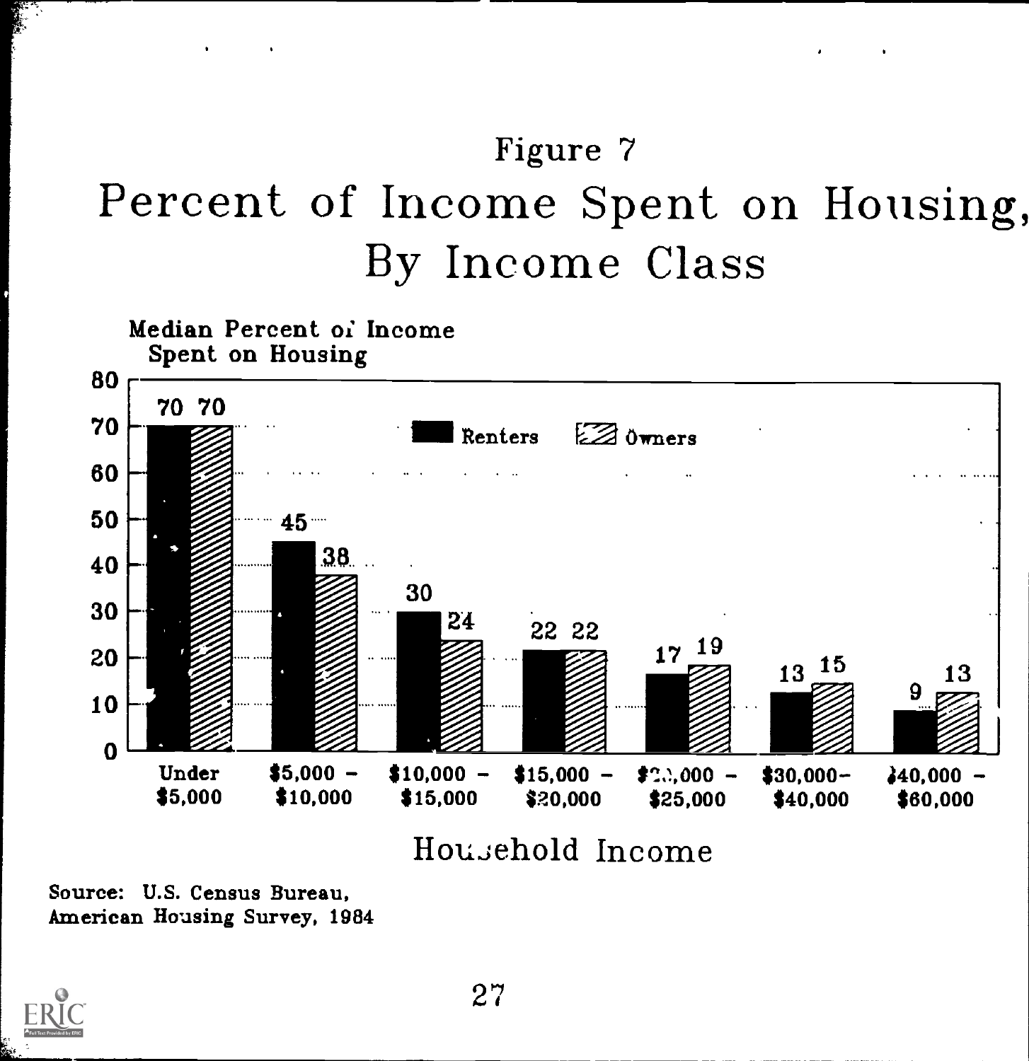Figure 7

# Percent of Income Spent on Housing, By Income Class

Median Percent of Income Spent on Housing

| Household Income | Renters | Owners |
|---|---|---|
| Under $5,000 | 70 | 70 |
| $5,000 – $10,000 | 45 | 38 |
| $10,000 – $15,000 | 30 | 24 |
| $15,000 – $20,000 | 22 | 22 |
| $20,000 – $25,000 | 17 | 19 |
| $30,000– $40,000 | 13 | 15 |
| $40,000 – $60,000 | 9 | 13 |

Source: U.S. Census Bureau, American Housing Survey, 1984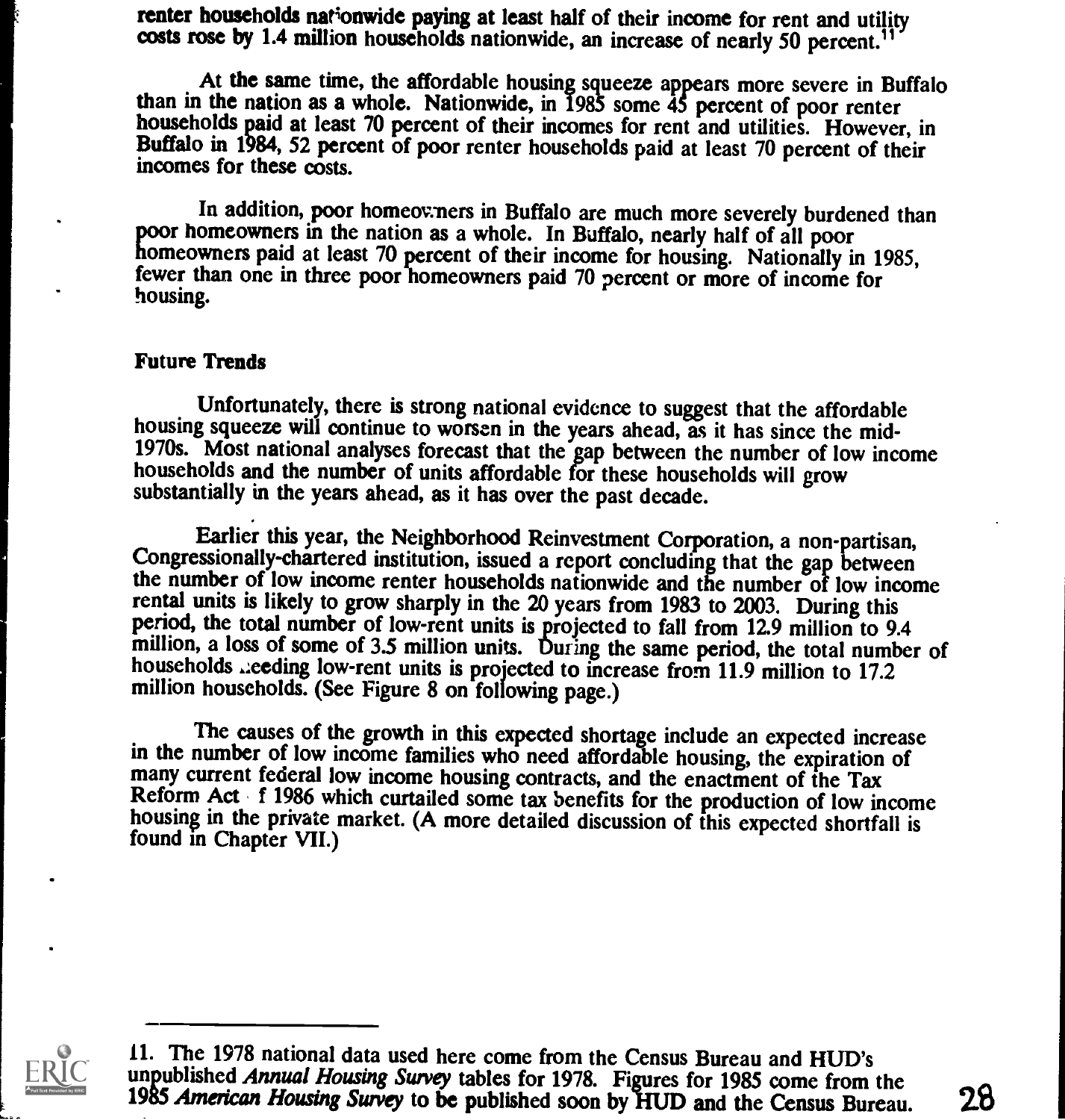renter households nationwide paying at least half of their income for rent and utility costs rose by 1.4 million households nationwide, an increase of nearly 50 percent.[11]

At the same time, the affordable housing squeeze appears more severe in Buffalo than in the nation as a whole. Nationwide, in 1985 some 45 percent of poor renter households paid at least 70 percent of their incomes for rent and utilities. However, in Buffalo in 1984, 52 percent of poor renter households paid at least 70 percent of their incomes for these costs.

In addition, poor homeowners in Buffalo are much more severely burdened than poor homeowners in the nation as a whole. In Buffalo, nearly half of all poor homeowners paid at least 70 percent of their income for housing. Nationally in 1985, fewer than one in three poor homeowners paid 70 percent or more of income for housing.

### Future Trends

Unfortunately, there is strong national evidence to suggest that the affordable housing squeeze will continue to worsen in the years ahead, as it has since the mid-1970s. Most national analyses forecast that the gap between the number of low income households and the number of units affordable for these households will grow substantially in the years ahead, as it has over the past decade.

Earlier this year, the Neighborhood Reinvestment Corporation, a non-partisan, Congressionally-chartered institution, issued a report concluding that the gap between the number of low income renter households nationwide and the number of low income rental units is likely to grow sharply in the 20 years from 1983 to 2003. During this period, the total number of low-rent units is projected to fall from 12.9 million to 9.4 million, a loss of some of 3.5 million units. During the same period, the total number of households needing low-rent units is projected to increase from 11.9 million to 17.2 million households. (See Figure 8 on following page.)

The causes of the growth in this expected shortage include an expected increase in the number of low income families who need affordable housing, the expiration of many current federal low income housing contracts, and the enactment of the Tax Reform Act of 1986 which curtailed some tax benefits for the production of low income housing in the private market. (A more detailed discussion of this expected shortfall is found in Chapter VII.)

---

11. The 1978 national data used here come from the Census Bureau and HUD's unpublished *Annual Housing Survey* tables for 1978. Figures for 1985 come from the 1985 *American Housing Survey* to be published soon by HUD and the Census Bureau.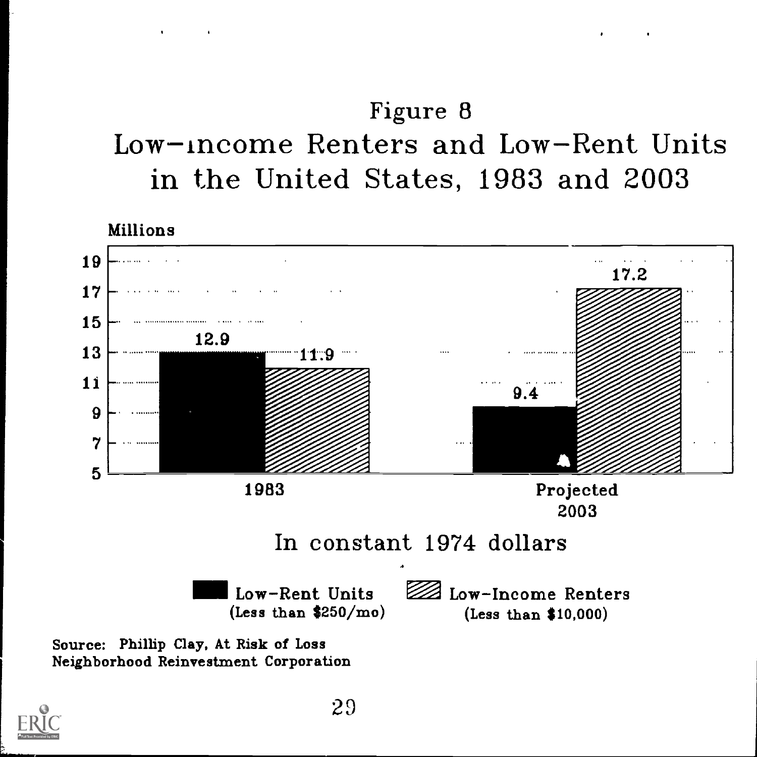## Figure 8

# Low-income Renters and Low-Rent Units in the United States, 1983 and 2003

Millions

| | 1983 | Projected 2003 |
|---|---|---|
| Low-Rent Units (Less than $250/mo) | 12.9 | 9.4 |
| Low-Income Renters (Less than $10,000) | 11.9 | 17.2 |

In constant 1974 dollars

Source: Phillip Clay, At Risk of Loss
Neighborhood Reinvestment Corporation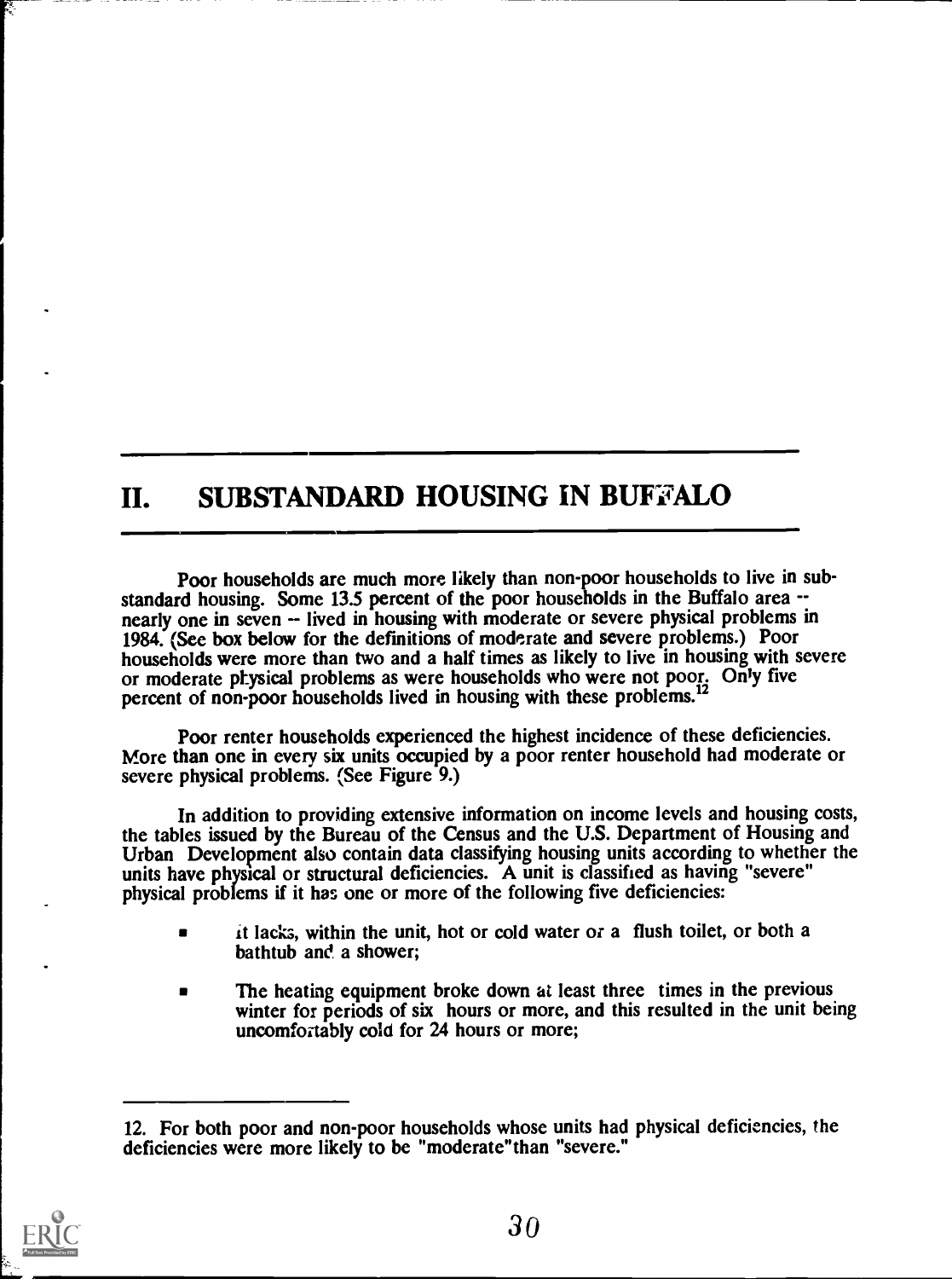## II. SUBSTANDARD HOUSING IN BUFFALO

Poor households are much more likely than non-poor households to live in substandard housing. Some 13.5 percent of the poor households in the Buffalo area -- nearly one in seven -- lived in housing with moderate or severe physical problems in 1984. (See box below for the definitions of moderate and severe problems.) Poor households were more than two and a half times as likely to live in housing with severe or moderate physical problems as were households who were not poor. Only five percent of non-poor households lived in housing with these problems.[12]

Poor renter households experienced the highest incidence of these deficiencies. More than one in every six units occupied by a poor renter household had moderate or severe physical problems. (See Figure 9.)

In addition to providing extensive information on income levels and housing costs, the tables issued by the Bureau of the Census and the U.S. Department of Housing and Urban Development also contain data classifying housing units according to whether the units have physical or structural deficiencies. A unit is classified as having "severe" physical problems if it has one or more of the following five deficiencies:

- It lacks, within the unit, hot or cold water or a flush toilet, or both a bathtub and a shower;
- The heating equipment broke down at least three times in the previous winter for periods of six hours or more, and this resulted in the unit being uncomfortably cold for 24 hours or more;

---

12. For both poor and non-poor households whose units had physical deficiencies, the deficiencies were more likely to be "moderate" than "severe."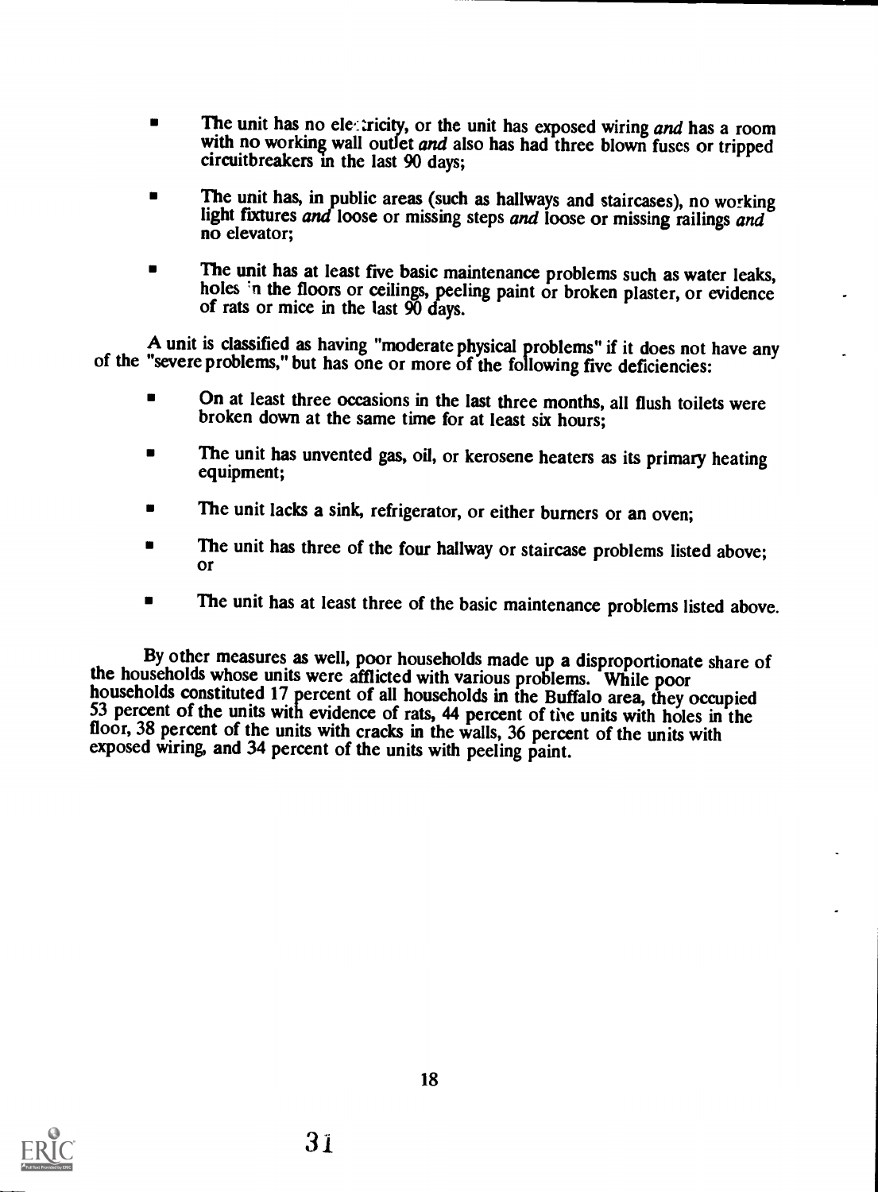- The unit has no electricity, or the unit has exposed wiring *and* has a room with no working wall outlet *and* also has had three blown fuses or tripped circuitbreakers in the last 90 days;

- The unit has, in public areas (such as hallways and staircases), no working light fixtures *and* loose or missing steps *and* loose or missing railings *and* no elevator;

- The unit has at least five basic maintenance problems such as water leaks, holes in the floors or ceilings, peeling paint or broken plaster, or evidence of rats or mice in the last 90 days.

A unit is classified as having "moderate physical problems" if it does not have any of the "severe problems," but has one or more of the following five deficiencies:

- On at least three occasions in the last three months, all flush toilets were broken down at the same time for at least six hours;

- The unit has unvented gas, oil, or kerosene heaters as its primary heating equipment;

- The unit lacks a sink, refrigerator, or either burners or an oven;

- The unit has three of the four hallway or staircase problems listed above; or

- The unit has at least three of the basic maintenance problems listed above.

By other measures as well, poor households made up a disproportionate share of the households whose units were afflicted with various problems. While poor households constituted 17 percent of all households in the Buffalo area, they occupied 53 percent of the units with evidence of rats, 44 percent of the units with holes in the floor, 38 percent of the units with cracks in the walls, 36 percent of the units with exposed wiring, and 34 percent of the units with peeling paint.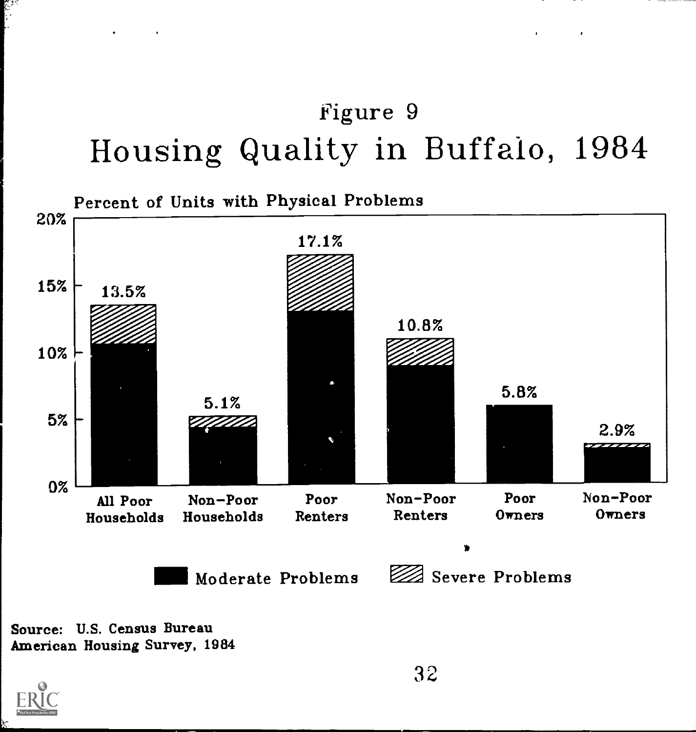# Figure 9

## Housing Quality in Buffalo, 1984

Percent of Units with Physical Problems

| Category | Total |
|---|---|
| All Poor Households | 13.5% |
| Non-Poor Households | 5.1% |
| Poor Renters | 17.1% |
| Non-Poor Renters | 10.8% |
| Poor Owners | 5.8% |
| Non-Poor Owners | 2.9% |

Moderate Problems / Severe Problems

Source: U.S. Census Bureau
American Housing Survey, 1984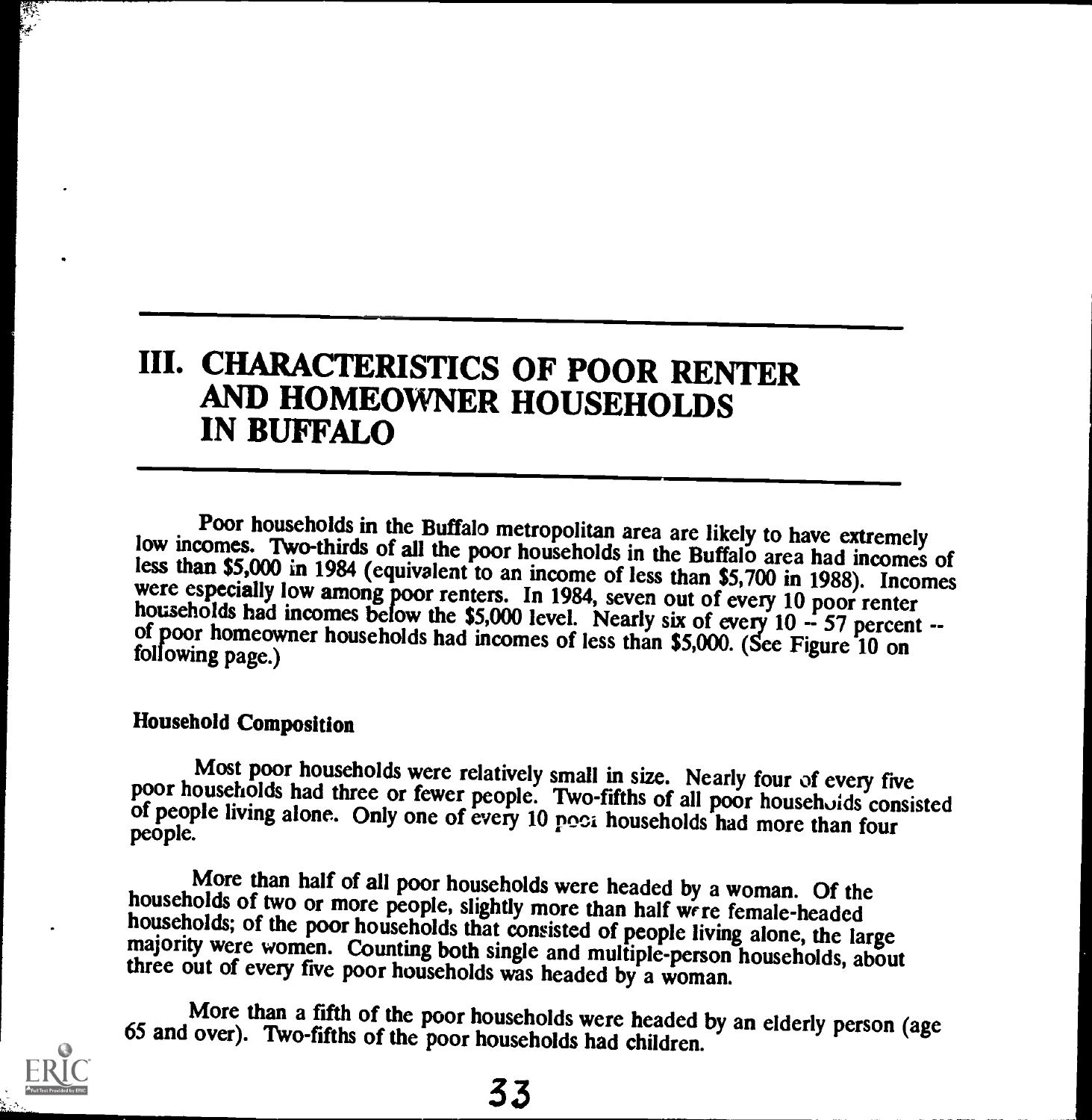# III. CHARACTERISTICS OF POOR RENTER AND HOMEOWNER HOUSEHOLDS IN BUFFALO

Poor households in the Buffalo metropolitan area are likely to have extremely low incomes. Two-thirds of all the poor households in the Buffalo area had incomes of less than $5,000 in 1984 (equivalent to an income of less than $5,700 in 1988). Incomes were especially low among poor renters. In 1984, seven out of every 10 poor renter households had incomes below the $5,000 level. Nearly six of every 10 -- 57 percent -- of poor homeowner households had incomes of less than $5,000. (See Figure 10 on following page.)

### Household Composition

Most poor households were relatively small in size. Nearly four of every five poor households had three or fewer people. Two-fifths of all poor households consisted of people living alone. Only one of every 10 poor households had more than four people.

More than half of all poor households were headed by a woman. Of the households of two or more people, slightly more than half were female-headed households; of the poor households that consisted of people living alone, the large majority were women. Counting both single and multiple-person households, about three out of every five poor households was headed by a woman.

More than a fifth of the poor households were headed by an elderly person (age 65 and over). Two-fifths of the poor households had children.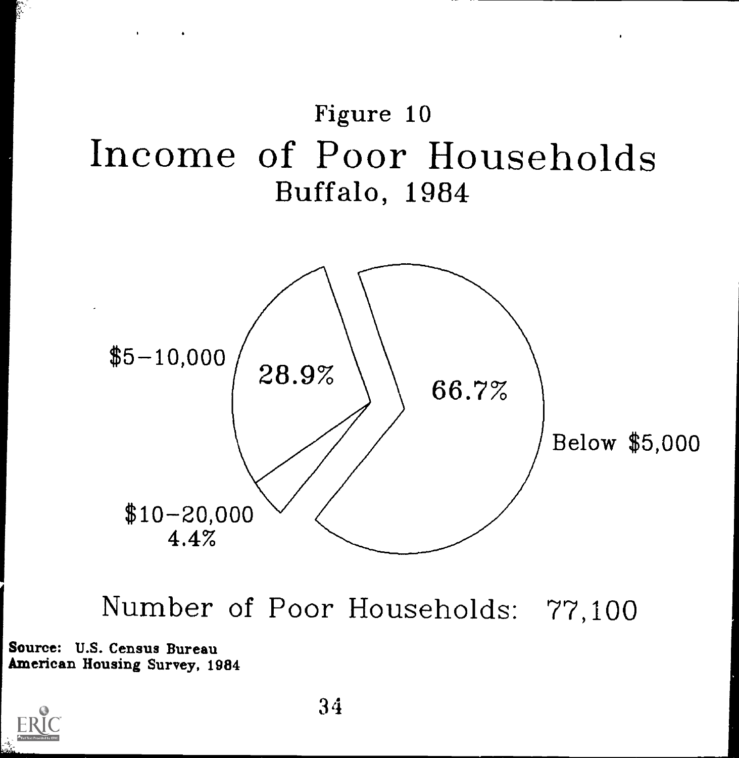Figure 10

# Income of Poor Households

Buffalo, 1984

$5–10,000 28.9%

66.7% Below $5,000

$10–20,000 4.4%

Number of Poor Households: 77,100

**Source: U.S. Census Bureau American Housing Survey, 1984**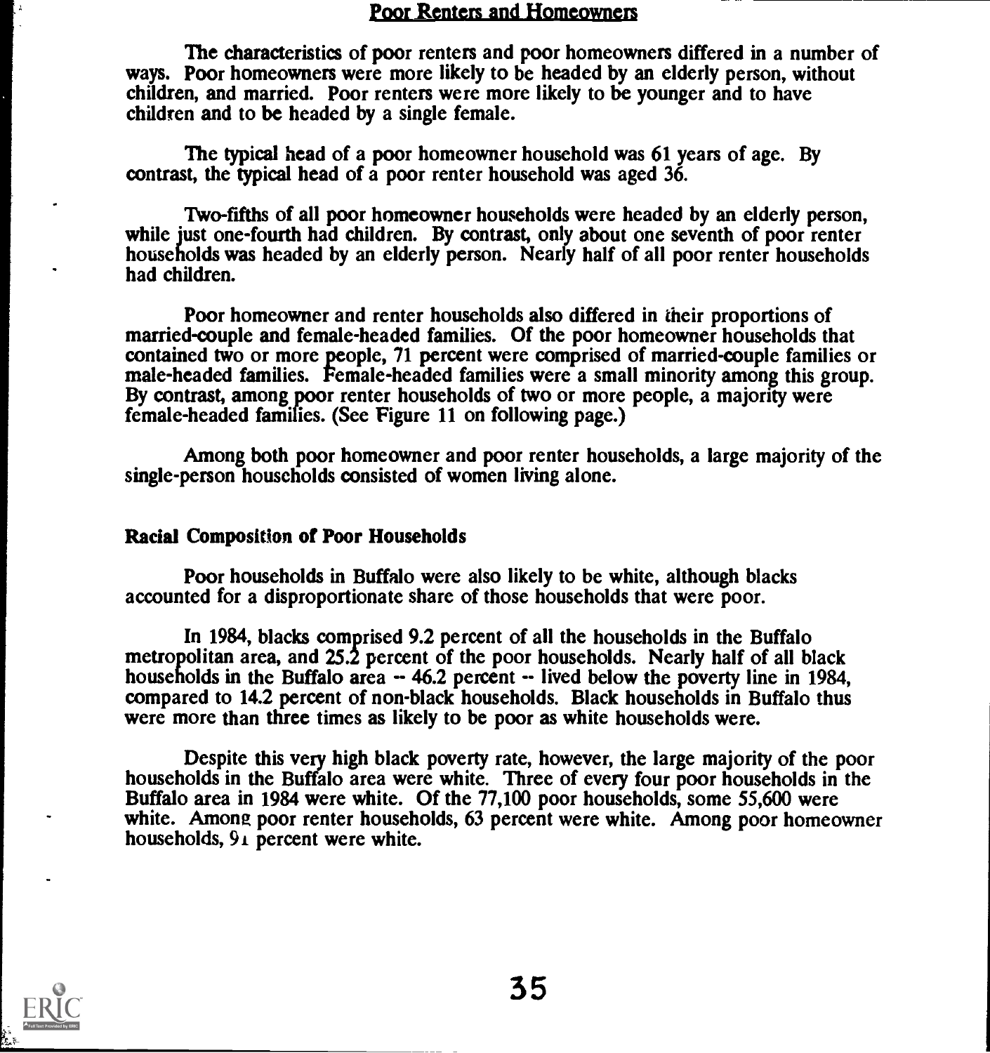## Poor Renters and Homeowners

The characteristics of poor renters and poor homeowners differed in a number of ways. Poor homeowners were more likely to be headed by an elderly person, without children, and married. Poor renters were more likely to be younger and to have children and to be headed by a single female.

The typical head of a poor homeowner household was 61 years of age. By contrast, the typical head of a poor renter household was aged 36.

Two-fifths of all poor homeowner households were headed by an elderly person, while just one-fourth had children. By contrast, only about one seventh of poor renter households was headed by an elderly person. Nearly half of all poor renter households had children.

Poor homeowner and renter households also differed in their proportions of married-couple and female-headed families. Of the poor homeowner households that contained two or more people, 71 percent were comprised of married-couple families or male-headed families. Female-headed families were a small minority among this group. By contrast, among poor renter households of two or more people, a majority were female-headed families. (See Figure 11 on following page.)

Among both poor homeowner and poor renter households, a large majority of the single-person households consisted of women living alone.

### Racial Composition of Poor Households

Poor households in Buffalo were also likely to be white, although blacks accounted for a disproportionate share of those households that were poor.

In 1984, blacks comprised 9.2 percent of all the households in the Buffalo metropolitan area, and 25.2 percent of the poor households. Nearly half of all black households in the Buffalo area -- 46.2 percent -- lived below the poverty line in 1984, compared to 14.2 percent of non-black households. Black households in Buffalo thus were more than three times as likely to be poor as white households were.

Despite this very high black poverty rate, however, the large majority of the poor households in the Buffalo area were white. Three of every four poor households in the Buffalo area in 1984 were white. Of the 77,100 poor households, some 55,600 were white. Among poor renter households, 63 percent were white. Among poor homeowner households, 91 percent were white.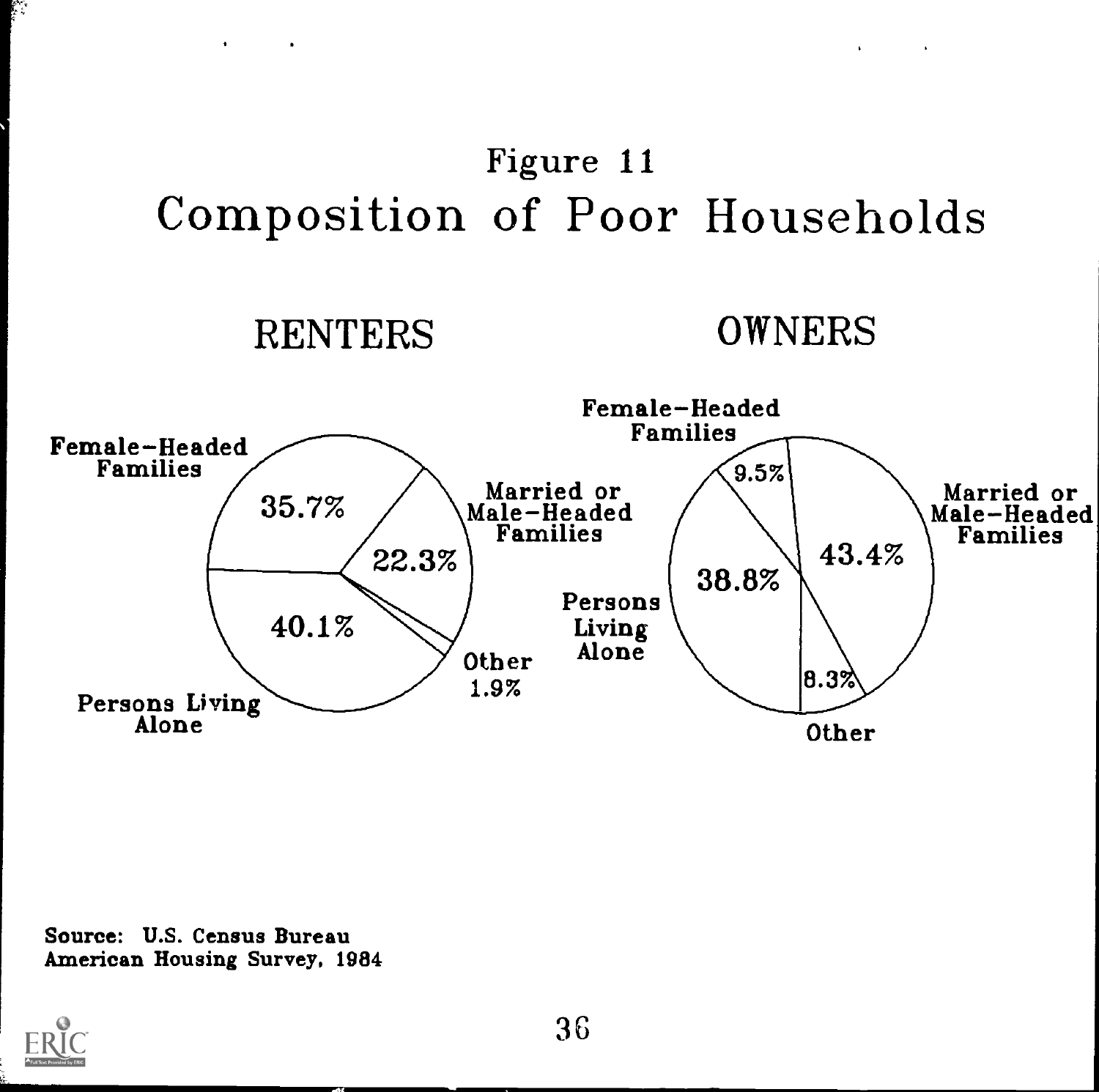# Figure 11
# Composition of Poor Households

## RENTERS

| Category | Percent |
|---|---|
| Female-Headed Families | 35.7% |
| Married or Male-Headed Families | 22.3% |
| Persons Living Alone | 40.1% |
| Other | 1.9% |

## OWNERS

| Category | Percent |
|---|---|
| Female-Headed Families | 9.5% |
| Married or Male-Headed Families | 43.4% |
| Persons Living Alone | 38.8% |
| Other | 8.3% |

**Source: U.S. Census Bureau American Housing Survey, 1984**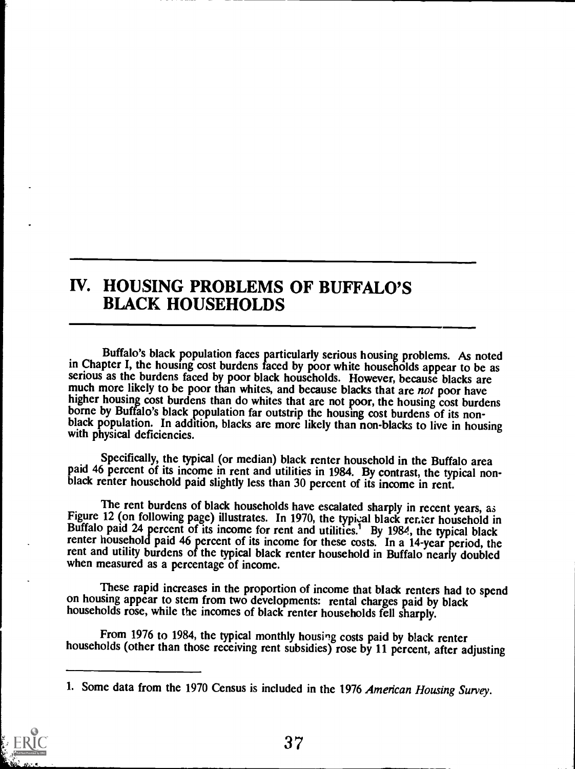# IV. HOUSING PROBLEMS OF BUFFALO'S BLACK HOUSEHOLDS

Buffalo's black population faces particularly serious housing problems. As noted in Chapter I, the housing cost burdens faced by poor white households appear to be as serious as the burdens faced by poor black households. However, because blacks are much more likely to be poor than whites, and because blacks that are *not* poor have higher housing cost burdens than do whites that are not poor, the housing cost burdens borne by Buffalo's black population far outstrip the housing cost burdens of its non-black population. In addition, blacks are more likely than non-blacks to live in housing with physical deficiencies.

Specifically, the typical (or median) black renter household in the Buffalo area paid 46 percent of its income in rent and utilities in 1984. By contrast, the typical non-black renter household paid slightly less than 30 percent of its income in rent.

The rent burdens of black households have escalated sharply in recent years, as Figure 12 (on following page) illustrates. In 1970, the typical black renter household in Buffalo paid 24 percent of its income for rent and utilities.[1] By 1984, the typical black renter household paid 46 percent of its income for these costs. In a 14-year period, the rent and utility burdens of the typical black renter household in Buffalo nearly doubled when measured as a percentage of income.

These rapid increases in the proportion of income that black renters had to spend on housing appear to stem from two developments: rental charges paid by black households rose, while the incomes of black renter households fell sharply.

From 1976 to 1984, the typical monthly housing costs paid by black renter households (other than those receiving rent subsidies) rose by 11 percent, after adjusting

1. Some data from the 1970 Census is included in the 1976 *American Housing Survey*.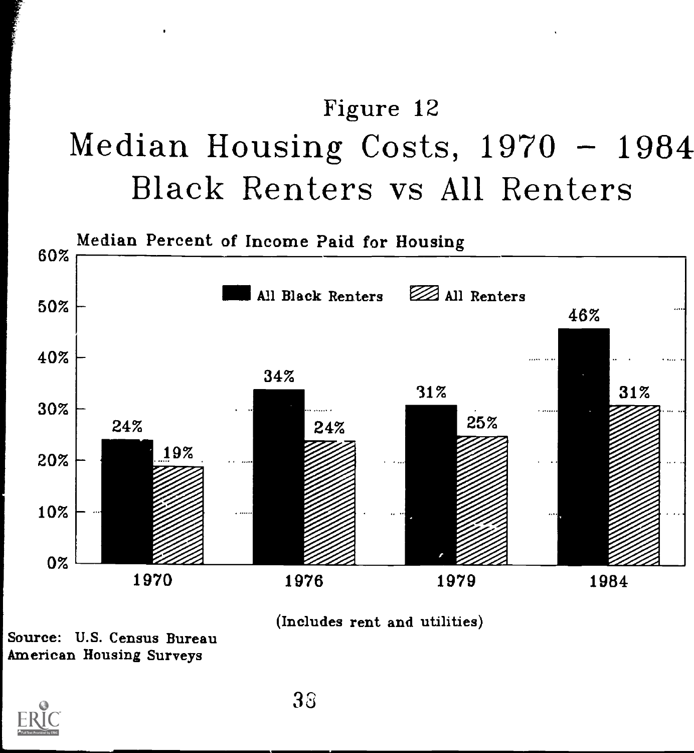# Figure 12

## Median Housing Costs, 1970 – 1984
## Black Renters vs All Renters

Median Percent of Income Paid for Housing

| Year | All Black Renters | All Renters |
|---|---|---|
| 1970 | 24% | 19% |
| 1976 | 34% | 24% |
| 1979 | 31% | 25% |
| 1984 | 46% | 31% |

(Includes rent and utilities)

Source: U.S. Census Bureau
American Housing Surveys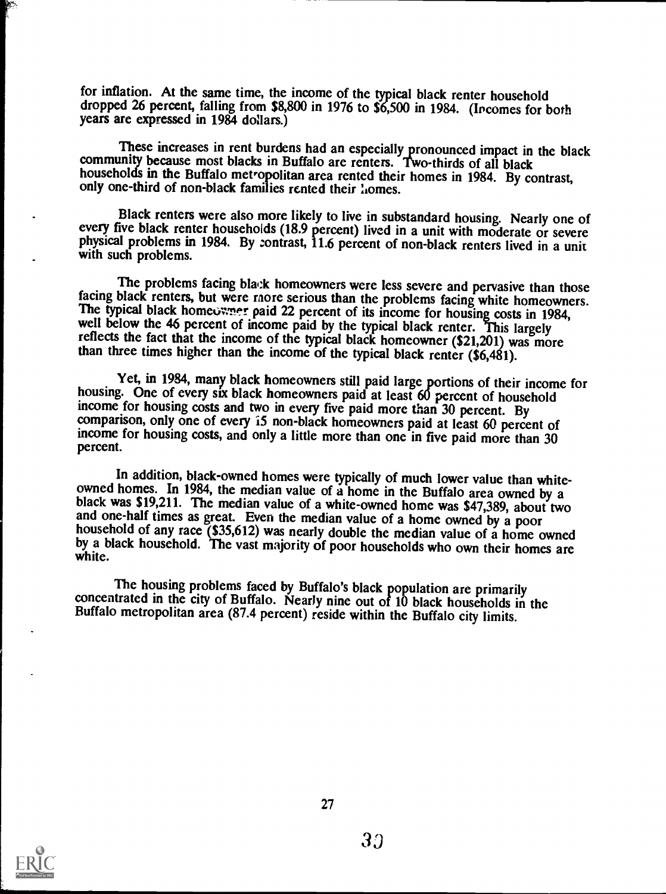for inflation. At the same time, the income of the typical black renter household dropped 26 percent, falling from $8,800 in 1976 to $6,500 in 1984. (Incomes for both years are expressed in 1984 dollars.)

These increases in rent burdens had an especially pronounced impact in the black community because most blacks in Buffalo are renters. Two-thirds of all black households in the Buffalo metropolitan area rented their homes in 1984. By contrast, only one-third of non-black families rented their homes.

Black renters were also more likely to live in substandard housing. Nearly one of every five black renter households (18.9 percent) lived in a unit with moderate or severe physical problems in 1984. By contrast, 11.6 percent of non-black renters lived in a unit with such problems.

The problems facing black homeowners were less severe and pervasive than those facing black renters, but were more serious than the problems facing white homeowners. The typical black homeowner paid 22 percent of its income for housing costs in 1984, well below the 46 percent of income paid by the typical black renter. This largely reflects the fact that the income of the typical black homeowner ($21,201) was more than three times higher than the income of the typical black renter ($6,481).

Yet, in 1984, many black homeowners still paid large portions of their income for housing. One of every six black homeowners paid at least 60 percent of household income for housing costs and two in every five paid more than 30 percent. By comparison, only one of every 15 non-black homeowners paid at least 60 percent of income for housing costs, and only a little more than one in five paid more than 30 percent.

In addition, black-owned homes were typically of much lower value than white-owned homes. In 1984, the median value of a home in the Buffalo area owned by a black was $19,211. The median value of a white-owned home was $47,389, about two and one-half times as great. Even the median value of a home owned by a poor household of any race ($35,612) was nearly double the median value of a home owned by a black household. The vast majority of poor households who own their homes are white.

The housing problems faced by Buffalo's black population are primarily concentrated in the city of Buffalo. Nearly nine out of 10 black households in the Buffalo metropolitan area (87.4 percent) reside within the Buffalo city limits.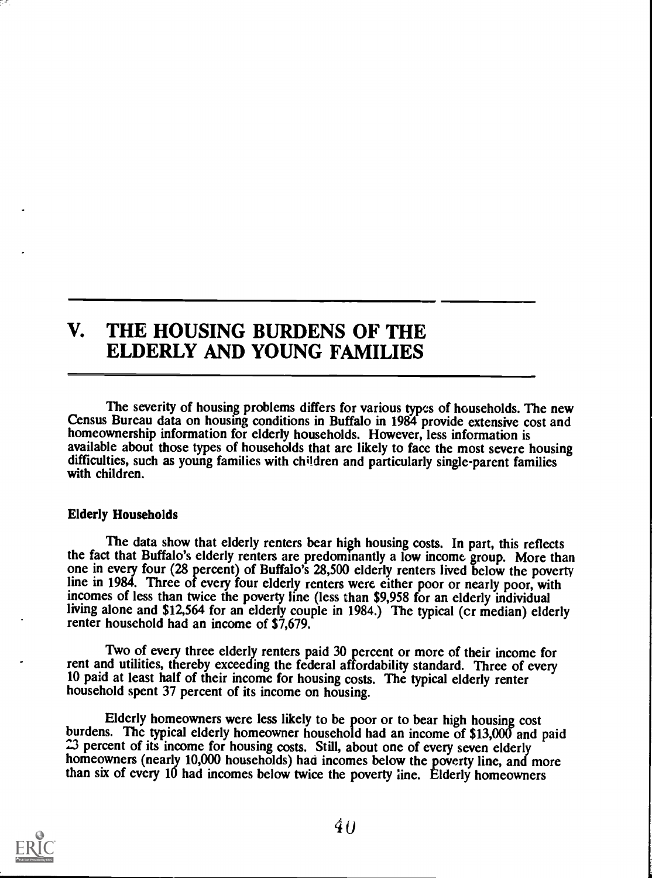# V. THE HOUSING BURDENS OF THE ELDERLY AND YOUNG FAMILIES

The severity of housing problems differs for various types of households. The new Census Bureau data on housing conditions in Buffalo in 1984 provide extensive cost and homeownership information for elderly households. However, less information is available about those types of households that are likely to face the most severe housing difficulties, such as young families with children and particularly single-parent families with children.

### Elderly Households

The data show that elderly renters bear high housing costs. In part, this reflects the fact that Buffalo's elderly renters are predominantly a low income group. More than one in every four (28 percent) of Buffalo's 28,500 elderly renters lived below the poverty line in 1984. Three of every four elderly renters were either poor or nearly poor, with incomes of less than twice the poverty line (less than $9,958 for an elderly individual living alone and $12,564 for an elderly couple in 1984.) The typical (or median) elderly renter household had an income of $7,679.

Two of every three elderly renters paid 30 percent or more of their income for rent and utilities, thereby exceeding the federal affordability standard. Three of every 10 paid at least half of their income for housing costs. The typical elderly renter household spent 37 percent of its income on housing.

Elderly homeowners were less likely to be poor or to bear high housing cost burdens. The typical elderly homeowner household had an income of $13,000 and paid 23 percent of its income for housing costs. Still, about one of every seven elderly homeowners (nearly 10,000 households) had incomes below the poverty line, and more than six of every 10 had incomes below twice the poverty line. Elderly homeowners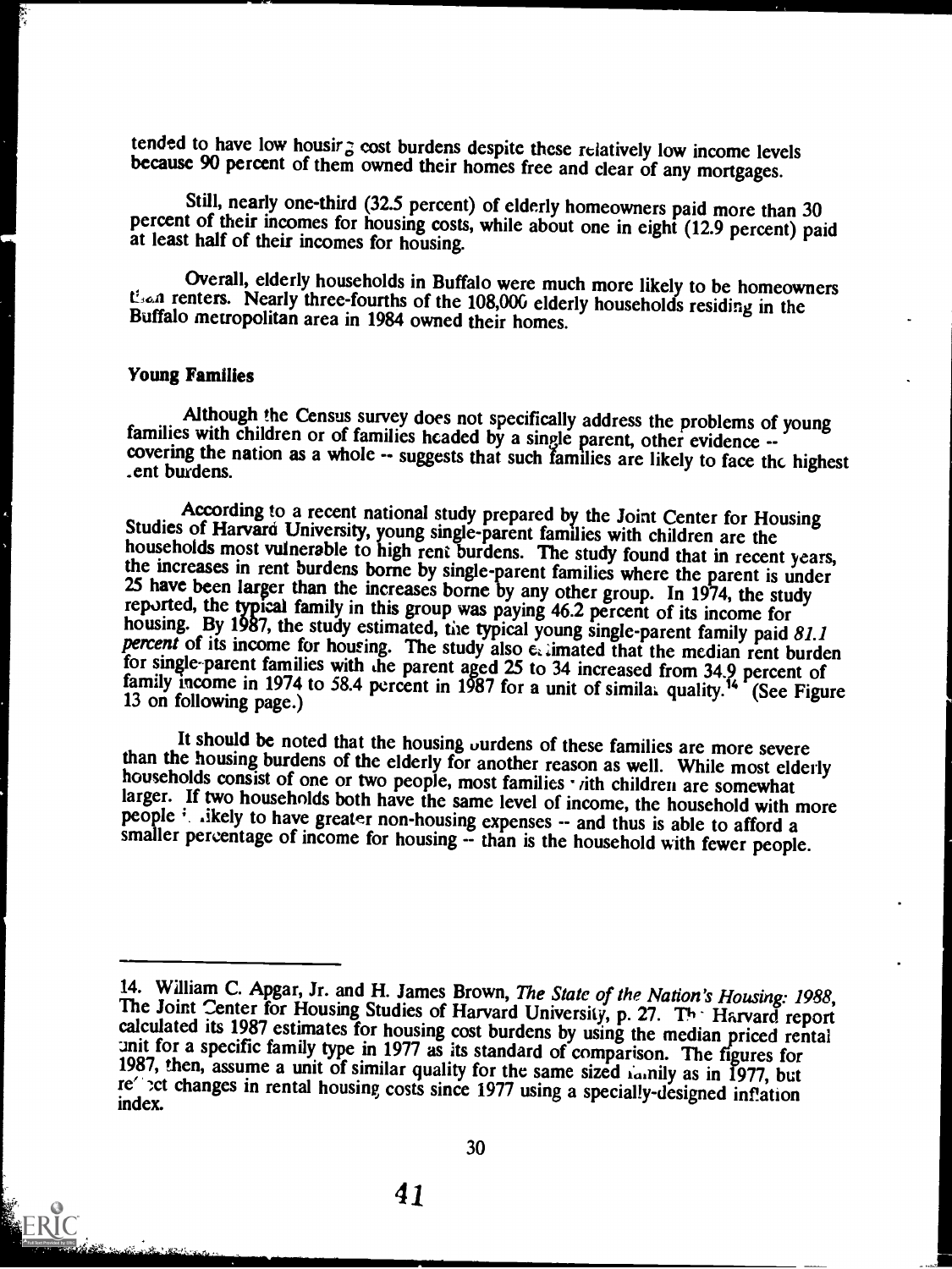tended to have low housing cost burdens despite these relatively low income levels because 90 percent of them owned their homes free and clear of any mortgages.

Still, nearly one-third (32.5 percent) of elderly homeowners paid more than 30 percent of their incomes for housing costs, while about one in eight (12.9 percent) paid at least half of their incomes for housing.

Overall, elderly households in Buffalo were much more likely to be homeowners than renters. Nearly three-fourths of the 108,000 elderly households residing in the Buffalo metropolitan area in 1984 owned their homes.

### Young Families

Although the Census survey does not specifically address the problems of young families with children or of families headed by a single parent, other evidence -- covering the nation as a whole -- suggests that such families are likely to face the highest rent burdens.

According to a recent national study prepared by the Joint Center for Housing Studies of Harvard University, young single-parent families with children are the households most vulnerable to high rent burdens. The study found that in recent years, the increases in rent burdens borne by single-parent families where the parent is under 25 have been larger than the increases borne by any other group. In 1974, the study reported, the typical family in this group was paying 46.2 percent of its income for housing. By 1987, the study estimated, the typical young single-parent family paid *81.1 percent* of its income for housing. The study also estimated that the median rent burden for single-parent families with the parent aged 25 to 34 increased from 34.9 percent of family income in 1974 to 58.4 percent in 1987 for a unit of similar quality.[14] (See Figure 13 on following page.)

It should be noted that the housing burdens of these families are more severe than the housing burdens of the elderly for another reason as well. While most elderly households consist of one or two people, most families with children are somewhat larger. If two households both have the same level of income, the household with more people is likely to have greater non-housing expenses -- and thus is able to afford a smaller percentage of income for housing -- than is the household with fewer people.

---

14. William C. Apgar, Jr. and H. James Brown, *The State of the Nation's Housing: 1988*, The Joint Center for Housing Studies of Harvard University, p. 27. The Harvard report calculated its 1987 estimates for housing cost burdens by using the median priced rental unit for a specific family type in 1977 as its standard of comparison. The figures for 1987, then, assume a unit of similar quality for the same sized family as in 1977, but reflect changes in rental housing costs since 1977 using a specially-designed inflation index.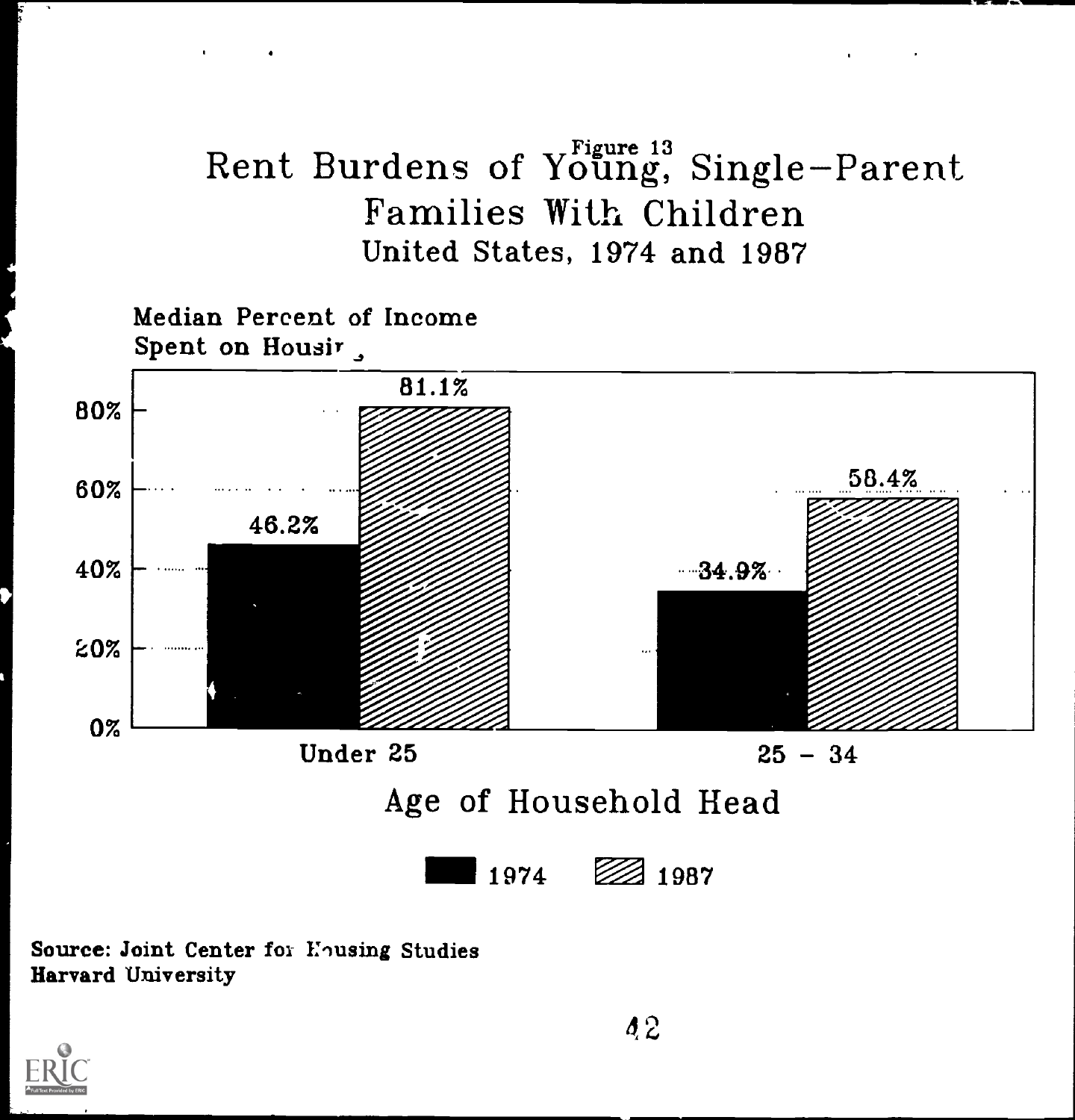Figure 13

# Rent Burdens of Young, Single-Parent Families With Children

United States, 1974 and 1987

Median Percent of Income Spent on Housing

| Age of Household Head | 1974 | 1987 |
|---|---|---|
| Under 25 | 46.2% | 81.1% |
| 25 - 34 | 34.9% | 58.4% |

Source: Joint Center for Housing Studies
Harvard University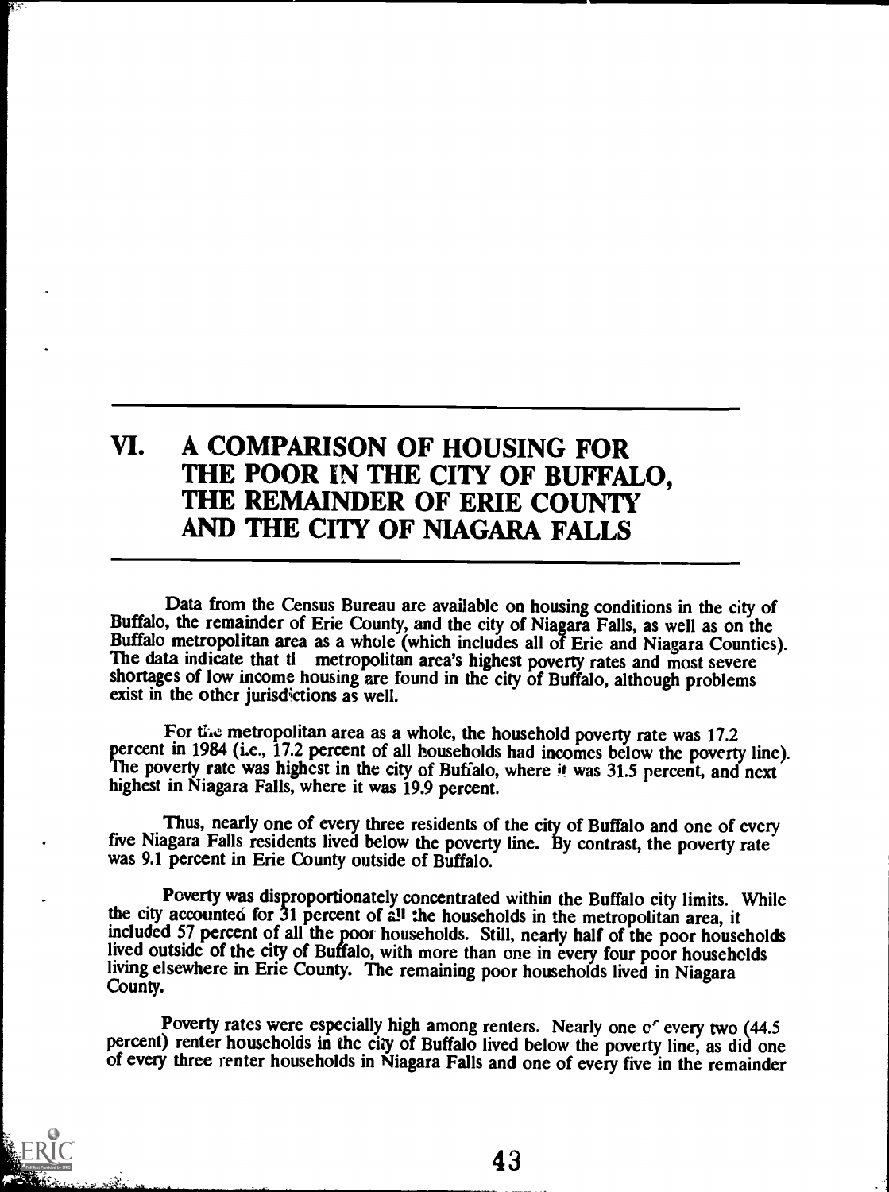# VI. A COMPARISON OF HOUSING FOR THE POOR IN THE CITY OF BUFFALO, THE REMAINDER OF ERIE COUNTY AND THE CITY OF NIAGARA FALLS

Data from the Census Bureau are available on housing conditions in the city of Buffalo, the remainder of Erie County, and the city of Niagara Falls, as well as on the Buffalo metropolitan area as a whole (which includes all of Erie and Niagara Counties). The data indicate that the metropolitan area's highest poverty rates and most severe shortages of low income housing are found in the city of Buffalo, although problems exist in the other jurisdictions as well.

For the metropolitan area as a whole, the household poverty rate was 17.2 percent in 1984 (i.e., 17.2 percent of all households had incomes below the poverty line). The poverty rate was highest in the city of Buffalo, where it was 31.5 percent, and next highest in Niagara Falls, where it was 19.9 percent.

Thus, nearly one of every three residents of the city of Buffalo and one of every five Niagara Falls residents lived below the poverty line. By contrast, the poverty rate was 9.1 percent in Erie County outside of Buffalo.

Poverty was disproportionately concentrated within the Buffalo city limits. While the city accounted for 31 percent of all the households in the metropolitan area, it included 57 percent of all the poor households. Still, nearly half of the poor households lived outside of the city of Buffalo, with more than one in every four poor households living elsewhere in Erie County. The remaining poor households lived in Niagara County.

Poverty rates were especially high among renters. Nearly one of every two (44.5 percent) renter households in the city of Buffalo lived below the poverty line, as did one of every three renter households in Niagara Falls and one of every five in the remainder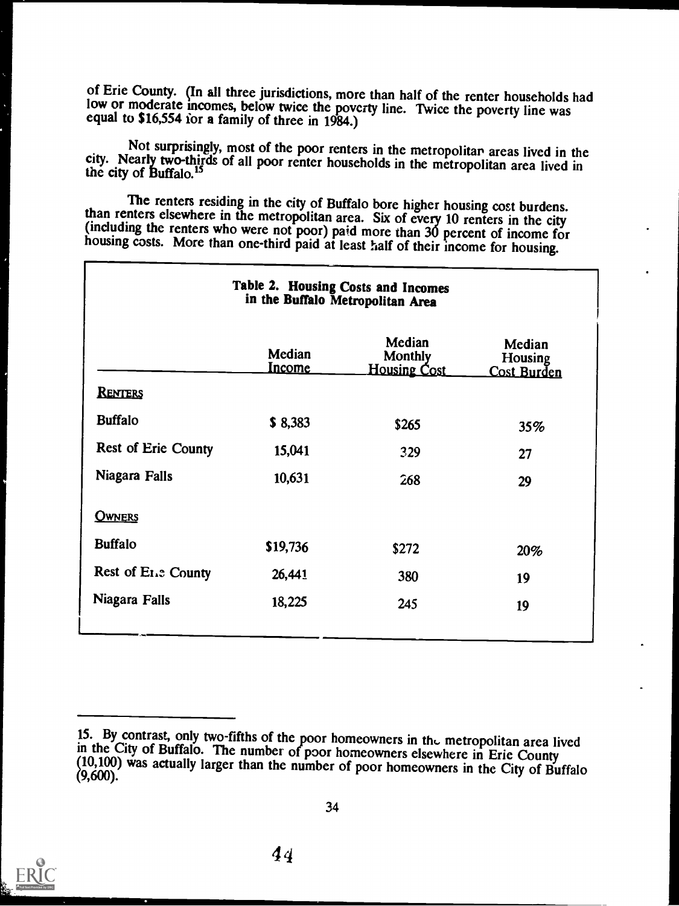of Erie County. (In all three jurisdictions, more than half of the renter households had low or moderate incomes, below twice the poverty line. Twice the poverty line was equal to $16,554 for a family of three in 1984.)

Not surprisingly, most of the poor renters in the metropolitan areas lived in the city. Nearly two-thirds of all poor renter households in the metropolitan area lived in the city of Buffalo.[15]

The renters residing in the city of Buffalo bore higher housing cost burdens. than renters elsewhere in the metropolitan area. Six of every 10 renters in the city (including the renters who were not poor) paid more than 30 percent of income for housing costs. More than one-third paid at least half of their income for housing.

**Table 2. Housing Costs and Incomes in the Buffalo Metropolitan Area**

| | Median Income | Median Monthly Housing Cost | Median Housing Cost Burden |
|---|---|---|---|
| RENTERS | | | |
| Buffalo | $ 8,383 | $265 | 35% |
| Rest of Erie County | 15,041 | 329 | 27 |
| Niagara Falls | 10,631 | 268 | 29 |
| OWNERS | | | |
| Buffalo | $19,736 | $272 | 20% |
| Rest of Erie County | 26,441 | 380 | 19 |
| Niagara Falls | 18,225 | 245 | 19 |

---

15. By contrast, only two-fifths of the poor homeowners in the metropolitan area lived in the City of Buffalo. The number of poor homeowners elsewhere in Erie County (10,100) was actually larger than the number of poor homeowners in the City of Buffalo (9,600).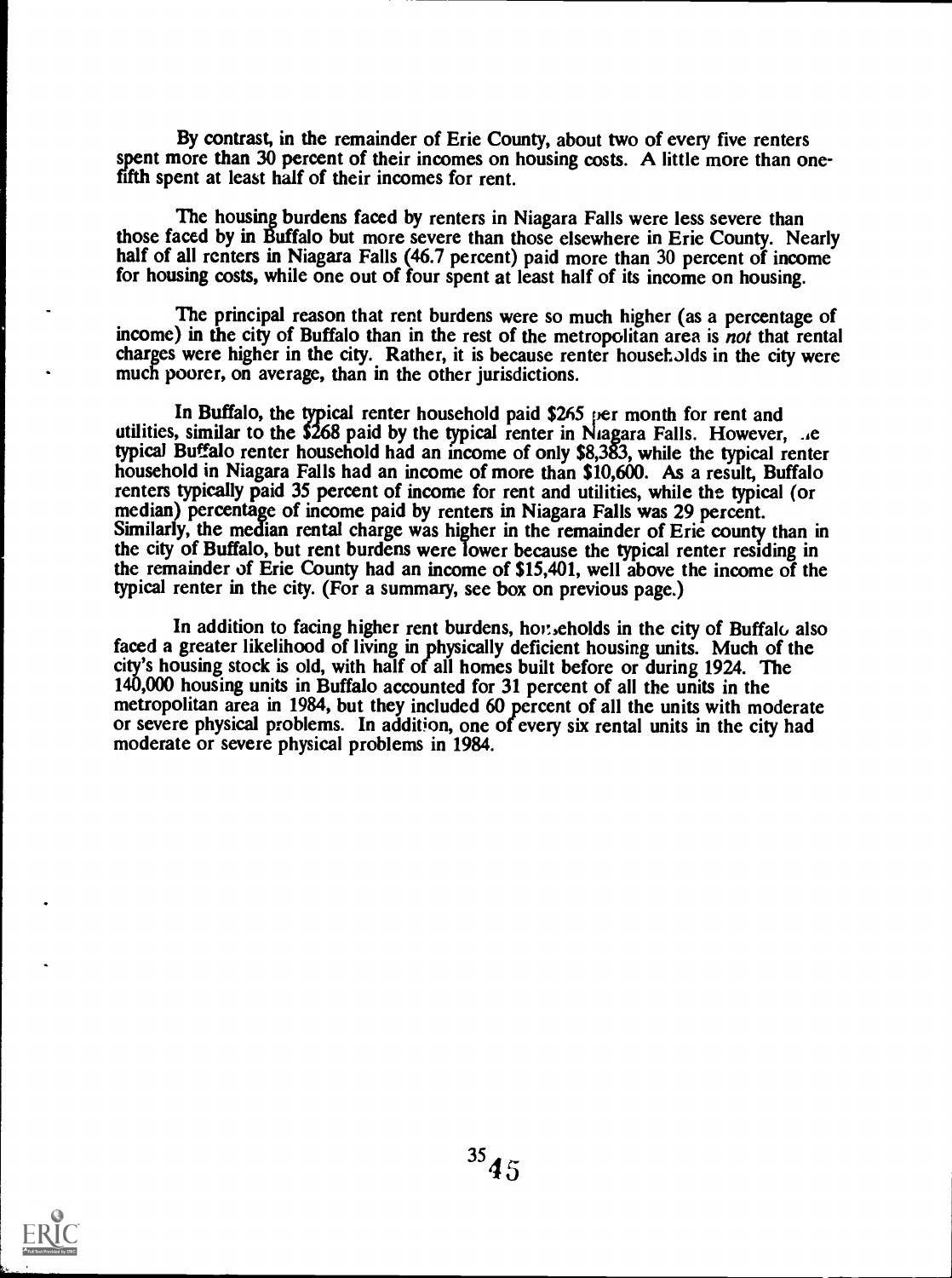By contrast, in the remainder of Erie County, about two of every five renters spent more than 30 percent of their incomes on housing costs. A little more than one-fifth spent at least half of their incomes for rent.

The housing burdens faced by renters in Niagara Falls were less severe than those faced by in Buffalo but more severe than those elsewhere in Erie County. Nearly half of all renters in Niagara Falls (46.7 percent) paid more than 30 percent of income for housing costs, while one out of four spent at least half of its income on housing.

The principal reason that rent burdens were so much higher (as a percentage of income) in the city of Buffalo than in the rest of the metropolitan area is *not* that rental charges were higher in the city. Rather, it is because renter households in the city were much poorer, on average, than in the other jurisdictions.

In Buffalo, the typical renter household paid $265 per month for rent and utilities, similar to the $268 paid by the typical renter in Niagara Falls. However, the typical Buffalo renter household had an income of only $8,383, while the typical renter household in Niagara Falls had an income of more than $10,600. As a result, Buffalo renters typically paid 35 percent of income for rent and utilities, while the typical (or median) percentage of income paid by renters in Niagara Falls was 29 percent. Similarly, the median rental charge was higher in the remainder of Erie county than in the city of Buffalo, but rent burdens were lower because the typical renter residing in the remainder of Erie County had an income of $15,401, well above the income of the typical renter in the city. (For a summary, see box on previous page.)

In addition to facing higher rent burdens, households in the city of Buffalo also faced a greater likelihood of living in physically deficient housing units. Much of the city's housing stock is old, with half of all homes built before or during 1924. The 140,000 housing units in Buffalo accounted for 31 percent of all the units in the metropolitan area in 1984, but they included 60 percent of all the units with moderate or severe physical problems. In addition, one of every six rental units in the city had moderate or severe physical problems in 1984.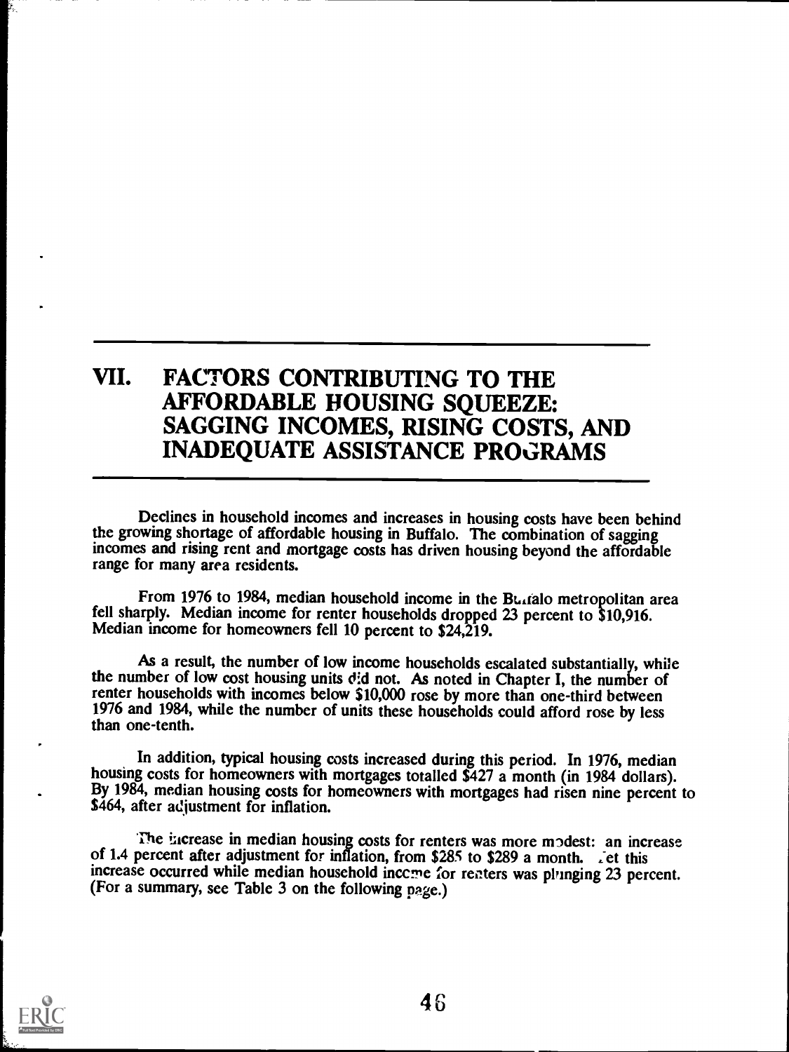# VII. FACTORS CONTRIBUTING TO THE AFFORDABLE HOUSING SQUEEZE: SAGGING INCOMES, RISING COSTS, AND INADEQUATE ASSISTANCE PROGRAMS

Declines in household incomes and increases in housing costs have been behind the growing shortage of affordable housing in Buffalo. The combination of sagging incomes and rising rent and mortgage costs has driven housing beyond the affordable range for many area residents.

From 1976 to 1984, median household income in the Buffalo metropolitan area fell sharply. Median income for renter households dropped 23 percent to $10,916. Median income for homeowners fell 10 percent to $24,219.

As a result, the number of low income households escalated substantially, while the number of low cost housing units did not. As noted in Chapter I, the number of renter households with incomes below $10,000 rose by more than one-third between 1976 and 1984, while the number of units these households could afford rose by less than one-tenth.

In addition, typical housing costs increased during this period. In 1976, median housing costs for homeowners with mortgages totalled $427 a month (in 1984 dollars). By 1984, median housing costs for homeowners with mortgages had risen nine percent to $464, after adjustment for inflation.

The increase in median housing costs for renters was more modest: an increase of 1.4 percent after adjustment for inflation, from $285 to $289 a month. Yet this increase occurred while median household income for renters was plunging 23 percent. (For a summary, see Table 3 on the following page.)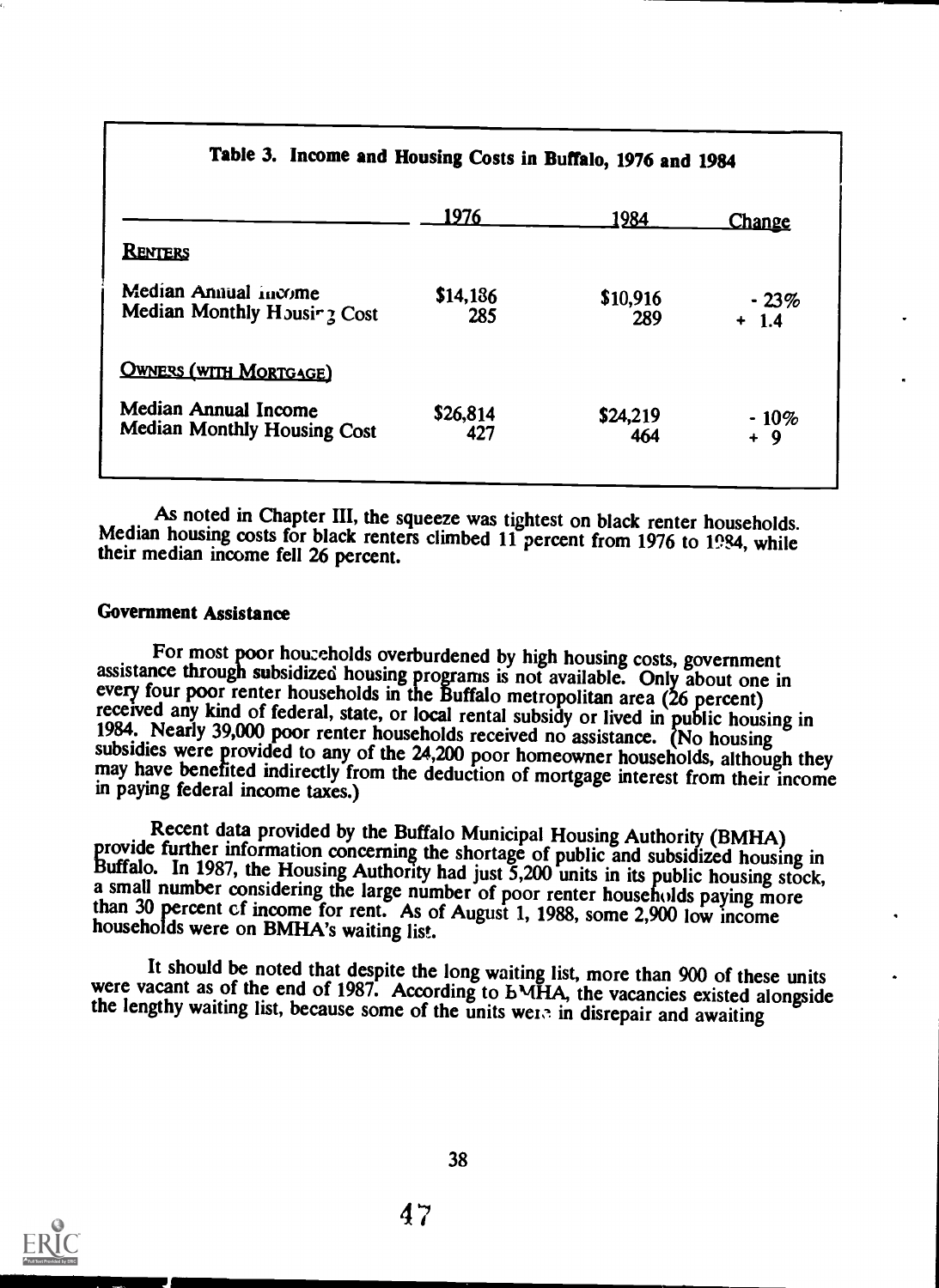**Table 3. Income and Housing Costs in Buffalo, 1976 and 1984**

| | 1976 | 1984 | Change |
|---|---|---|---|
| **Renters** | | | |
| Median Annual Income | $14,186 | $10,916 | - 23% |
| Median Monthly Housing Cost | 285 | 289 | + 1.4 |
| **Owners (with Mortgage)** | | | |
| Median Annual Income | $26,814 | $24,219 | - 10% |
| Median Monthly Housing Cost | 427 | 464 | + 9 |

As noted in Chapter III, the squeeze was tightest on black renter households. Median housing costs for black renters climbed 11 percent from 1976 to 1984, while their median income fell 26 percent.

### Government Assistance

For most poor households overburdened by high housing costs, government assistance through subsidized housing programs is not available. Only about one in every four poor renter households in the Buffalo metropolitan area (26 percent) received any kind of federal, state, or local rental subsidy or lived in public housing in 1984. Nearly 39,000 poor renter households received no assistance. (No housing subsidies were provided to any of the 24,200 poor homeowner households, although they may have benefited indirectly from the deduction of mortgage interest from their income in paying federal income taxes.)

Recent data provided by the Buffalo Municipal Housing Authority (BMHA) provide further information concerning the shortage of public and subsidized housing in Buffalo. In 1987, the Housing Authority had just 5,200 units in its public housing stock, a small number considering the large number of poor renter households paying more than 30 percent of income for rent. As of August 1, 1988, some 2,900 low income households were on BMHA's waiting list.

It should be noted that despite the long waiting list, more than 900 of these units were vacant as of the end of 1987. According to BMHA, the vacancies existed alongside the lengthy waiting list, because some of the units were in disrepair and awaiting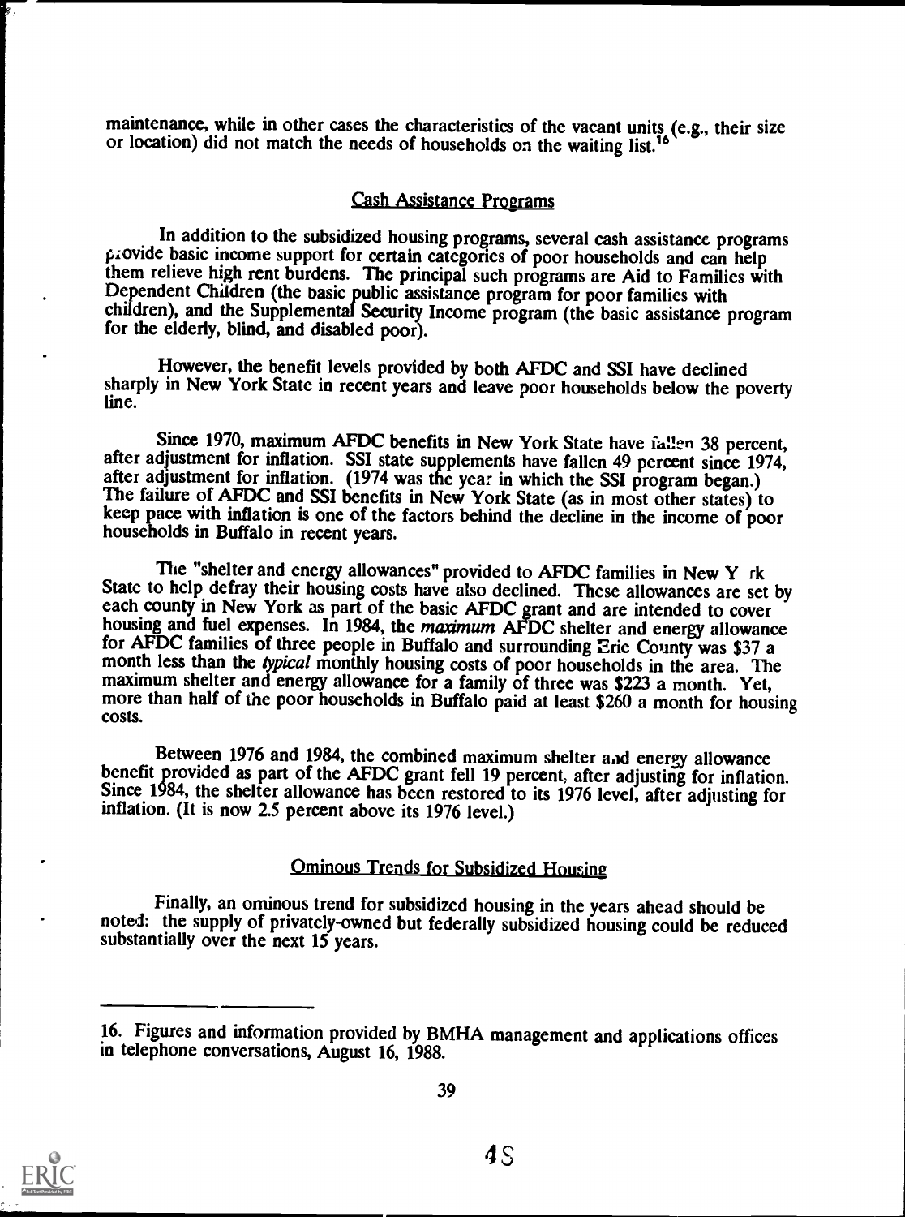maintenance, while in other cases the characteristics of the vacant units (e.g., their size or location) did not match the needs of households on the waiting list.[16]

## Cash Assistance Programs

In addition to the subsidized housing programs, several cash assistance programs provide basic income support for certain categories of poor households and can help them relieve high rent burdens. The principal such programs are Aid to Families with Dependent Children (the basic public assistance program for poor families with children), and the Supplemental Security Income program (the basic assistance program for the elderly, blind, and disabled poor).

However, the benefit levels provided by both AFDC and SSI have declined sharply in New York State in recent years and leave poor households below the poverty line.

Since 1970, maximum AFDC benefits in New York State have fallen 38 percent, after adjustment for inflation. SSI state supplements have fallen 49 percent since 1974, after adjustment for inflation. (1974 was the year in which the SSI program began.) The failure of AFDC and SSI benefits in New York State (as in most other states) to keep pace with inflation is one of the factors behind the decline in the income of poor households in Buffalo in recent years.

The "shelter and energy allowances" provided to AFDC families in New York State to help defray their housing costs have also declined. These allowances are set by each county in New York as part of the basic AFDC grant and are intended to cover housing and fuel expenses. In 1984, the *maximum* AFDC shelter and energy allowance for AFDC families of three people in Buffalo and surrounding Erie County was $37 a month less than the *typical* monthly housing costs of poor households in the area. The maximum shelter and energy allowance for a family of three was $223 a month. Yet, more than half of the poor households in Buffalo paid at least $260 a month for housing costs.

Between 1976 and 1984, the combined maximum shelter and energy allowance benefit provided as part of the AFDC grant fell 19 percent, after adjusting for inflation. Since 1984, the shelter allowance has been restored to its 1976 level, after adjusting for inflation. (It is now 2.5 percent above its 1976 level.)

## Ominous Trends for Subsidized Housing

Finally, an ominous trend for subsidized housing in the years ahead should be noted: the supply of privately-owned but federally subsidized housing could be reduced substantially over the next 15 years.

---

16. Figures and information provided by BMHA management and applications offices in telephone conversations, August 16, 1988.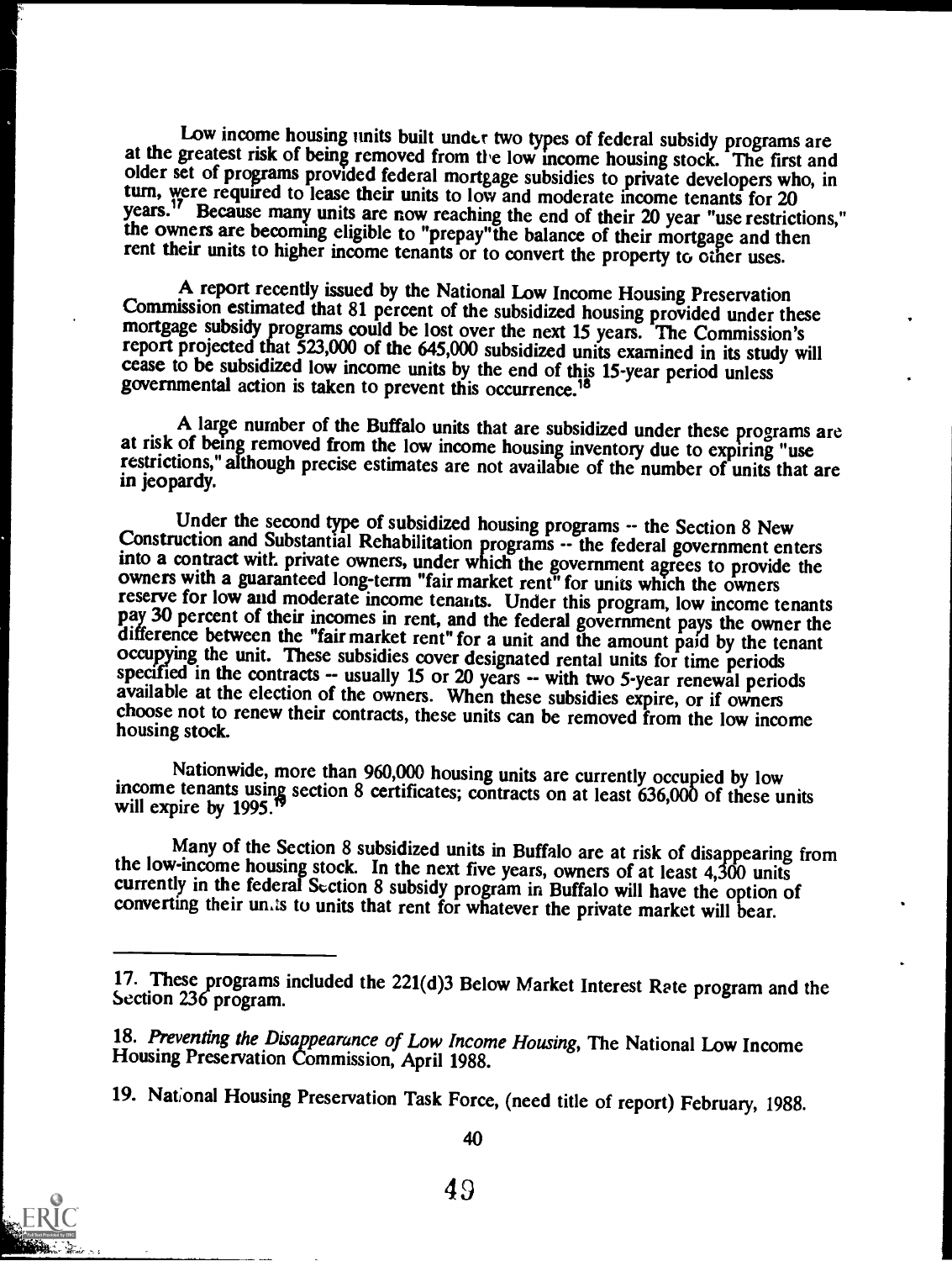Low income housing units built under two types of federal subsidy programs are at the greatest risk of being removed from the low income housing stock. The first and older set of programs provided federal mortgage subsidies to private developers who, in turn, were required to lease their units to low and moderate income tenants for 20 years.[17] Because many units are now reaching the end of their 20 year "use restrictions," the owners are becoming eligible to "prepay" the balance of their mortgage and then rent their units to higher income tenants or to convert the property to other uses.

A report recently issued by the National Low Income Housing Preservation Commission estimated that 81 percent of the subsidized housing provided under these mortgage subsidy programs could be lost over the next 15 years. The Commission's report projected that 523,000 of the 645,000 subsidized units examined in its study will cease to be subsidized low income units by the end of this 15-year period unless governmental action is taken to prevent this occurrence.[18]

A large number of the Buffalo units that are subsidized under these programs are at risk of being removed from the low income housing inventory due to expiring "use restrictions," although precise estimates are not available of the number of units that are in jeopardy.

Under the second type of subsidized housing programs -- the Section 8 New Construction and Substantial Rehabilitation programs -- the federal government enters into a contract with private owners, under which the government agrees to provide the owners with a guaranteed long-term "fair market rent" for units which the owners reserve for low and moderate income tenants. Under this program, low income tenants pay 30 percent of their incomes in rent, and the federal government pays the owner the difference between the "fair market rent" for a unit and the amount paid by the tenant occupying the unit. These subsidies cover designated rental units for time periods specified in the contracts -- usually 15 or 20 years -- with two 5-year renewal periods available at the election of the owners. When these subsidies expire, or if owners choose not to renew their contracts, these units can be removed from the low income housing stock.

Nationwide, more than 960,000 housing units are currently occupied by low income tenants using section 8 certificates; contracts on at least 636,000 of these units will expire by 1995.[19]

Many of the Section 8 subsidized units in Buffalo are at risk of disappearing from the low-income housing stock. In the next five years, owners of at least 4,300 units currently in the federal Section 8 subsidy program in Buffalo will have the option of converting their units to units that rent for whatever the private market will bear.

---

17. These programs included the 221(d)3 Below Market Interest Rate program and the Section 236 program.

18. *Preventing the Disappearance of Low Income Housing*, The National Low Income Housing Preservation Commission, April 1988.

19. National Housing Preservation Task Force, (need title of report) February, 1988.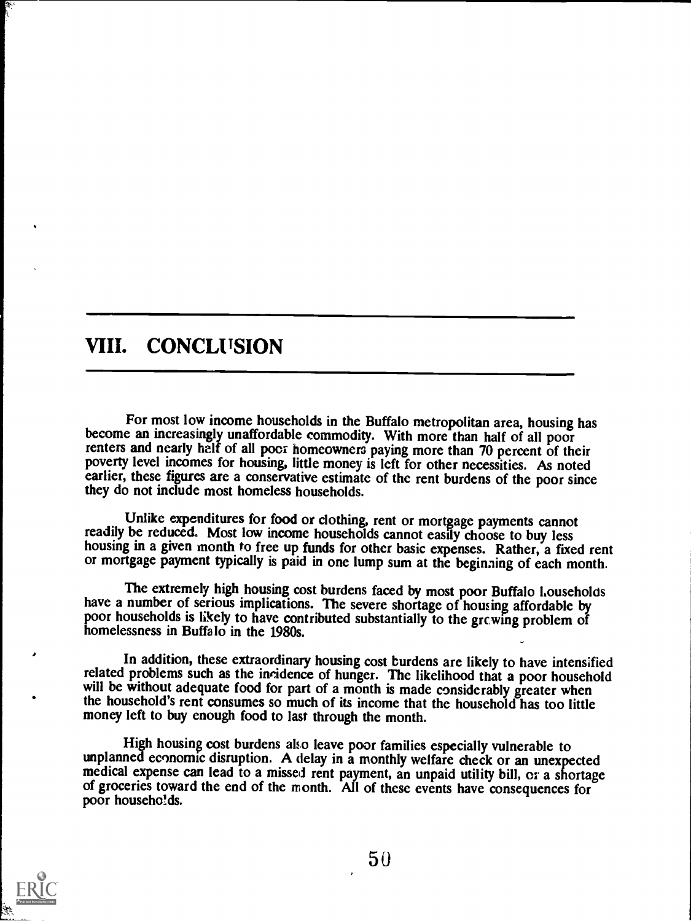# VIII. CONCLUSION

For most low income households in the Buffalo metropolitan area, housing has become an increasingly unaffordable commodity. With more than half of all poor renters and nearly half of all poor homeowners paying more than 70 percent of their poverty level incomes for housing, little money is left for other necessities. As noted earlier, these figures are a conservative estimate of the rent burdens of the poor since they do not include most homeless households.

Unlike expenditures for food or clothing, rent or mortgage payments cannot readily be reduced. Most low income households cannot easily choose to buy less housing in a given month to free up funds for other basic expenses. Rather, a fixed rent or mortgage payment typically is paid in one lump sum at the beginning of each month.

The extremely high housing cost burdens faced by most poor Buffalo households have a number of serious implications. The severe shortage of housing affordable by poor households is likely to have contributed substantially to the growing problem of homelessness in Buffalo in the 1980s.

In addition, these extraordinary housing cost burdens are likely to have intensified related problems such as the incidence of hunger. The likelihood that a poor household will be without adequate food for part of a month is made considerably greater when the household's rent consumes so much of its income that the household has too little money left to buy enough food to last through the month.

High housing cost burdens also leave poor families especially vulnerable to unplanned economic disruption. A delay in a monthly welfare check or an unexpected medical expense can lead to a missed rent payment, an unpaid utility bill, or a shortage of groceries toward the end of the month. All of these events have consequences for poor households.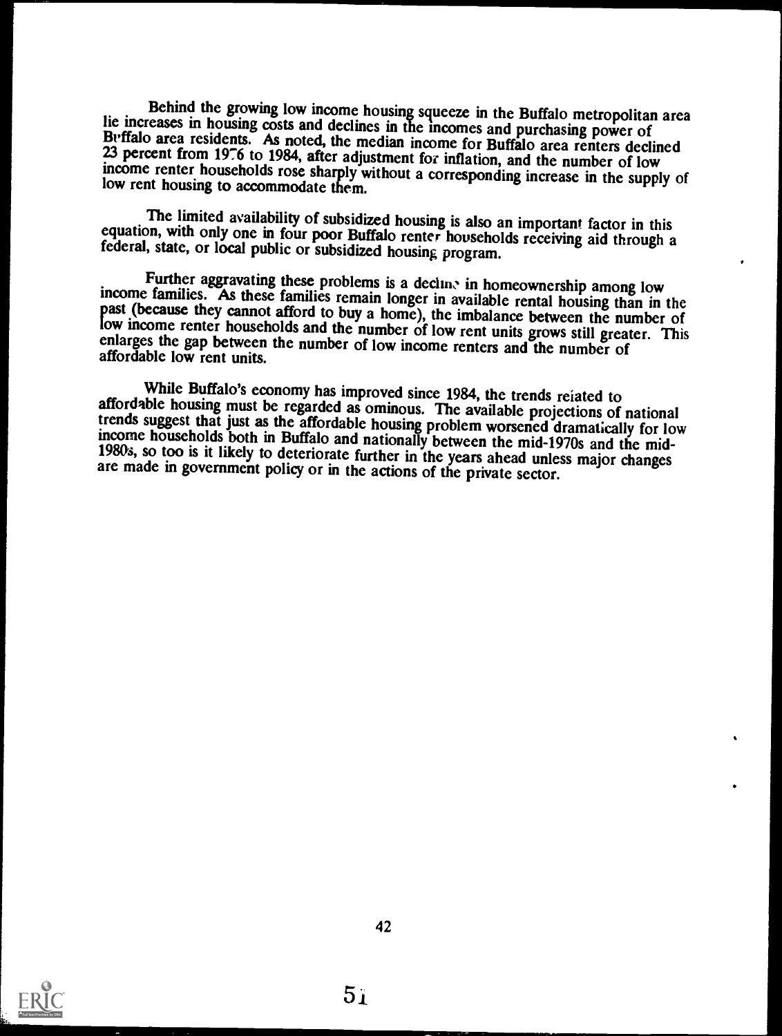Behind the growing low income housing squeeze in the Buffalo metropolitan area lie increases in housing costs and declines in the incomes and purchasing power of Buffalo area residents. As noted, the median income for Buffalo area renters declined 23 percent from 1976 to 1984, after adjustment for inflation, and the number of low income renter households rose sharply without a corresponding increase in the supply of low rent housing to accommodate them.

The limited availability of subsidized housing is also an important factor in this equation, with only one in four poor Buffalo renter households receiving aid through a federal, state, or local public or subsidized housing program.

Further aggravating these problems is a decline in homeownership among low income families. As these families remain longer in available rental housing than in the past (because they cannot afford to buy a home), the imbalance between the number of low income renter households and the number of low rent units grows still greater. This enlarges the gap between the number of low income renters and the number of affordable low rent units.

While Buffalo's economy has improved since 1984, the trends related to affordable housing must be regarded as ominous. The available projections of national trends suggest that just as the affordable housing problem worsened dramatically for low income households both in Buffalo and nationally between the mid-1970s and the mid-1980s, so too is it likely to deteriorate further in the years ahead unless major changes are made in government policy or in the actions of the private sector.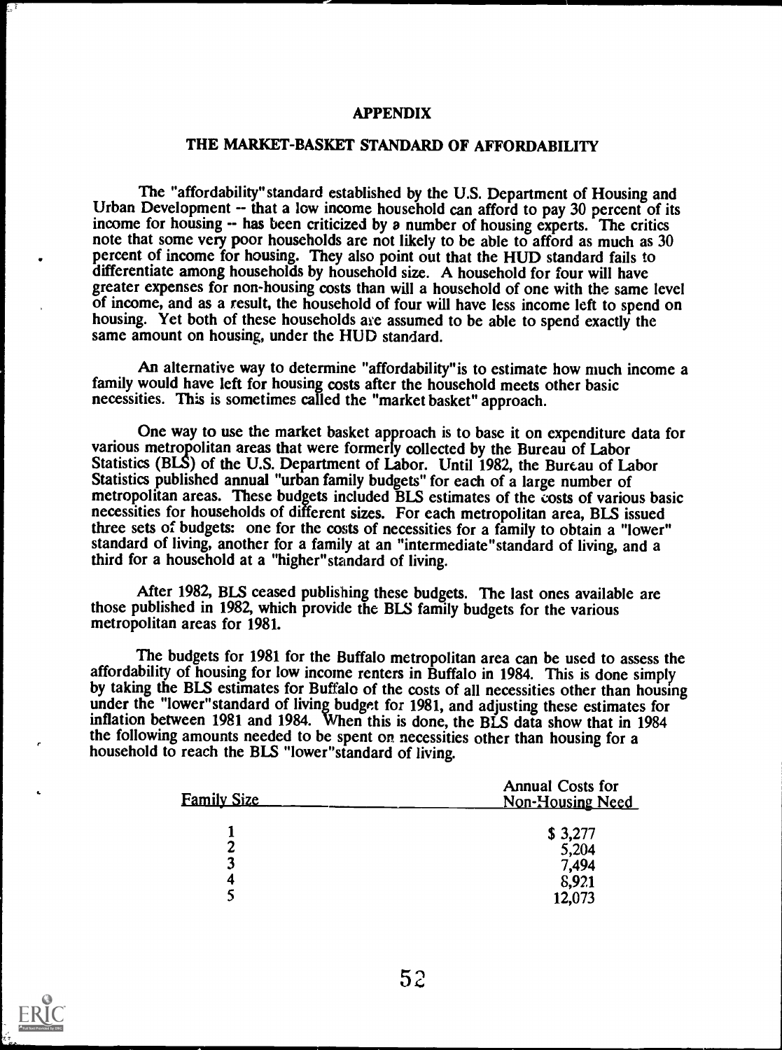# APPENDIX

## THE MARKET-BASKET STANDARD OF AFFORDABILITY

The "affordability" standard established by the U.S. Department of Housing and Urban Development -- that a low income household can afford to pay 30 percent of its income for housing -- has been criticized by a number of housing experts. The critics note that some very poor households are not likely to be able to afford as much as 30 percent of income for housing. They also point out that the HUD standard fails to differentiate among households by household size. A household for four will have greater expenses for non-housing costs than will a household of one with the same level of income, and as a result, the household of four will have less income left to spend on housing. Yet both of these households are assumed to be able to spend exactly the same amount on housing, under the HUD standard.

An alternative way to determine "affordability" is to estimate how much income a family would have left for housing costs after the household meets other basic necessities. This is sometimes called the "market basket" approach.

One way to use the market basket approach is to base it on expenditure data for various metropolitan areas that were formerly collected by the Bureau of Labor Statistics (BLS) of the U.S. Department of Labor. Until 1982, the Bureau of Labor Statistics published annual "urban family budgets" for each of a large number of metropolitan areas. These budgets included BLS estimates of the costs of various basic necessities for households of different sizes. For each metropolitan area, BLS issued three sets of budgets: one for the costs of necessities for a family to obtain a "lower" standard of living, another for a family at an "intermediate" standard of living, and a third for a household at a "higher" standard of living.

After 1982, BLS ceased publishing these budgets. The last ones available are those published in 1982, which provide the BLS family budgets for the various metropolitan areas for 1981.

The budgets for 1981 for the Buffalo metropolitan area can be used to assess the affordability of housing for low income renters in Buffalo in 1984. This is done simply by taking the BLS estimates for Buffalo of the costs of all necessities other than housing under the "lower" standard of living budget for 1981, and adjusting these estimates for inflation between 1981 and 1984. When this is done, the BLS data show that in 1984 the following amounts needed to be spent on necessities other than housing for a household to reach the BLS "lower" standard of living.

| Family Size | Annual Costs for Non-Housing Need |
|---|---|
| 1 | $ 3,277 |
| 2 | 5,204 |
| 3 | 7,494 |
| 4 | 8,921 |
| 5 | 12,073 |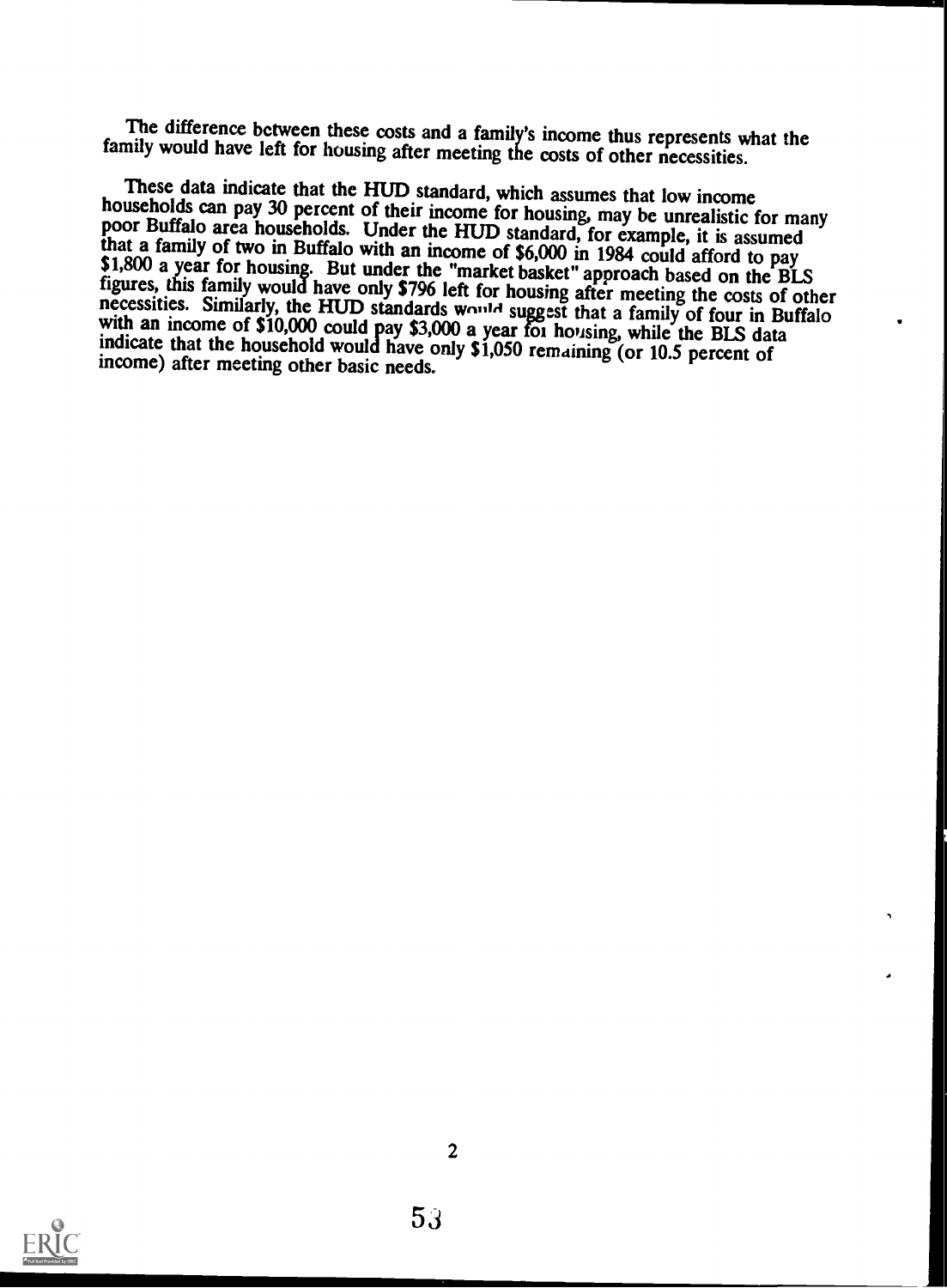The difference between these costs and a family's income thus represents what the family would have left for housing after meeting the costs of other necessities.

These data indicate that the HUD standard, which assumes that low income households can pay 30 percent of their income for housing, may be unrealistic for many poor Buffalo area households. Under the HUD standard, for example, it is assumed that a family of two in Buffalo with an income of $6,000 in 1984 could afford to pay $1,800 a year for housing. But under the "market basket" approach based on the BLS figures, this family would have only $796 left for housing after meeting the costs of other necessities. Similarly, the HUD standards would suggest that a family of four in Buffalo with an income of $10,000 could pay $3,000 a year for housing, while the BLS data indicate that the household would have only $1,050 remaining (or 10.5 percent of income) after meeting other basic needs.